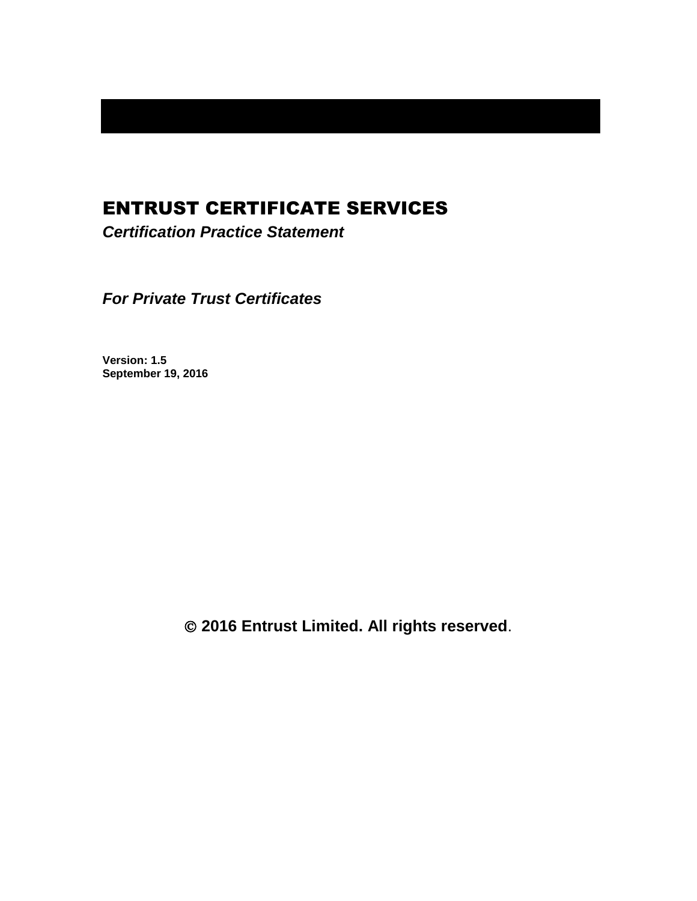# ENTRUST CERTIFICATE SERVICES

***Certification Practice Statement***

***For Private Trust Certificates***

**Version: 1.5**
**September 19, 2016**

**© 2016 Entrust Limited. All rights reserved**.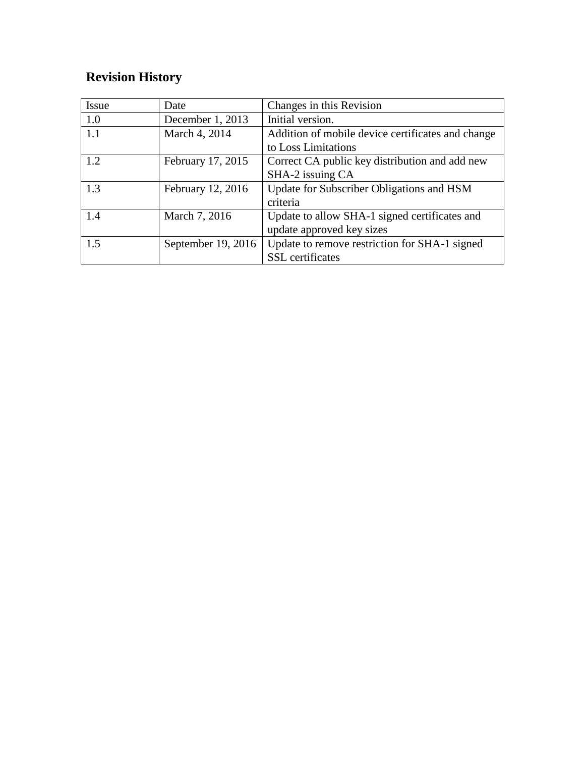## Revision History

| Issue | Date | Changes in this Revision |
|---|---|---|
| 1.0 | December 1, 2013 | Initial version. |
| 1.1 | March 4, 2014 | Addition of mobile device certificates and change to Loss Limitations |
| 1.2 | February 17, 2015 | Correct CA public key distribution and add new SHA-2 issuing CA |
| 1.3 | February 12, 2016 | Update for Subscriber Obligations and HSM criteria |
| 1.4 | March 7, 2016 | Update to allow SHA-1 signed certificates and update approved key sizes |
| 1.5 | September 19, 2016 | Update to remove restriction for SHA-1 signed SSL certificates |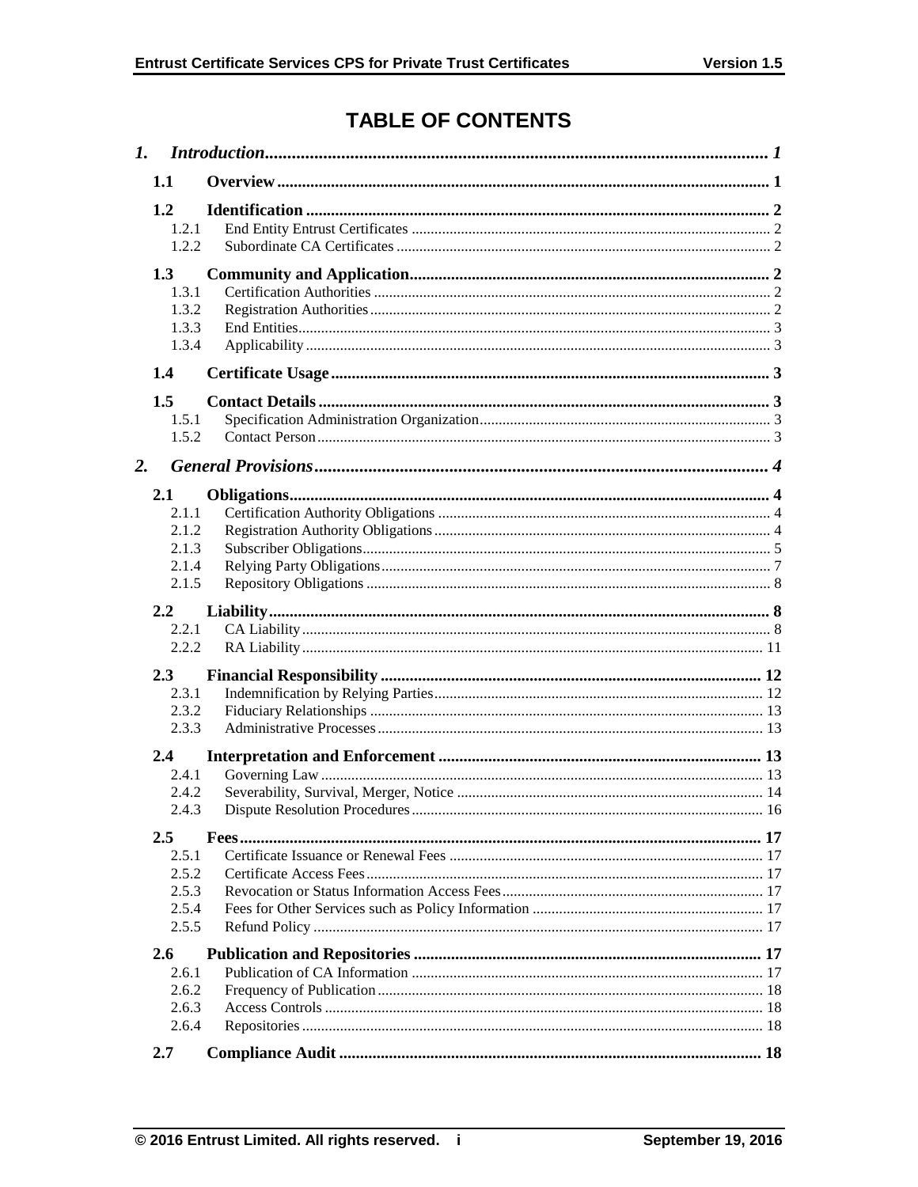# TABLE OF CONTENTS

*1. Introduction* ........ *1*

**1.1 Overview** ........ **1**

**1.2 Identification** ........ **2**

1.2.1 End Entity Entrust Certificates ........ 2
1.2.2 Subordinate CA Certificates ........ 2

**1.3 Community and Application** ........ **2**

1.3.1 Certification Authorities ........ 2
1.3.2 Registration Authorities ........ 2
1.3.3 End Entities ........ 3
1.3.4 Applicability ........ 3

**1.4 Certificate Usage** ........ **3**

**1.5 Contact Details** ........ **3**

1.5.1 Specification Administration Organization ........ 3
1.5.2 Contact Person ........ 3

*2. General Provisions* ........ *4*

**2.1 Obligations** ........ **4**

2.1.1 Certification Authority Obligations ........ 4
2.1.2 Registration Authority Obligations ........ 4
2.1.3 Subscriber Obligations ........ 5
2.1.4 Relying Party Obligations ........ 7
2.1.5 Repository Obligations ........ 8

**2.2 Liability** ........ **8**

2.2.1 CA Liability ........ 8
2.2.2 RA Liability ........ 11

**2.3 Financial Responsibility** ........ **12**

2.3.1 Indemnification by Relying Parties ........ 12
2.3.2 Fiduciary Relationships ........ 13
2.3.3 Administrative Processes ........ 13

**2.4 Interpretation and Enforcement** ........ **13**

2.4.1 Governing Law ........ 13
2.4.2 Severability, Survival, Merger, Notice ........ 14
2.4.3 Dispute Resolution Procedures ........ 16

**2.5 Fees** ........ **17**

2.5.1 Certificate Issuance or Renewal Fees ........ 17
2.5.2 Certificate Access Fees ........ 17
2.5.3 Revocation or Status Information Access Fees ........ 17
2.5.4 Fees for Other Services such as Policy Information ........ 17
2.5.5 Refund Policy ........ 17

**2.6 Publication and Repositories** ........ **17**

2.6.1 Publication of CA Information ........ 17
2.6.2 Frequency of Publication ........ 18
2.6.3 Access Controls ........ 18
2.6.4 Repositories ........ 18

**2.7 Compliance Audit** ........ **18**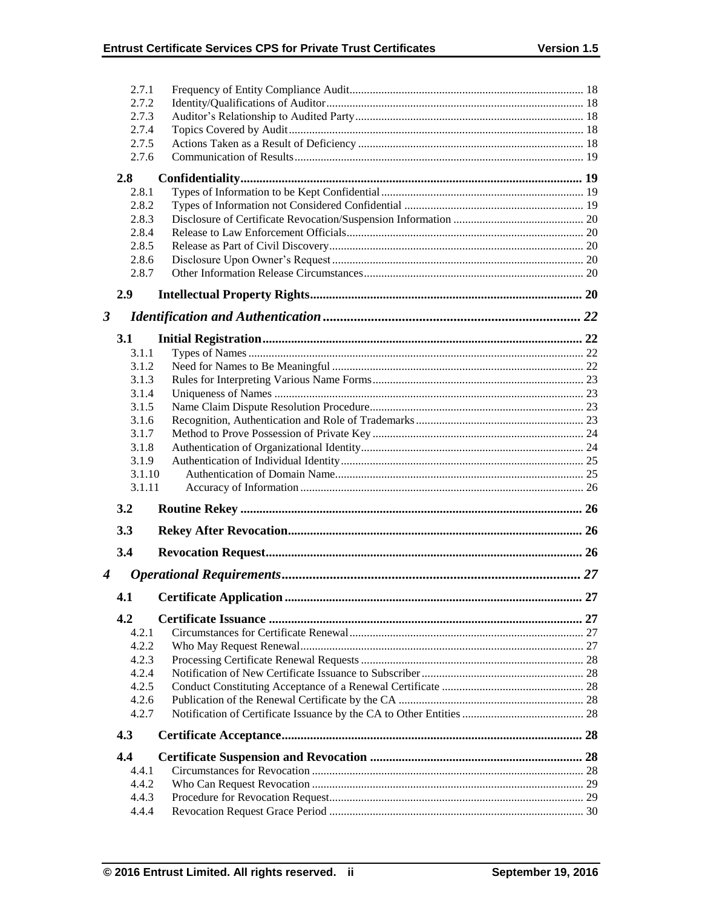2.7.1 Frequency of Entity Compliance Audit ..... 18
2.7.2 Identity/Qualifications of Auditor ..... 18
2.7.3 Auditor's Relationship to Audited Party ..... 18
2.7.4 Topics Covered by Audit ..... 18
2.7.5 Actions Taken as a Result of Deficiency ..... 18
2.7.6 Communication of Results ..... 19

**2.8 Confidentiality ..... 19**
2.8.1 Types of Information to be Kept Confidential ..... 19
2.8.2 Types of Information not Considered Confidential ..... 19
2.8.3 Disclosure of Certificate Revocation/Suspension Information ..... 20
2.8.4 Release to Law Enforcement Officials ..... 20
2.8.5 Release as Part of Civil Discovery ..... 20
2.8.6 Disclosure Upon Owner's Request ..... 20
2.8.7 Other Information Release Circumstances ..... 20

**2.9 Intellectual Property Rights ..... 20**

***3 Identification and Authentication ..... 22***

**3.1 Initial Registration ..... 22**
3.1.1 Types of Names ..... 22
3.1.2 Need for Names to Be Meaningful ..... 22
3.1.3 Rules for Interpreting Various Name Forms ..... 23
3.1.4 Uniqueness of Names ..... 23
3.1.5 Name Claim Dispute Resolution Procedure ..... 23
3.1.6 Recognition, Authentication and Role of Trademarks ..... 23
3.1.7 Method to Prove Possession of Private Key ..... 24
3.1.8 Authentication of Organizational Identity ..... 24
3.1.9 Authentication of Individual Identity ..... 25
3.1.10 Authentication of Domain Name ..... 25
3.1.11 Accuracy of Information ..... 26

**3.2 Routine Rekey ..... 26**

**3.3 Rekey After Revocation ..... 26**

**3.4 Revocation Request ..... 26**

***4 Operational Requirements ..... 27***

**4.1 Certificate Application ..... 27**

**4.2 Certificate Issuance ..... 27**
4.2.1 Circumstances for Certificate Renewal ..... 27
4.2.2 Who May Request Renewal ..... 27
4.2.3 Processing Certificate Renewal Requests ..... 28
4.2.4 Notification of New Certificate Issuance to Subscriber ..... 28
4.2.5 Conduct Constituting Acceptance of a Renewal Certificate ..... 28
4.2.6 Publication of the Renewal Certificate by the CA ..... 28
4.2.7 Notification of Certificate Issuance by the CA to Other Entities ..... 28

**4.3 Certificate Acceptance ..... 28**

**4.4 Certificate Suspension and Revocation ..... 28**
4.4.1 Circumstances for Revocation ..... 28
4.4.2 Who Can Request Revocation ..... 29
4.4.3 Procedure for Revocation Request ..... 29
4.4.4 Revocation Request Grace Period ..... 30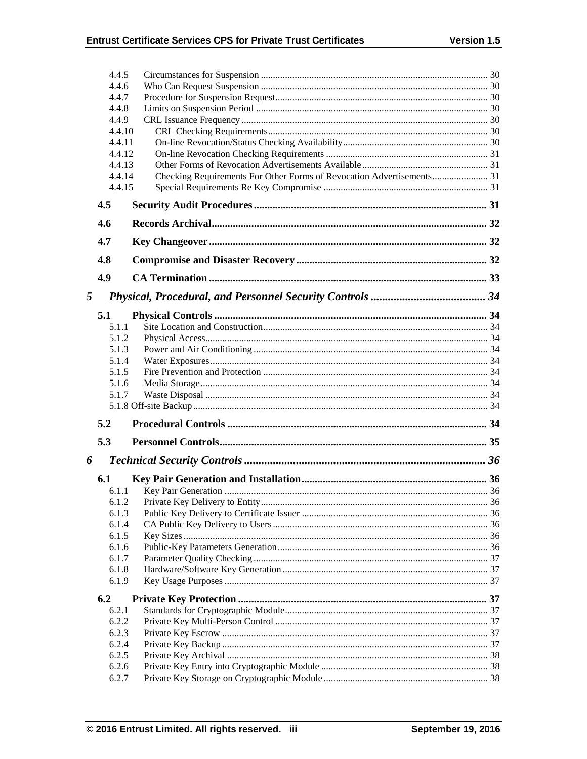4.4.5 Circumstances for Suspension ... 30
4.4.6 Who Can Request Suspension ... 30
4.4.7 Procedure for Suspension Request ... 30
4.4.8 Limits on Suspension Period ... 30
4.4.9 CRL Issuance Frequency ... 30
4.4.10 CRL Checking Requirements ... 30
4.4.11 On-line Revocation/Status Checking Availability ... 30
4.4.12 On-line Revocation Checking Requirements ... 31
4.4.13 Other Forms of Revocation Advertisements Available ... 31
4.4.14 Checking Requirements For Other Forms of Revocation Advertisements ... 31
4.4.15 Special Requirements Re Key Compromise ... 31

**4.5 Security Audit Procedures ... 31**

**4.6 Records Archival ... 32**

**4.7 Key Changeover ... 32**

**4.8 Compromise and Disaster Recovery ... 32**

**4.9 CA Termination ... 33**

***5 Physical, Procedural, and Personnel Security Controls ... 34***

**5.1 Physical Controls ... 34**
5.1.1 Site Location and Construction ... 34
5.1.2 Physical Access ... 34
5.1.3 Power and Air Conditioning ... 34
5.1.4 Water Exposures ... 34
5.1.5 Fire Prevention and Protection ... 34
5.1.6 Media Storage ... 34
5.1.7 Waste Disposal ... 34
5.1.8 Off-site Backup ... 34

**5.2 Procedural Controls ... 34**

**5.3 Personnel Controls ... 35**

***6 Technical Security Controls ... 36***

**6.1 Key Pair Generation and Installation ... 36**
6.1.1 Key Pair Generation ... 36
6.1.2 Private Key Delivery to Entity ... 36
6.1.3 Public Key Delivery to Certificate Issuer ... 36
6.1.4 CA Public Key Delivery to Users ... 36
6.1.5 Key Sizes ... 36
6.1.6 Public-Key Parameters Generation ... 36
6.1.7 Parameter Quality Checking ... 37
6.1.8 Hardware/Software Key Generation ... 37
6.1.9 Key Usage Purposes ... 37

**6.2 Private Key Protection ... 37**
6.2.1 Standards for Cryptographic Module ... 37
6.2.2 Private Key Multi-Person Control ... 37
6.2.3 Private Key Escrow ... 37
6.2.4 Private Key Backup ... 37
6.2.5 Private Key Archival ... 38
6.2.6 Private Key Entry into Cryptographic Module ... 38
6.2.7 Private Key Storage on Cryptographic Module ... 38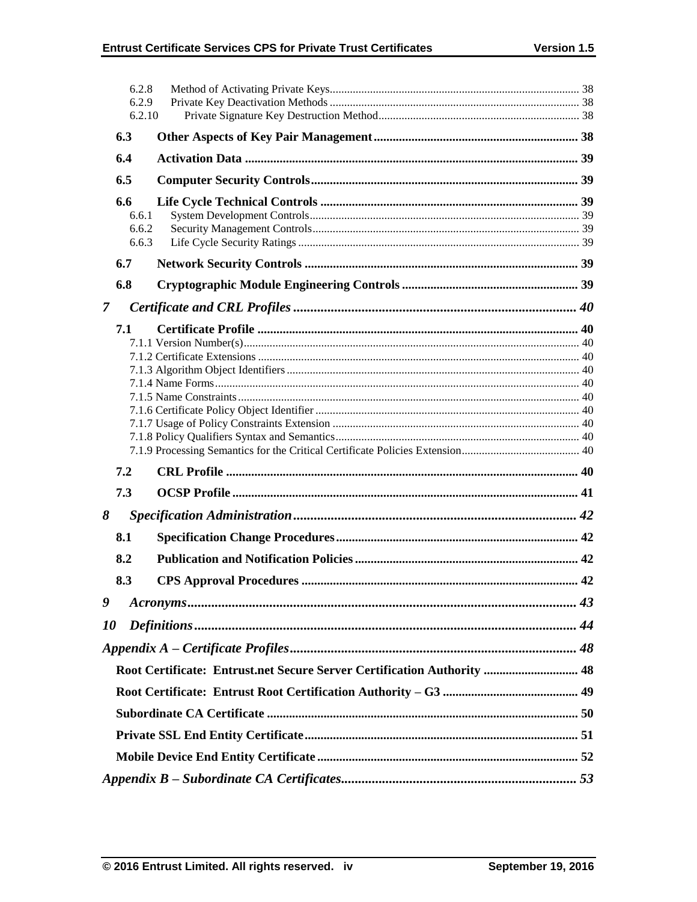6.2.8 Method of Activating Private Keys ..... 38
6.2.9 Private Key Deactivation Methods ..... 38
6.2.10 Private Signature Key Destruction Method ..... 38

**6.3 Other Aspects of Key Pair Management ..... 38**

**6.4 Activation Data ..... 39**

**6.5 Computer Security Controls ..... 39**

**6.6 Life Cycle Technical Controls ..... 39**
6.6.1 System Development Controls ..... 39
6.6.2 Security Management Controls ..... 39
6.6.3 Life Cycle Security Ratings ..... 39

**6.7 Network Security Controls ..... 39**

**6.8 Cryptographic Module Engineering Controls ..... 39**

***7 Certificate and CRL Profiles ..... 40***

**7.1 Certificate Profile ..... 40**
7.1.1 Version Number(s) ..... 40
7.1.2 Certificate Extensions ..... 40
7.1.3 Algorithm Object Identifiers ..... 40
7.1.4 Name Forms ..... 40
7.1.5 Name Constraints ..... 40
7.1.6 Certificate Policy Object Identifier ..... 40
7.1.7 Usage of Policy Constraints Extension ..... 40
7.1.8 Policy Qualifiers Syntax and Semantics ..... 40
7.1.9 Processing Semantics for the Critical Certificate Policies Extension ..... 40

**7.2 CRL Profile ..... 40**

**7.3 OCSP Profile ..... 41**

***8 Specification Administration ..... 42***

**8.1 Specification Change Procedures ..... 42**

**8.2 Publication and Notification Policies ..... 42**

**8.3 CPS Approval Procedures ..... 42**

***9 Acronyms ..... 43***

***10 Definitions ..... 44***

***Appendix A – Certificate Profiles ..... 48***

**Root Certificate: Entrust.net Secure Server Certification Authority ..... 48**

**Root Certificate: Entrust Root Certification Authority – G3 ..... 49**

**Subordinate CA Certificate ..... 50**

**Private SSL End Entity Certificate ..... 51**

**Mobile Device End Entity Certificate ..... 52**

***Appendix B – Subordinate CA Certificates ..... 53***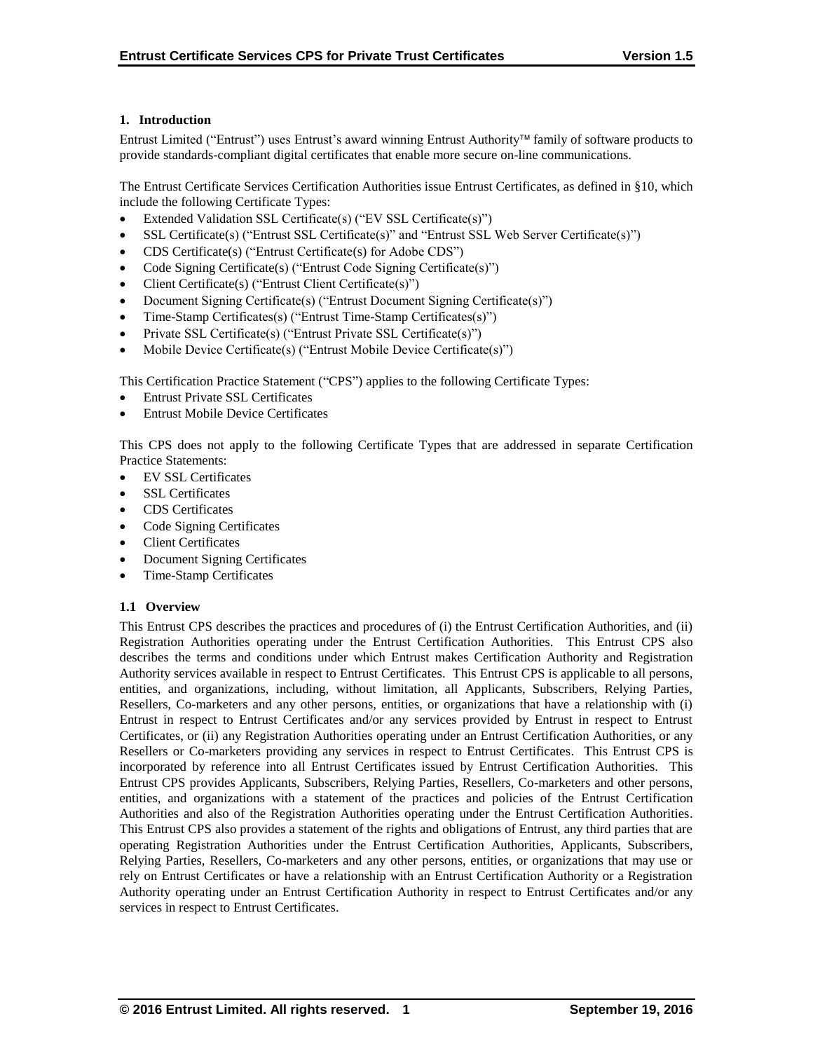# 1. Introduction

Entrust Limited ("Entrust") uses Entrust's award winning Entrust Authority™ family of software products to provide standards-compliant digital certificates that enable more secure on-line communications.

The Entrust Certificate Services Certification Authorities issue Entrust Certificates, as defined in §10, which include the following Certificate Types:

- Extended Validation SSL Certificate(s) ("EV SSL Certificate(s)")
- SSL Certificate(s) ("Entrust SSL Certificate(s)" and "Entrust SSL Web Server Certificate(s)")
- CDS Certificate(s) ("Entrust Certificate(s) for Adobe CDS")
- Code Signing Certificate(s) ("Entrust Code Signing Certificate(s)")
- Client Certificate(s) ("Entrust Client Certificate(s)")
- Document Signing Certificate(s) ("Entrust Document Signing Certificate(s)")
- Time-Stamp Certificates(s) ("Entrust Time-Stamp Certificates(s)")
- Private SSL Certificate(s) ("Entrust Private SSL Certificate(s)")
- Mobile Device Certificate(s) ("Entrust Mobile Device Certificate(s)")

This Certification Practice Statement ("CPS") applies to the following Certificate Types:

- Entrust Private SSL Certificates
- Entrust Mobile Device Certificates

This CPS does not apply to the following Certificate Types that are addressed in separate Certification Practice Statements:

- EV SSL Certificates
- SSL Certificates
- CDS Certificates
- Code Signing Certificates
- Client Certificates
- Document Signing Certificates
- Time-Stamp Certificates

## 1.1 Overview

This Entrust CPS describes the practices and procedures of (i) the Entrust Certification Authorities, and (ii) Registration Authorities operating under the Entrust Certification Authorities. This Entrust CPS also describes the terms and conditions under which Entrust makes Certification Authority and Registration Authority services available in respect to Entrust Certificates. This Entrust CPS is applicable to all persons, entities, and organizations, including, without limitation, all Applicants, Subscribers, Relying Parties, Resellers, Co-marketers and any other persons, entities, or organizations that have a relationship with (i) Entrust in respect to Entrust Certificates and/or any services provided by Entrust in respect to Entrust Certificates, or (ii) any Registration Authorities operating under an Entrust Certification Authorities, or any Resellers or Co-marketers providing any services in respect to Entrust Certificates. This Entrust CPS is incorporated by reference into all Entrust Certificates issued by Entrust Certification Authorities. This Entrust CPS provides Applicants, Subscribers, Relying Parties, Resellers, Co-marketers and other persons, entities, and organizations with a statement of the practices and policies of the Entrust Certification Authorities and also of the Registration Authorities operating under the Entrust Certification Authorities. This Entrust CPS also provides a statement of the rights and obligations of Entrust, any third parties that are operating Registration Authorities under the Entrust Certification Authorities, Applicants, Subscribers, Relying Parties, Resellers, Co-marketers and any other persons, entities, or organizations that may use or rely on Entrust Certificates or have a relationship with an Entrust Certification Authority or a Registration Authority operating under an Entrust Certification Authority in respect to Entrust Certificates and/or any services in respect to Entrust Certificates.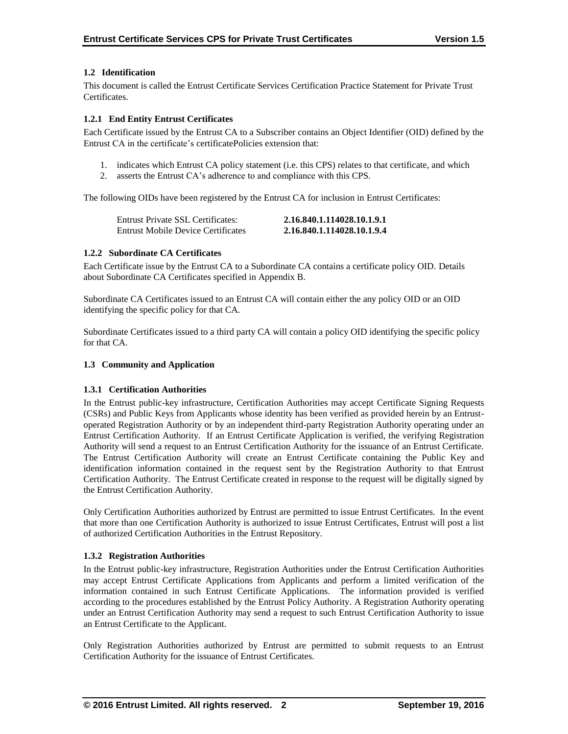### 1.2 Identification

This document is called the Entrust Certificate Services Certification Practice Statement for Private Trust Certificates.

#### 1.2.1 End Entity Entrust Certificates

Each Certificate issued by the Entrust CA to a Subscriber contains an Object Identifier (OID) defined by the Entrust CA in the certificate's certificatePolicies extension that:

1. indicates which Entrust CA policy statement (i.e. this CPS) relates to that certificate, and which
2. asserts the Entrust CA's adherence to and compliance with this CPS.

The following OIDs have been registered by the Entrust CA for inclusion in Entrust Certificates:

| | |
|---|---|
| Entrust Private SSL Certificates: | **2.16.840.1.114028.10.1.9.1** |
| Entrust Mobile Device Certificates | **2.16.840.1.114028.10.1.9.4** |

#### 1.2.2 Subordinate CA Certificates

Each Certificate issue by the Entrust CA to a Subordinate CA contains a certificate policy OID. Details about Subordinate CA Certificates specified in Appendix B.

Subordinate CA Certificates issued to an Entrust CA will contain either the any policy OID or an OID identifying the specific policy for that CA.

Subordinate Certificates issued to a third party CA will contain a policy OID identifying the specific policy for that CA.

### 1.3 Community and Application

#### 1.3.1 Certification Authorities

In the Entrust public-key infrastructure, Certification Authorities may accept Certificate Signing Requests (CSRs) and Public Keys from Applicants whose identity has been verified as provided herein by an Entrust-operated Registration Authority or by an independent third-party Registration Authority operating under an Entrust Certification Authority. If an Entrust Certificate Application is verified, the verifying Registration Authority will send a request to an Entrust Certification Authority for the issuance of an Entrust Certificate. The Entrust Certification Authority will create an Entrust Certificate containing the Public Key and identification information contained in the request sent by the Registration Authority to that Entrust Certification Authority. The Entrust Certificate created in response to the request will be digitally signed by the Entrust Certification Authority.

Only Certification Authorities authorized by Entrust are permitted to issue Entrust Certificates. In the event that more than one Certification Authority is authorized to issue Entrust Certificates, Entrust will post a list of authorized Certification Authorities in the Entrust Repository.

#### 1.3.2 Registration Authorities

In the Entrust public-key infrastructure, Registration Authorities under the Entrust Certification Authorities may accept Entrust Certificate Applications from Applicants and perform a limited verification of the information contained in such Entrust Certificate Applications. The information provided is verified according to the procedures established by the Entrust Policy Authority. A Registration Authority operating under an Entrust Certification Authority may send a request to such Entrust Certification Authority to issue an Entrust Certificate to the Applicant.

Only Registration Authorities authorized by Entrust are permitted to submit requests to an Entrust Certification Authority for the issuance of Entrust Certificates.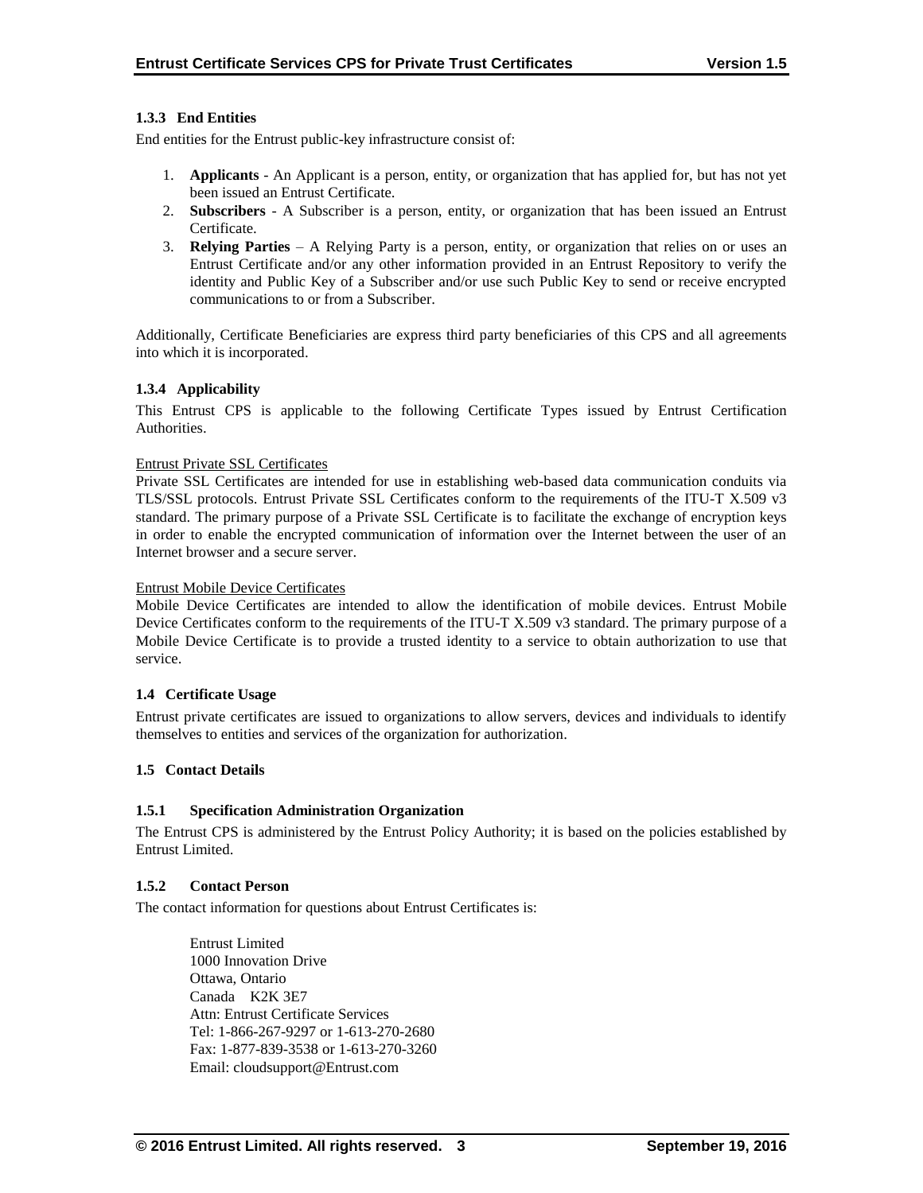### 1.3.3 End Entities

End entities for the Entrust public-key infrastructure consist of:

1. **Applicants** - An Applicant is a person, entity, or organization that has applied for, but has not yet been issued an Entrust Certificate.
2. **Subscribers** - A Subscriber is a person, entity, or organization that has been issued an Entrust Certificate.
3. **Relying Parties** – A Relying Party is a person, entity, or organization that relies on or uses an Entrust Certificate and/or any other information provided in an Entrust Repository to verify the identity and Public Key of a Subscriber and/or use such Public Key to send or receive encrypted communications to or from a Subscriber.

Additionally, Certificate Beneficiaries are express third party beneficiaries of this CPS and all agreements into which it is incorporated.

### 1.3.4 Applicability

This Entrust CPS is applicable to the following Certificate Types issued by Entrust Certification Authorities.

Entrust Private SSL Certificates

Private SSL Certificates are intended for use in establishing web-based data communication conduits via TLS/SSL protocols. Entrust Private SSL Certificates conform to the requirements of the ITU-T X.509 v3 standard. The primary purpose of a Private SSL Certificate is to facilitate the exchange of encryption keys in order to enable the encrypted communication of information over the Internet between the user of an Internet browser and a secure server.

Entrust Mobile Device Certificates

Mobile Device Certificates are intended to allow the identification of mobile devices. Entrust Mobile Device Certificates conform to the requirements of the ITU-T X.509 v3 standard. The primary purpose of a Mobile Device Certificate is to provide a trusted identity to a service to obtain authorization to use that service.

## 1.4 Certificate Usage

Entrust private certificates are issued to organizations to allow servers, devices and individuals to identify themselves to entities and services of the organization for authorization.

## 1.5 Contact Details

### 1.5.1 Specification Administration Organization

The Entrust CPS is administered by the Entrust Policy Authority; it is based on the policies established by Entrust Limited.

### 1.5.2 Contact Person

The contact information for questions about Entrust Certificates is:

Entrust Limited
1000 Innovation Drive
Ottawa, Ontario
Canada K2K 3E7
Attn: Entrust Certificate Services
Tel: 1-866-267-9297 or 1-613-270-2680
Fax: 1-877-839-3538 or 1-613-270-3260
Email: cloudsupport@Entrust.com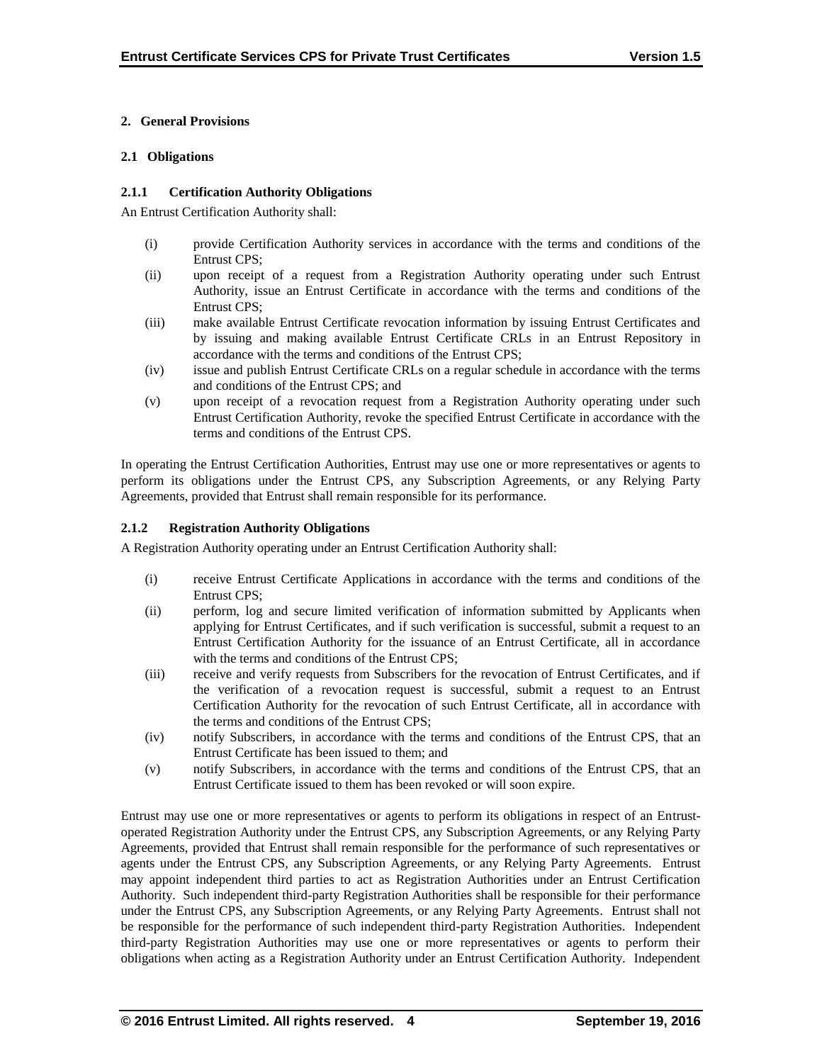## 2. General Provisions

### 2.1 Obligations

#### 2.1.1 Certification Authority Obligations

An Entrust Certification Authority shall:

- (i) provide Certification Authority services in accordance with the terms and conditions of the Entrust CPS;
- (ii) upon receipt of a request from a Registration Authority operating under such Entrust Authority, issue an Entrust Certificate in accordance with the terms and conditions of the Entrust CPS;
- (iii) make available Entrust Certificate revocation information by issuing Entrust Certificates and by issuing and making available Entrust Certificate CRLs in an Entrust Repository in accordance with the terms and conditions of the Entrust CPS;
- (iv) issue and publish Entrust Certificate CRLs on a regular schedule in accordance with the terms and conditions of the Entrust CPS; and
- (v) upon receipt of a revocation request from a Registration Authority operating under such Entrust Certification Authority, revoke the specified Entrust Certificate in accordance with the terms and conditions of the Entrust CPS.

In operating the Entrust Certification Authorities, Entrust may use one or more representatives or agents to perform its obligations under the Entrust CPS, any Subscription Agreements, or any Relying Party Agreements, provided that Entrust shall remain responsible for its performance.

#### 2.1.2 Registration Authority Obligations

A Registration Authority operating under an Entrust Certification Authority shall:

- (i) receive Entrust Certificate Applications in accordance with the terms and conditions of the Entrust CPS;
- (ii) perform, log and secure limited verification of information submitted by Applicants when applying for Entrust Certificates, and if such verification is successful, submit a request to an Entrust Certification Authority for the issuance of an Entrust Certificate, all in accordance with the terms and conditions of the Entrust CPS;
- (iii) receive and verify requests from Subscribers for the revocation of Entrust Certificates, and if the verification of a revocation request is successful, submit a request to an Entrust Certification Authority for the revocation of such Entrust Certificate, all in accordance with the terms and conditions of the Entrust CPS;
- (iv) notify Subscribers, in accordance with the terms and conditions of the Entrust CPS, that an Entrust Certificate has been issued to them; and
- (v) notify Subscribers, in accordance with the terms and conditions of the Entrust CPS, that an Entrust Certificate issued to them has been revoked or will soon expire.

Entrust may use one or more representatives or agents to perform its obligations in respect of an Entrust-operated Registration Authority under the Entrust CPS, any Subscription Agreements, or any Relying Party Agreements, provided that Entrust shall remain responsible for the performance of such representatives or agents under the Entrust CPS, any Subscription Agreements, or any Relying Party Agreements. Entrust may appoint independent third parties to act as Registration Authorities under an Entrust Certification Authority. Such independent third-party Registration Authorities shall be responsible for their performance under the Entrust CPS, any Subscription Agreements, or any Relying Party Agreements. Entrust shall not be responsible for the performance of such independent third-party Registration Authorities. Independent third-party Registration Authorities may use one or more representatives or agents to perform their obligations when acting as a Registration Authority under an Entrust Certification Authority. Independent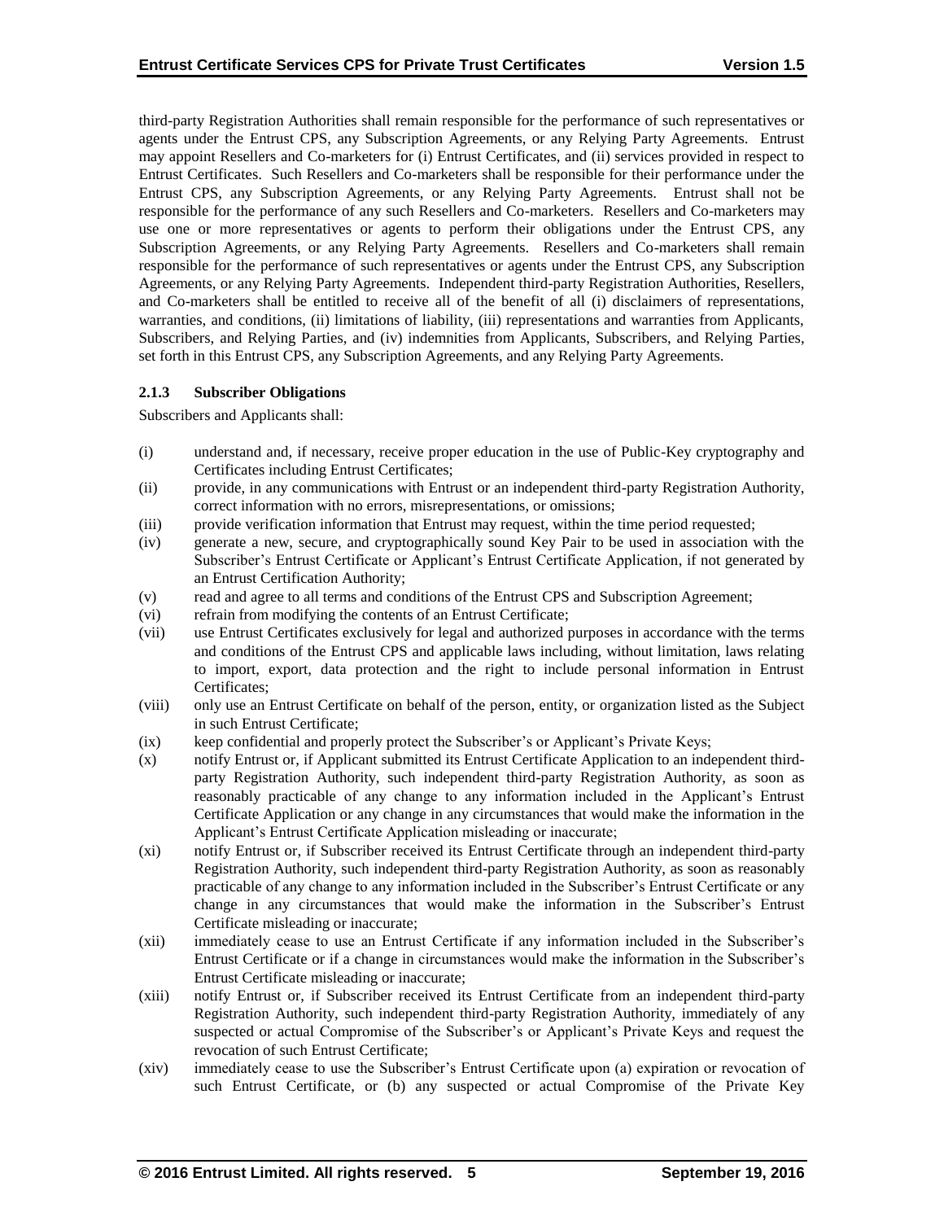third-party Registration Authorities shall remain responsible for the performance of such representatives or agents under the Entrust CPS, any Subscription Agreements, or any Relying Party Agreements. Entrust may appoint Resellers and Co-marketers for (i) Entrust Certificates, and (ii) services provided in respect to Entrust Certificates. Such Resellers and Co-marketers shall be responsible for their performance under the Entrust CPS, any Subscription Agreements, or any Relying Party Agreements. Entrust shall not be responsible for the performance of any such Resellers and Co-marketers. Resellers and Co-marketers may use one or more representatives or agents to perform their obligations under the Entrust CPS, any Subscription Agreements, or any Relying Party Agreements. Resellers and Co-marketers shall remain responsible for the performance of such representatives or agents under the Entrust CPS, any Subscription Agreements, or any Relying Party Agreements. Independent third-party Registration Authorities, Resellers, and Co-marketers shall be entitled to receive all of the benefit of all (i) disclaimers of representations, warranties, and conditions, (ii) limitations of liability, (iii) representations and warranties from Applicants, Subscribers, and Relying Parties, and (iv) indemnities from Applicants, Subscribers, and Relying Parties, set forth in this Entrust CPS, any Subscription Agreements, and any Relying Party Agreements.

### 2.1.3 Subscriber Obligations

Subscribers and Applicants shall:

(i) understand and, if necessary, receive proper education in the use of Public-Key cryptography and Certificates including Entrust Certificates;

(ii) provide, in any communications with Entrust or an independent third-party Registration Authority, correct information with no errors, misrepresentations, or omissions;

(iii) provide verification information that Entrust may request, within the time period requested;

(iv) generate a new, secure, and cryptographically sound Key Pair to be used in association with the Subscriber's Entrust Certificate or Applicant's Entrust Certificate Application, if not generated by an Entrust Certification Authority;

(v) read and agree to all terms and conditions of the Entrust CPS and Subscription Agreement;

(vi) refrain from modifying the contents of an Entrust Certificate;

(vii) use Entrust Certificates exclusively for legal and authorized purposes in accordance with the terms and conditions of the Entrust CPS and applicable laws including, without limitation, laws relating to import, export, data protection and the right to include personal information in Entrust Certificates;

(viii) only use an Entrust Certificate on behalf of the person, entity, or organization listed as the Subject in such Entrust Certificate;

(ix) keep confidential and properly protect the Subscriber's or Applicant's Private Keys;

(x) notify Entrust or, if Applicant submitted its Entrust Certificate Application to an independent third-party Registration Authority, such independent third-party Registration Authority, as soon as reasonably practicable of any change to any information included in the Applicant's Entrust Certificate Application or any change in any circumstances that would make the information in the Applicant's Entrust Certificate Application misleading or inaccurate;

(xi) notify Entrust or, if Subscriber received its Entrust Certificate through an independent third-party Registration Authority, such independent third-party Registration Authority, as soon as reasonably practicable of any change to any information included in the Subscriber's Entrust Certificate or any change in any circumstances that would make the information in the Subscriber's Entrust Certificate misleading or inaccurate;

(xii) immediately cease to use an Entrust Certificate if any information included in the Subscriber's Entrust Certificate or if a change in circumstances would make the information in the Subscriber's Entrust Certificate misleading or inaccurate;

(xiii) notify Entrust or, if Subscriber received its Entrust Certificate from an independent third-party Registration Authority, such independent third-party Registration Authority, immediately of any suspected or actual Compromise of the Subscriber's or Applicant's Private Keys and request the revocation of such Entrust Certificate;

(xiv) immediately cease to use the Subscriber's Entrust Certificate upon (a) expiration or revocation of such Entrust Certificate, or (b) any suspected or actual Compromise of the Private Key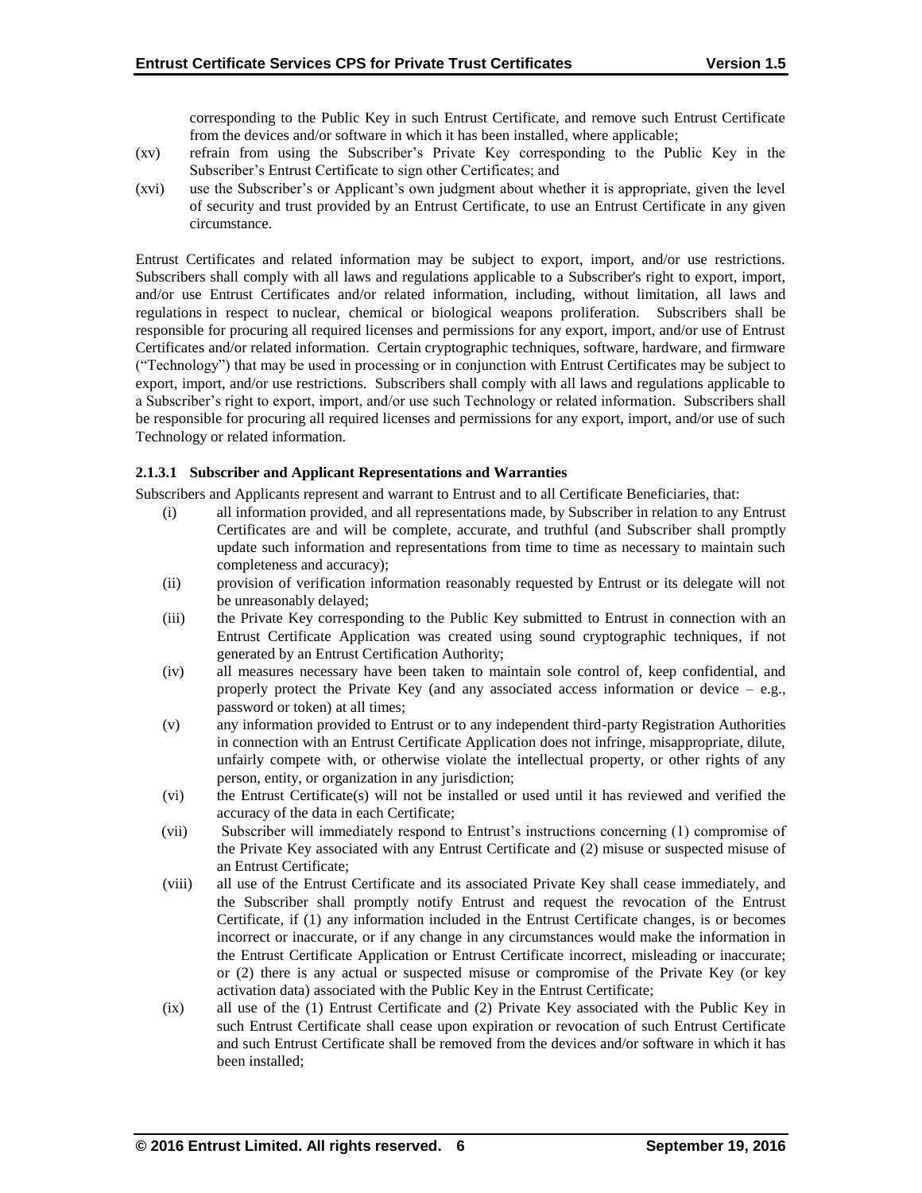corresponding to the Public Key in such Entrust Certificate, and remove such Entrust Certificate from the devices and/or software in which it has been installed, where applicable;

(xv) refrain from using the Subscriber's Private Key corresponding to the Public Key in the Subscriber's Entrust Certificate to sign other Certificates; and

(xvi) use the Subscriber's or Applicant's own judgment about whether it is appropriate, given the level of security and trust provided by an Entrust Certificate, to use an Entrust Certificate in any given circumstance.

Entrust Certificates and related information may be subject to export, import, and/or use restrictions. Subscribers shall comply with all laws and regulations applicable to a Subscriber's right to export, import, and/or use Entrust Certificates and/or related information, including, without limitation, all laws and regulations in respect to nuclear, chemical or biological weapons proliferation. Subscribers shall be responsible for procuring all required licenses and permissions for any export, import, and/or use of Entrust Certificates and/or related information. Certain cryptographic techniques, software, hardware, and firmware ("Technology") that may be used in processing or in conjunction with Entrust Certificates may be subject to export, import, and/or use restrictions. Subscribers shall comply with all laws and regulations applicable to a Subscriber's right to export, import, and/or use such Technology or related information. Subscribers shall be responsible for procuring all required licenses and permissions for any export, import, and/or use of such Technology or related information.

#### 2.1.3.1 Subscriber and Applicant Representations and Warranties

Subscribers and Applicants represent and warrant to Entrust and to all Certificate Beneficiaries, that:

(i) all information provided, and all representations made, by Subscriber in relation to any Entrust Certificates are and will be complete, accurate, and truthful (and Subscriber shall promptly update such information and representations from time to time as necessary to maintain such completeness and accuracy);

(ii) provision of verification information reasonably requested by Entrust or its delegate will not be unreasonably delayed;

(iii) the Private Key corresponding to the Public Key submitted to Entrust in connection with an Entrust Certificate Application was created using sound cryptographic techniques, if not generated by an Entrust Certification Authority;

(iv) all measures necessary have been taken to maintain sole control of, keep confidential, and properly protect the Private Key (and any associated access information or device – e.g., password or token) at all times;

(v) any information provided to Entrust or to any independent third-party Registration Authorities in connection with an Entrust Certificate Application does not infringe, misappropriate, dilute, unfairly compete with, or otherwise violate the intellectual property, or other rights of any person, entity, or organization in any jurisdiction;

(vi) the Entrust Certificate(s) will not be installed or used until it has reviewed and verified the accuracy of the data in each Certificate;

(vii) Subscriber will immediately respond to Entrust's instructions concerning (1) compromise of the Private Key associated with any Entrust Certificate and (2) misuse or suspected misuse of an Entrust Certificate;

(viii) all use of the Entrust Certificate and its associated Private Key shall cease immediately, and the Subscriber shall promptly notify Entrust and request the revocation of the Entrust Certificate, if (1) any information included in the Entrust Certificate changes, is or becomes incorrect or inaccurate, or if any change in any circumstances would make the information in the Entrust Certificate Application or Entrust Certificate incorrect, misleading or inaccurate; or (2) there is any actual or suspected misuse or compromise of the Private Key (or key activation data) associated with the Public Key in the Entrust Certificate;

(ix) all use of the (1) Entrust Certificate and (2) Private Key associated with the Public Key in such Entrust Certificate shall cease upon expiration or revocation of such Entrust Certificate and such Entrust Certificate shall be removed from the devices and/or software in which it has been installed;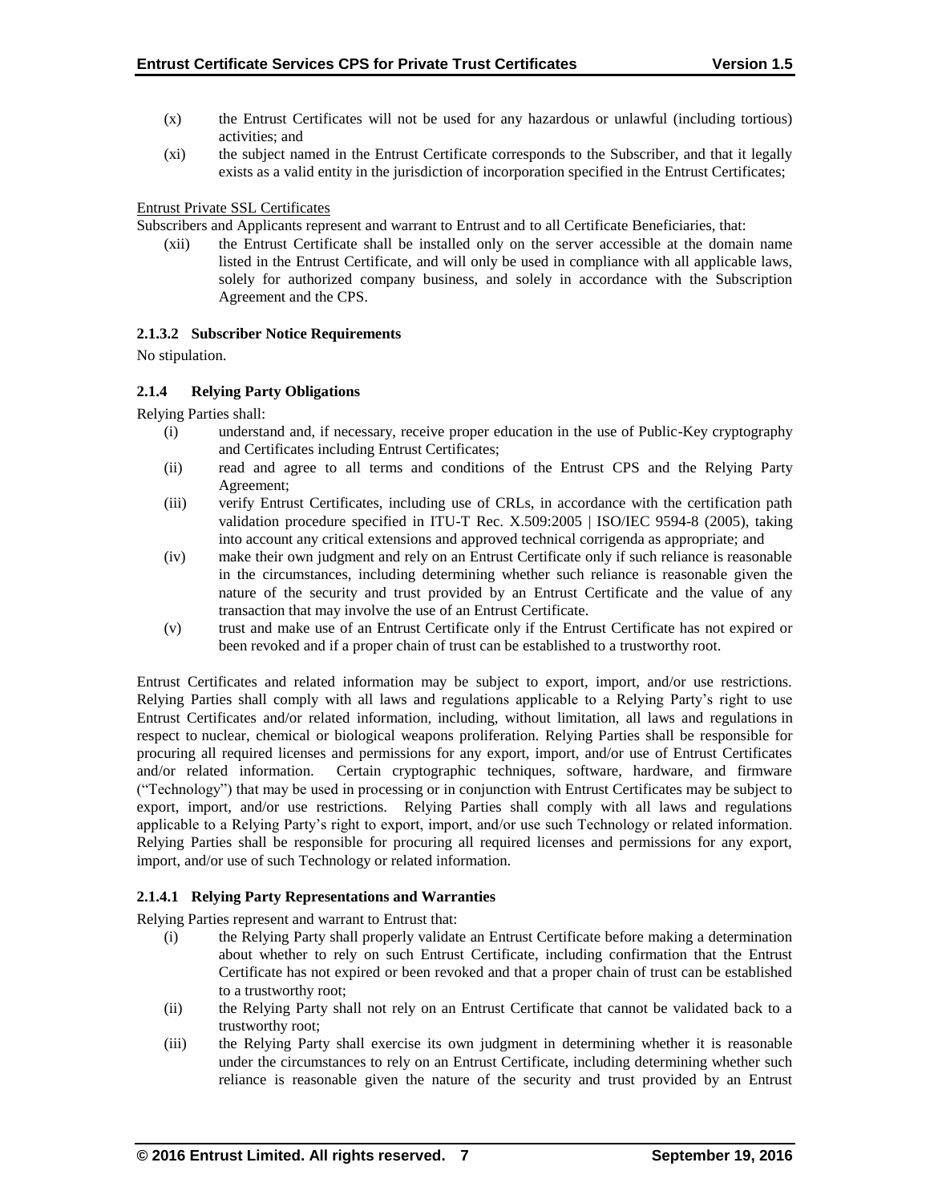- (x) the Entrust Certificates will not be used for any hazardous or unlawful (including tortious) activities; and
- (xi) the subject named in the Entrust Certificate corresponds to the Subscriber, and that it legally exists as a valid entity in the jurisdiction of incorporation specified in the Entrust Certificates;

Entrust Private SSL Certificates

Subscribers and Applicants represent and warrant to Entrust and to all Certificate Beneficiaries, that:

- (xii) the Entrust Certificate shall be installed only on the server accessible at the domain name listed in the Entrust Certificate, and will only be used in compliance with all applicable laws, solely for authorized company business, and solely in accordance with the Subscription Agreement and the CPS.

#### 2.1.3.2 Subscriber Notice Requirements

No stipulation.

### 2.1.4 Relying Party Obligations

Relying Parties shall:

- (i) understand and, if necessary, receive proper education in the use of Public-Key cryptography and Certificates including Entrust Certificates;
- (ii) read and agree to all terms and conditions of the Entrust CPS and the Relying Party Agreement;
- (iii) verify Entrust Certificates, including use of CRLs, in accordance with the certification path validation procedure specified in ITU-T Rec. X.509:2005 | ISO/IEC 9594-8 (2005), taking into account any critical extensions and approved technical corrigenda as appropriate; and
- (iv) make their own judgment and rely on an Entrust Certificate only if such reliance is reasonable in the circumstances, including determining whether such reliance is reasonable given the nature of the security and trust provided by an Entrust Certificate and the value of any transaction that may involve the use of an Entrust Certificate.
- (v) trust and make use of an Entrust Certificate only if the Entrust Certificate has not expired or been revoked and if a proper chain of trust can be established to a trustworthy root.

Entrust Certificates and related information may be subject to export, import, and/or use restrictions. Relying Parties shall comply with all laws and regulations applicable to a Relying Party's right to use Entrust Certificates and/or related information, including, without limitation, all laws and regulations in respect to nuclear, chemical or biological weapons proliferation. Relying Parties shall be responsible for procuring all required licenses and permissions for any export, import, and/or use of Entrust Certificates and/or related information. Certain cryptographic techniques, software, hardware, and firmware ("Technology") that may be used in processing or in conjunction with Entrust Certificates may be subject to export, import, and/or use restrictions. Relying Parties shall comply with all laws and regulations applicable to a Relying Party's right to export, import, and/or use such Technology or related information. Relying Parties shall be responsible for procuring all required licenses and permissions for any export, import, and/or use of such Technology or related information.

#### 2.1.4.1 Relying Party Representations and Warranties

Relying Parties represent and warrant to Entrust that:

- (i) the Relying Party shall properly validate an Entrust Certificate before making a determination about whether to rely on such Entrust Certificate, including confirmation that the Entrust Certificate has not expired or been revoked and that a proper chain of trust can be established to a trustworthy root;
- (ii) the Relying Party shall not rely on an Entrust Certificate that cannot be validated back to a trustworthy root;
- (iii) the Relying Party shall exercise its own judgment in determining whether it is reasonable under the circumstances to rely on an Entrust Certificate, including determining whether such reliance is reasonable given the nature of the security and trust provided by an Entrust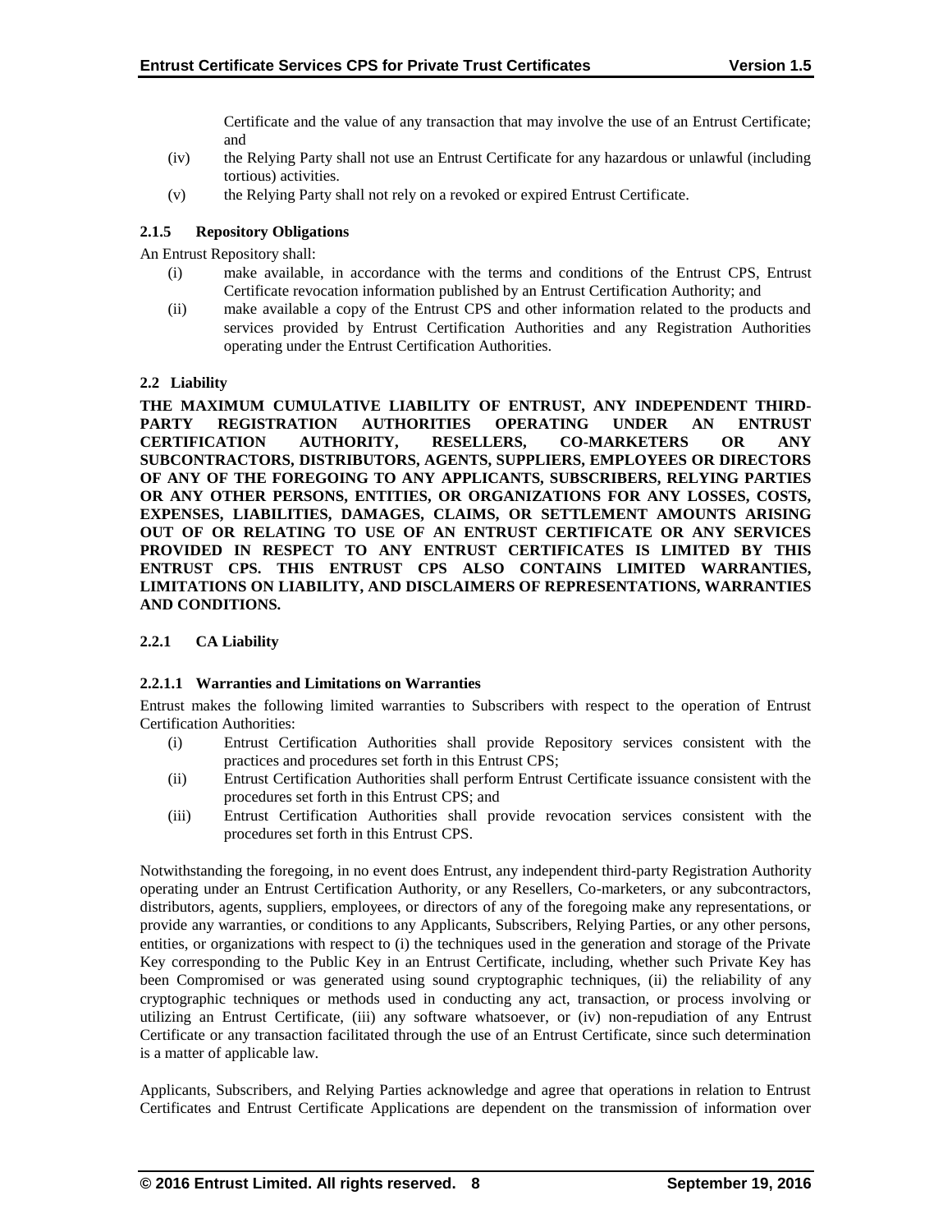Certificate and the value of any transaction that may involve the use of an Entrust Certificate; and

(iv) the Relying Party shall not use an Entrust Certificate for any hazardous or unlawful (including tortious) activities.

(v) the Relying Party shall not rely on a revoked or expired Entrust Certificate.

#### 2.1.5 Repository Obligations

An Entrust Repository shall:

(i) make available, in accordance with the terms and conditions of the Entrust CPS, Entrust Certificate revocation information published by an Entrust Certification Authority; and

(ii) make available a copy of the Entrust CPS and other information related to the products and services provided by Entrust Certification Authorities and any Registration Authorities operating under the Entrust Certification Authorities.

### 2.2 Liability

**THE MAXIMUM CUMULATIVE LIABILITY OF ENTRUST, ANY INDEPENDENT THIRD-PARTY REGISTRATION AUTHORITIES OPERATING UNDER AN ENTRUST CERTIFICATION AUTHORITY, RESELLERS, CO-MARKETERS OR ANY SUBCONTRACTORS, DISTRIBUTORS, AGENTS, SUPPLIERS, EMPLOYEES OR DIRECTORS OF ANY OF THE FOREGOING TO ANY APPLICANTS, SUBSCRIBERS, RELYING PARTIES OR ANY OTHER PERSONS, ENTITIES, OR ORGANIZATIONS FOR ANY LOSSES, COSTS, EXPENSES, LIABILITIES, DAMAGES, CLAIMS, OR SETTLEMENT AMOUNTS ARISING OUT OF OR RELATING TO USE OF AN ENTRUST CERTIFICATE OR ANY SERVICES PROVIDED IN RESPECT TO ANY ENTRUST CERTIFICATES IS LIMITED BY THIS ENTRUST CPS. THIS ENTRUST CPS ALSO CONTAINS LIMITED WARRANTIES, LIMITATIONS ON LIABILITY, AND DISCLAIMERS OF REPRESENTATIONS, WARRANTIES AND CONDITIONS.**

#### 2.2.1 CA Liability

##### 2.2.1.1 Warranties and Limitations on Warranties

Entrust makes the following limited warranties to Subscribers with respect to the operation of Entrust Certification Authorities:

(i) Entrust Certification Authorities shall provide Repository services consistent with the practices and procedures set forth in this Entrust CPS;

(ii) Entrust Certification Authorities shall perform Entrust Certificate issuance consistent with the procedures set forth in this Entrust CPS; and

(iii) Entrust Certification Authorities shall provide revocation services consistent with the procedures set forth in this Entrust CPS.

Notwithstanding the foregoing, in no event does Entrust, any independent third-party Registration Authority operating under an Entrust Certification Authority, or any Resellers, Co-marketers, or any subcontractors, distributors, agents, suppliers, employees, or directors of any of the foregoing make any representations, or provide any warranties, or conditions to any Applicants, Subscribers, Relying Parties, or any other persons, entities, or organizations with respect to (i) the techniques used in the generation and storage of the Private Key corresponding to the Public Key in an Entrust Certificate, including, whether such Private Key has been Compromised or was generated using sound cryptographic techniques, (ii) the reliability of any cryptographic techniques or methods used in conducting any act, transaction, or process involving or utilizing an Entrust Certificate, (iii) any software whatsoever, or (iv) non-repudiation of any Entrust Certificate or any transaction facilitated through the use of an Entrust Certificate, since such determination is a matter of applicable law.

Applicants, Subscribers, and Relying Parties acknowledge and agree that operations in relation to Entrust Certificates and Entrust Certificate Applications are dependent on the transmission of information over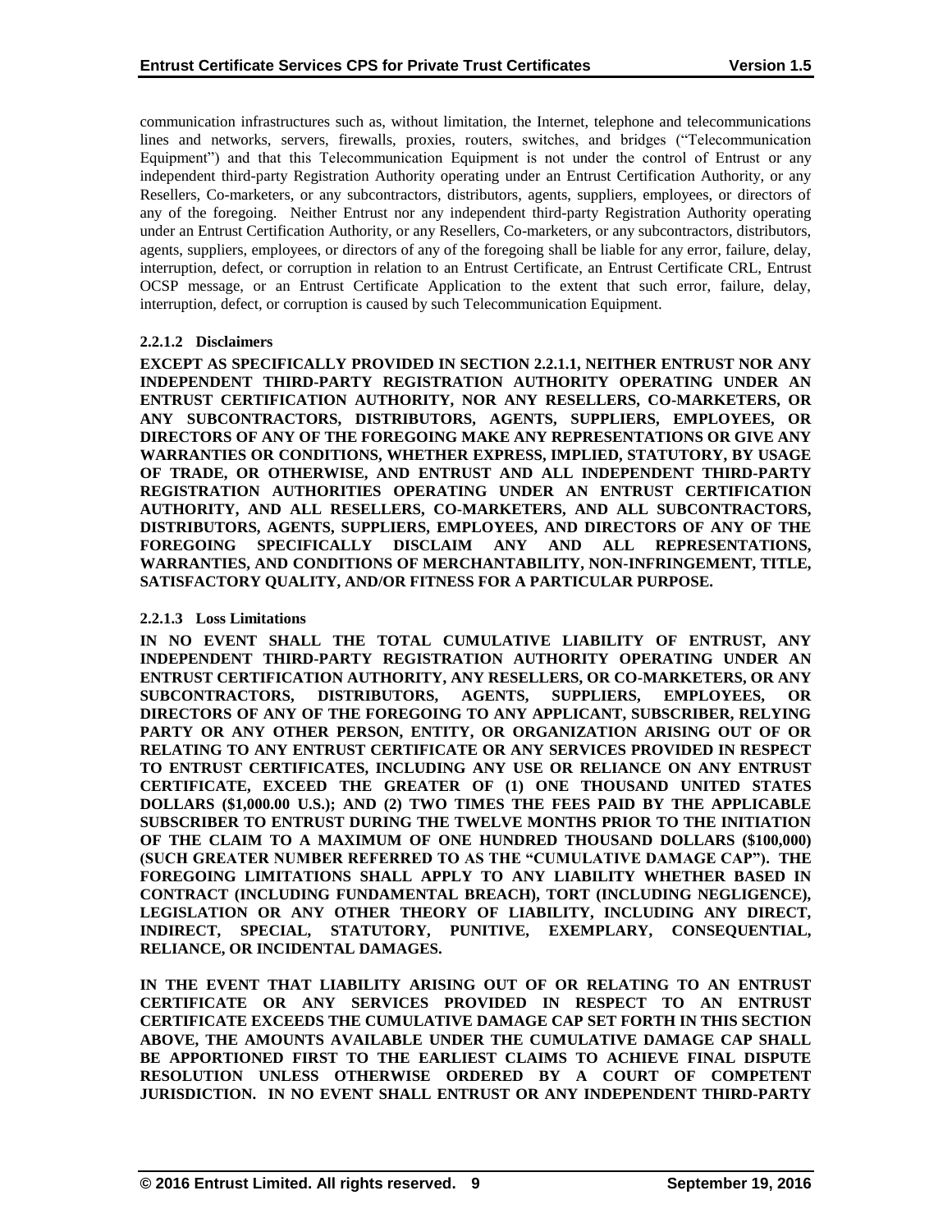communication infrastructures such as, without limitation, the Internet, telephone and telecommunications lines and networks, servers, firewalls, proxies, routers, switches, and bridges ("Telecommunication Equipment") and that this Telecommunication Equipment is not under the control of Entrust or any independent third-party Registration Authority operating under an Entrust Certification Authority, or any Resellers, Co-marketers, or any subcontractors, distributors, agents, suppliers, employees, or directors of any of the foregoing. Neither Entrust nor any independent third-party Registration Authority operating under an Entrust Certification Authority, or any Resellers, Co-marketers, or any subcontractors, distributors, agents, suppliers, employees, or directors of any of the foregoing shall be liable for any error, failure, delay, interruption, defect, or corruption in relation to an Entrust Certificate, an Entrust Certificate CRL, Entrust OCSP message, or an Entrust Certificate Application to the extent that such error, failure, delay, interruption, defect, or corruption is caused by such Telecommunication Equipment.

#### 2.2.1.2 Disclaimers

**EXCEPT AS SPECIFICALLY PROVIDED IN SECTION 2.2.1.1, NEITHER ENTRUST NOR ANY INDEPENDENT THIRD-PARTY REGISTRATION AUTHORITY OPERATING UNDER AN ENTRUST CERTIFICATION AUTHORITY, NOR ANY RESELLERS, CO-MARKETERS, OR ANY SUBCONTRACTORS, DISTRIBUTORS, AGENTS, SUPPLIERS, EMPLOYEES, OR DIRECTORS OF ANY OF THE FOREGOING MAKE ANY REPRESENTATIONS OR GIVE ANY WARRANTIES OR CONDITIONS, WHETHER EXPRESS, IMPLIED, STATUTORY, BY USAGE OF TRADE, OR OTHERWISE, AND ENTRUST AND ALL INDEPENDENT THIRD-PARTY REGISTRATION AUTHORITIES OPERATING UNDER AN ENTRUST CERTIFICATION AUTHORITY, AND ALL RESELLERS, CO-MARKETERS, AND ALL SUBCONTRACTORS, DISTRIBUTORS, AGENTS, SUPPLIERS, EMPLOYEES, AND DIRECTORS OF ANY OF THE FOREGOING SPECIFICALLY DISCLAIM ANY AND ALL REPRESENTATIONS, WARRANTIES, AND CONDITIONS OF MERCHANTABILITY, NON-INFRINGEMENT, TITLE, SATISFACTORY QUALITY, AND/OR FITNESS FOR A PARTICULAR PURPOSE.**

#### 2.2.1.3 Loss Limitations

**IN NO EVENT SHALL THE TOTAL CUMULATIVE LIABILITY OF ENTRUST, ANY INDEPENDENT THIRD-PARTY REGISTRATION AUTHORITY OPERATING UNDER AN ENTRUST CERTIFICATION AUTHORITY, ANY RESELLERS, OR CO-MARKETERS, OR ANY SUBCONTRACTORS, DISTRIBUTORS, AGENTS, SUPPLIERS, EMPLOYEES, OR DIRECTORS OF ANY OF THE FOREGOING TO ANY APPLICANT, SUBSCRIBER, RELYING PARTY OR ANY OTHER PERSON, ENTITY, OR ORGANIZATION ARISING OUT OF OR RELATING TO ANY ENTRUST CERTIFICATE OR ANY SERVICES PROVIDED IN RESPECT TO ENTRUST CERTIFICATES, INCLUDING ANY USE OR RELIANCE ON ANY ENTRUST CERTIFICATE, EXCEED THE GREATER OF (1) ONE THOUSAND UNITED STATES DOLLARS ($1,000.00 U.S.); AND (2) TWO TIMES THE FEES PAID BY THE APPLICABLE SUBSCRIBER TO ENTRUST DURING THE TWELVE MONTHS PRIOR TO THE INITIATION OF THE CLAIM TO A MAXIMUM OF ONE HUNDRED THOUSAND DOLLARS ($100,000) (SUCH GREATER NUMBER REFERRED TO AS THE "CUMULATIVE DAMAGE CAP"). THE FOREGOING LIMITATIONS SHALL APPLY TO ANY LIABILITY WHETHER BASED IN CONTRACT (INCLUDING FUNDAMENTAL BREACH), TORT (INCLUDING NEGLIGENCE), LEGISLATION OR ANY OTHER THEORY OF LIABILITY, INCLUDING ANY DIRECT, INDIRECT, SPECIAL, STATUTORY, PUNITIVE, EXEMPLARY, CONSEQUENTIAL, RELIANCE, OR INCIDENTAL DAMAGES.**

**IN THE EVENT THAT LIABILITY ARISING OUT OF OR RELATING TO AN ENTRUST CERTIFICATE OR ANY SERVICES PROVIDED IN RESPECT TO AN ENTRUST CERTIFICATE EXCEEDS THE CUMULATIVE DAMAGE CAP SET FORTH IN THIS SECTION ABOVE, THE AMOUNTS AVAILABLE UNDER THE CUMULATIVE DAMAGE CAP SHALL BE APPORTIONED FIRST TO THE EARLIEST CLAIMS TO ACHIEVE FINAL DISPUTE RESOLUTION UNLESS OTHERWISE ORDERED BY A COURT OF COMPETENT JURISDICTION. IN NO EVENT SHALL ENTRUST OR ANY INDEPENDENT THIRD-PARTY**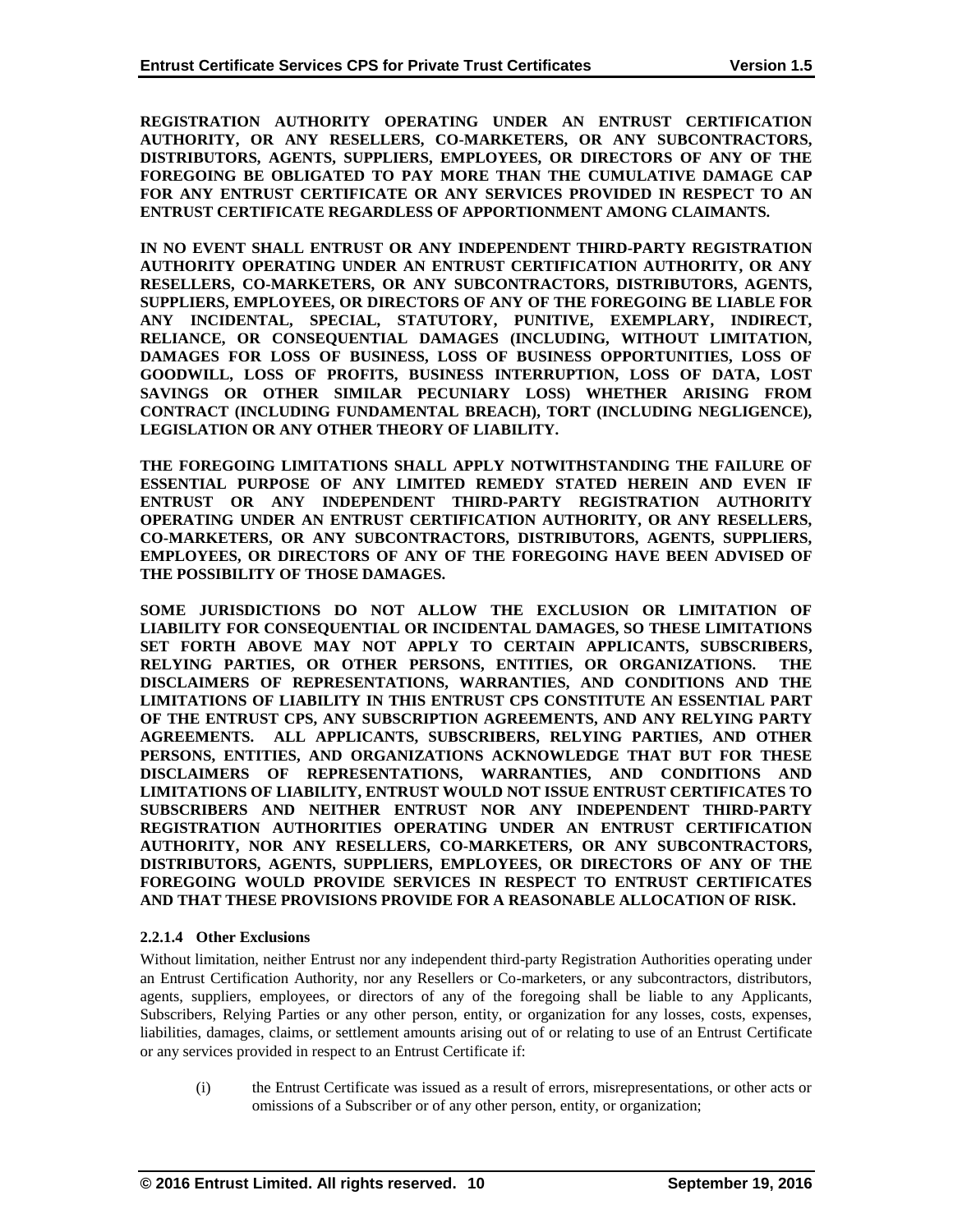**REGISTRATION AUTHORITY OPERATING UNDER AN ENTRUST CERTIFICATION AUTHORITY, OR ANY RESELLERS, CO-MARKETERS, OR ANY SUBCONTRACTORS, DISTRIBUTORS, AGENTS, SUPPLIERS, EMPLOYEES, OR DIRECTORS OF ANY OF THE FOREGOING BE OBLIGATED TO PAY MORE THAN THE CUMULATIVE DAMAGE CAP FOR ANY ENTRUST CERTIFICATE OR ANY SERVICES PROVIDED IN RESPECT TO AN ENTRUST CERTIFICATE REGARDLESS OF APPORTIONMENT AMONG CLAIMANTS.**

**IN NO EVENT SHALL ENTRUST OR ANY INDEPENDENT THIRD-PARTY REGISTRATION AUTHORITY OPERATING UNDER AN ENTRUST CERTIFICATION AUTHORITY, OR ANY RESELLERS, CO-MARKETERS, OR ANY SUBCONTRACTORS, DISTRIBUTORS, AGENTS, SUPPLIERS, EMPLOYEES, OR DIRECTORS OF ANY OF THE FOREGOING BE LIABLE FOR ANY INCIDENTAL, SPECIAL, STATUTORY, PUNITIVE, EXEMPLARY, INDIRECT, RELIANCE, OR CONSEQUENTIAL DAMAGES (INCLUDING, WITHOUT LIMITATION, DAMAGES FOR LOSS OF BUSINESS, LOSS OF BUSINESS OPPORTUNITIES, LOSS OF GOODWILL, LOSS OF PROFITS, BUSINESS INTERRUPTION, LOSS OF DATA, LOST SAVINGS OR OTHER SIMILAR PECUNIARY LOSS) WHETHER ARISING FROM CONTRACT (INCLUDING FUNDAMENTAL BREACH), TORT (INCLUDING NEGLIGENCE), LEGISLATION OR ANY OTHER THEORY OF LIABILITY.**

**THE FOREGOING LIMITATIONS SHALL APPLY NOTWITHSTANDING THE FAILURE OF ESSENTIAL PURPOSE OF ANY LIMITED REMEDY STATED HEREIN AND EVEN IF ENTRUST OR ANY INDEPENDENT THIRD-PARTY REGISTRATION AUTHORITY OPERATING UNDER AN ENTRUST CERTIFICATION AUTHORITY, OR ANY RESELLERS, CO-MARKETERS, OR ANY SUBCONTRACTORS, DISTRIBUTORS, AGENTS, SUPPLIERS, EMPLOYEES, OR DIRECTORS OF ANY OF THE FOREGOING HAVE BEEN ADVISED OF THE POSSIBILITY OF THOSE DAMAGES.**

**SOME JURISDICTIONS DO NOT ALLOW THE EXCLUSION OR LIMITATION OF LIABILITY FOR CONSEQUENTIAL OR INCIDENTAL DAMAGES, SO THESE LIMITATIONS SET FORTH ABOVE MAY NOT APPLY TO CERTAIN APPLICANTS, SUBSCRIBERS, RELYING PARTIES, OR OTHER PERSONS, ENTITIES, OR ORGANIZATIONS. THE DISCLAIMERS OF REPRESENTATIONS, WARRANTIES, AND CONDITIONS AND THE LIMITATIONS OF LIABILITY IN THIS ENTRUST CPS CONSTITUTE AN ESSENTIAL PART OF THE ENTRUST CPS, ANY SUBSCRIPTION AGREEMENTS, AND ANY RELYING PARTY AGREEMENTS. ALL APPLICANTS, SUBSCRIBERS, RELYING PARTIES, AND OTHER PERSONS, ENTITIES, AND ORGANIZATIONS ACKNOWLEDGE THAT BUT FOR THESE DISCLAIMERS OF REPRESENTATIONS, WARRANTIES, AND CONDITIONS AND LIMITATIONS OF LIABILITY, ENTRUST WOULD NOT ISSUE ENTRUST CERTIFICATES TO SUBSCRIBERS AND NEITHER ENTRUST NOR ANY INDEPENDENT THIRD-PARTY REGISTRATION AUTHORITIES OPERATING UNDER AN ENTRUST CERTIFICATION AUTHORITY, NOR ANY RESELLERS, CO-MARKETERS, OR ANY SUBCONTRACTORS, DISTRIBUTORS, AGENTS, SUPPLIERS, EMPLOYEES, OR DIRECTORS OF ANY OF THE FOREGOING WOULD PROVIDE SERVICES IN RESPECT TO ENTRUST CERTIFICATES AND THAT THESE PROVISIONS PROVIDE FOR A REASONABLE ALLOCATION OF RISK.**

#### 2.2.1.4 Other Exclusions

Without limitation, neither Entrust nor any independent third-party Registration Authorities operating under an Entrust Certification Authority, nor any Resellers or Co-marketers, or any subcontractors, distributors, agents, suppliers, employees, or directors of any of the foregoing shall be liable to any Applicants, Subscribers, Relying Parties or any other person, entity, or organization for any losses, costs, expenses, liabilities, damages, claims, or settlement amounts arising out of or relating to use of an Entrust Certificate or any services provided in respect to an Entrust Certificate if:

(i) the Entrust Certificate was issued as a result of errors, misrepresentations, or other acts or omissions of a Subscriber or of any other person, entity, or organization;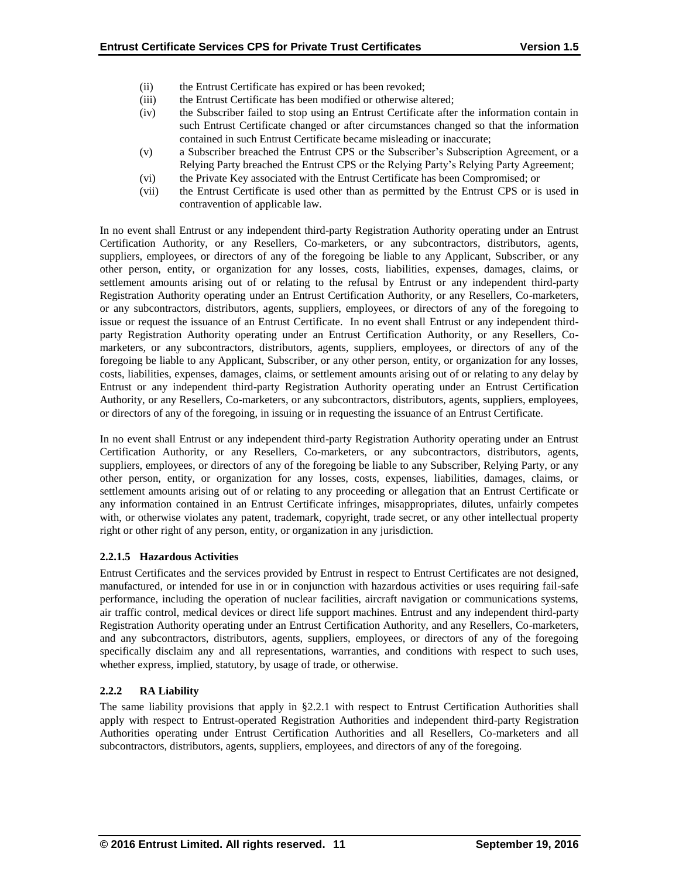(ii) the Entrust Certificate has expired or has been revoked;
(iii) the Entrust Certificate has been modified or otherwise altered;
(iv) the Subscriber failed to stop using an Entrust Certificate after the information contain in such Entrust Certificate changed or after circumstances changed so that the information contained in such Entrust Certificate became misleading or inaccurate;
(v) a Subscriber breached the Entrust CPS or the Subscriber's Subscription Agreement, or a Relying Party breached the Entrust CPS or the Relying Party's Relying Party Agreement;
(vi) the Private Key associated with the Entrust Certificate has been Compromised; or
(vii) the Entrust Certificate is used other than as permitted by the Entrust CPS or is used in contravention of applicable law.

In no event shall Entrust or any independent third-party Registration Authority operating under an Entrust Certification Authority, or any Resellers, Co-marketers, or any subcontractors, distributors, agents, suppliers, employees, or directors of any of the foregoing be liable to any Applicant, Subscriber, or any other person, entity, or organization for any losses, costs, liabilities, expenses, damages, claims, or settlement amounts arising out of or relating to the refusal by Entrust or any independent third-party Registration Authority operating under an Entrust Certification Authority, or any Resellers, Co-marketers, or any subcontractors, distributors, agents, suppliers, employees, or directors of any of the foregoing to issue or request the issuance of an Entrust Certificate. In no event shall Entrust or any independent third-party Registration Authority operating under an Entrust Certification Authority, or any Resellers, Co-marketers, or any subcontractors, distributors, agents, suppliers, employees, or directors of any of the foregoing be liable to any Applicant, Subscriber, or any other person, entity, or organization for any losses, costs, liabilities, expenses, damages, claims, or settlement amounts arising out of or relating to any delay by Entrust or any independent third-party Registration Authority operating under an Entrust Certification Authority, or any Resellers, Co-marketers, or any subcontractors, distributors, agents, suppliers, employees, or directors of any of the foregoing, in issuing or in requesting the issuance of an Entrust Certificate.

In no event shall Entrust or any independent third-party Registration Authority operating under an Entrust Certification Authority, or any Resellers, Co-marketers, or any subcontractors, distributors, agents, suppliers, employees, or directors of any of the foregoing be liable to any Subscriber, Relying Party, or any other person, entity, or organization for any losses, costs, expenses, liabilities, damages, claims, or settlement amounts arising out of or relating to any proceeding or allegation that an Entrust Certificate or any information contained in an Entrust Certificate infringes, misappropriates, dilutes, unfairly competes with, or otherwise violates any patent, trademark, copyright, trade secret, or any other intellectual property right or other right of any person, entity, or organization in any jurisdiction.

#### 2.2.1.5 Hazardous Activities

Entrust Certificates and the services provided by Entrust in respect to Entrust Certificates are not designed, manufactured, or intended for use in or in conjunction with hazardous activities or uses requiring fail-safe performance, including the operation of nuclear facilities, aircraft navigation or communications systems, air traffic control, medical devices or direct life support machines. Entrust and any independent third-party Registration Authority operating under an Entrust Certification Authority, and any Resellers, Co-marketers, and any subcontractors, distributors, agents, suppliers, employees, or directors of any of the foregoing specifically disclaim any and all representations, warranties, and conditions with respect to such uses, whether express, implied, statutory, by usage of trade, or otherwise.

### 2.2.2 RA Liability

The same liability provisions that apply in §2.2.1 with respect to Entrust Certification Authorities shall apply with respect to Entrust-operated Registration Authorities and independent third-party Registration Authorities operating under Entrust Certification Authorities and all Resellers, Co-marketers and all subcontractors, distributors, agents, suppliers, employees, and directors of any of the foregoing.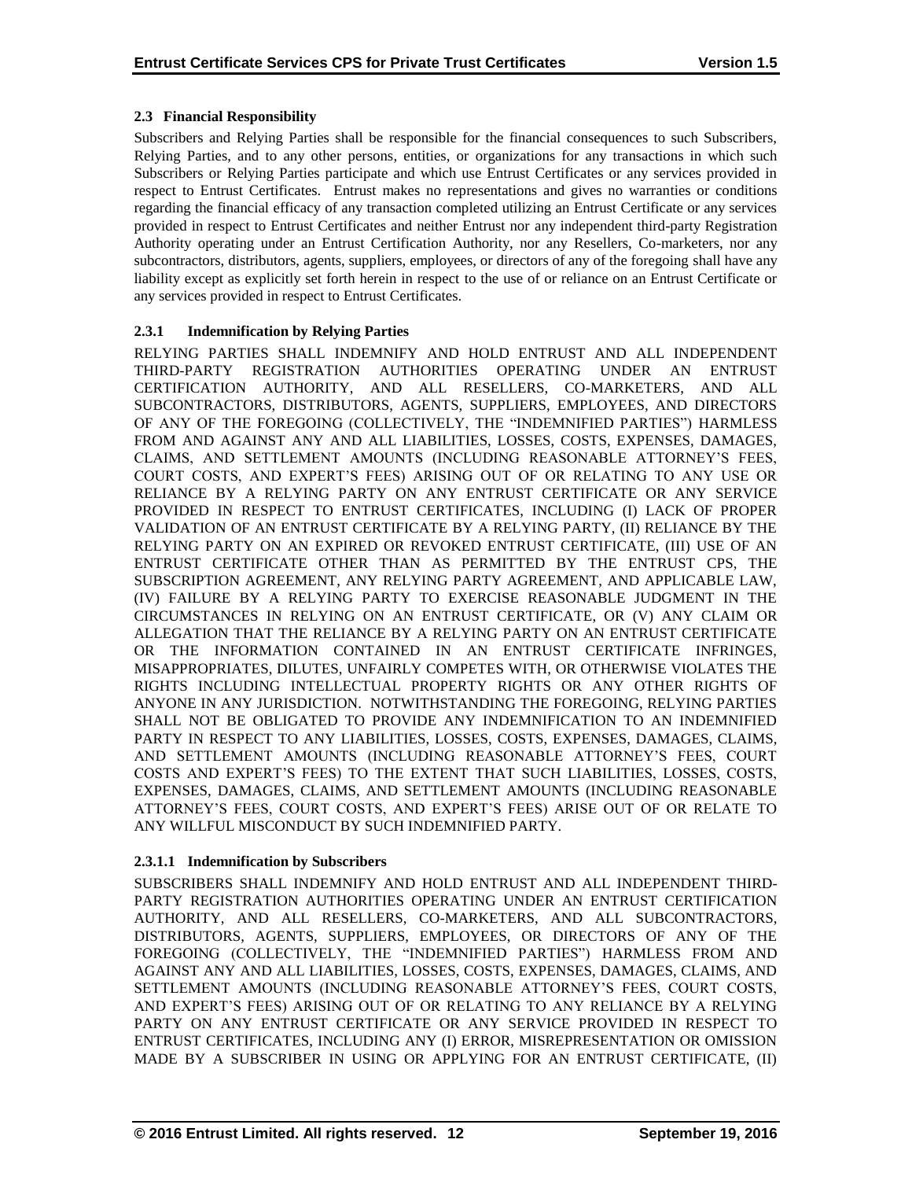### 2.3 Financial Responsibility

Subscribers and Relying Parties shall be responsible for the financial consequences to such Subscribers, Relying Parties, and to any other persons, entities, or organizations for any transactions in which such Subscribers or Relying Parties participate and which use Entrust Certificates or any services provided in respect to Entrust Certificates. Entrust makes no representations and gives no warranties or conditions regarding the financial efficacy of any transaction completed utilizing an Entrust Certificate or any services provided in respect to Entrust Certificates and neither Entrust nor any independent third-party Registration Authority operating under an Entrust Certification Authority, nor any Resellers, Co-marketers, nor any subcontractors, distributors, agents, suppliers, employees, or directors of any of the foregoing shall have any liability except as explicitly set forth herein in respect to the use of or reliance on an Entrust Certificate or any services provided in respect to Entrust Certificates.

#### 2.3.1 Indemnification by Relying Parties

RELYING PARTIES SHALL INDEMNIFY AND HOLD ENTRUST AND ALL INDEPENDENT THIRD-PARTY REGISTRATION AUTHORITIES OPERATING UNDER AN ENTRUST CERTIFICATION AUTHORITY, AND ALL RESELLERS, CO-MARKETERS, AND ALL SUBCONTRACTORS, DISTRIBUTORS, AGENTS, SUPPLIERS, EMPLOYEES, AND DIRECTORS OF ANY OF THE FOREGOING (COLLECTIVELY, THE "INDEMNIFIED PARTIES") HARMLESS FROM AND AGAINST ANY AND ALL LIABILITIES, LOSSES, COSTS, EXPENSES, DAMAGES, CLAIMS, AND SETTLEMENT AMOUNTS (INCLUDING REASONABLE ATTORNEY'S FEES, COURT COSTS, AND EXPERT'S FEES) ARISING OUT OF OR RELATING TO ANY USE OR RELIANCE BY A RELYING PARTY ON ANY ENTRUST CERTIFICATE OR ANY SERVICE PROVIDED IN RESPECT TO ENTRUST CERTIFICATES, INCLUDING (I) LACK OF PROPER VALIDATION OF AN ENTRUST CERTIFICATE BY A RELYING PARTY, (II) RELIANCE BY THE RELYING PARTY ON AN EXPIRED OR REVOKED ENTRUST CERTIFICATE, (III) USE OF AN ENTRUST CERTIFICATE OTHER THAN AS PERMITTED BY THE ENTRUST CPS, THE SUBSCRIPTION AGREEMENT, ANY RELYING PARTY AGREEMENT, AND APPLICABLE LAW, (IV) FAILURE BY A RELYING PARTY TO EXERCISE REASONABLE JUDGMENT IN THE CIRCUMSTANCES IN RELYING ON AN ENTRUST CERTIFICATE, OR (V) ANY CLAIM OR ALLEGATION THAT THE RELIANCE BY A RELYING PARTY ON AN ENTRUST CERTIFICATE OR THE INFORMATION CONTAINED IN AN ENTRUST CERTIFICATE INFRINGES, MISAPPROPRIATES, DILUTES, UNFAIRLY COMPETES WITH, OR OTHERWISE VIOLATES THE RIGHTS INCLUDING INTELLECTUAL PROPERTY RIGHTS OR ANY OTHER RIGHTS OF ANYONE IN ANY JURISDICTION. NOTWITHSTANDING THE FOREGOING, RELYING PARTIES SHALL NOT BE OBLIGATED TO PROVIDE ANY INDEMNIFICATION TO AN INDEMNIFIED PARTY IN RESPECT TO ANY LIABILITIES, LOSSES, COSTS, EXPENSES, DAMAGES, CLAIMS, AND SETTLEMENT AMOUNTS (INCLUDING REASONABLE ATTORNEY'S FEES, COURT COSTS AND EXPERT'S FEES) TO THE EXTENT THAT SUCH LIABILITIES, LOSSES, COSTS, EXPENSES, DAMAGES, CLAIMS, AND SETTLEMENT AMOUNTS (INCLUDING REASONABLE ATTORNEY'S FEES, COURT COSTS, AND EXPERT'S FEES) ARISE OUT OF OR RELATE TO ANY WILLFUL MISCONDUCT BY SUCH INDEMNIFIED PARTY.

##### 2.3.1.1 Indemnification by Subscribers

SUBSCRIBERS SHALL INDEMNIFY AND HOLD ENTRUST AND ALL INDEPENDENT THIRD-PARTY REGISTRATION AUTHORITIES OPERATING UNDER AN ENTRUST CERTIFICATION AUTHORITY, AND ALL RESELLERS, CO-MARKETERS, AND ALL SUBCONTRACTORS, DISTRIBUTORS, AGENTS, SUPPLIERS, EMPLOYEES, OR DIRECTORS OF ANY OF THE FOREGOING (COLLECTIVELY, THE "INDEMNIFIED PARTIES") HARMLESS FROM AND AGAINST ANY AND ALL LIABILITIES, LOSSES, COSTS, EXPENSES, DAMAGES, CLAIMS, AND SETTLEMENT AMOUNTS (INCLUDING REASONABLE ATTORNEY'S FEES, COURT COSTS, AND EXPERT'S FEES) ARISING OUT OF OR RELATING TO ANY RELIANCE BY A RELYING PARTY ON ANY ENTRUST CERTIFICATE OR ANY SERVICE PROVIDED IN RESPECT TO ENTRUST CERTIFICATES, INCLUDING ANY (I) ERROR, MISREPRESENTATION OR OMISSION MADE BY A SUBSCRIBER IN USING OR APPLYING FOR AN ENTRUST CERTIFICATE, (II)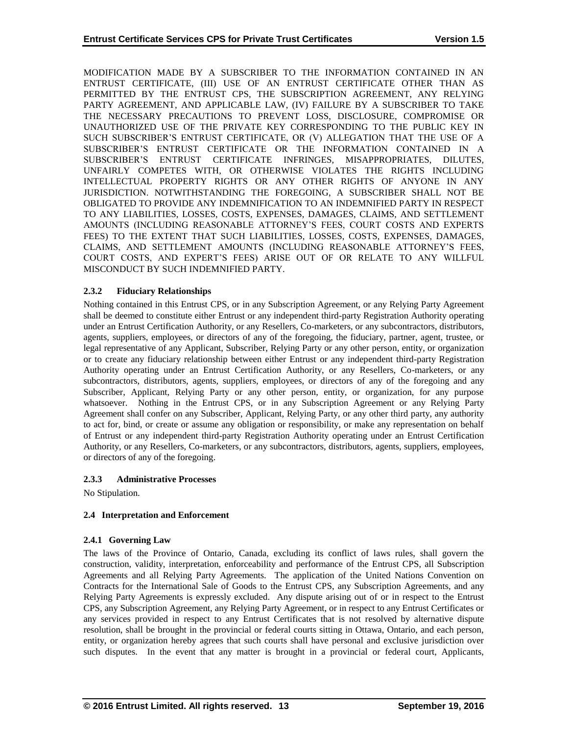MODIFICATION MADE BY A SUBSCRIBER TO THE INFORMATION CONTAINED IN AN ENTRUST CERTIFICATE, (III) USE OF AN ENTRUST CERTIFICATE OTHER THAN AS PERMITTED BY THE ENTRUST CPS, THE SUBSCRIPTION AGREEMENT, ANY RELYING PARTY AGREEMENT, AND APPLICABLE LAW, (IV) FAILURE BY A SUBSCRIBER TO TAKE THE NECESSARY PRECAUTIONS TO PREVENT LOSS, DISCLOSURE, COMPROMISE OR UNAUTHORIZED USE OF THE PRIVATE KEY CORRESPONDING TO THE PUBLIC KEY IN SUCH SUBSCRIBER'S ENTRUST CERTIFICATE, OR (V) ALLEGATION THAT THE USE OF A SUBSCRIBER'S ENTRUST CERTIFICATE OR THE INFORMATION CONTAINED IN A SUBSCRIBER'S ENTRUST CERTIFICATE INFRINGES, MISAPPROPRIATES, DILUTES, UNFAIRLY COMPETES WITH, OR OTHERWISE VIOLATES THE RIGHTS INCLUDING INTELLECTUAL PROPERTY RIGHTS OR ANY OTHER RIGHTS OF ANYONE IN ANY JURISDICTION. NOTWITHSTANDING THE FOREGOING, A SUBSCRIBER SHALL NOT BE OBLIGATED TO PROVIDE ANY INDEMNIFICATION TO AN INDEMNIFIED PARTY IN RESPECT TO ANY LIABILITIES, LOSSES, COSTS, EXPENSES, DAMAGES, CLAIMS, AND SETTLEMENT AMOUNTS (INCLUDING REASONABLE ATTORNEY'S FEES, COURT COSTS AND EXPERTS FEES) TO THE EXTENT THAT SUCH LIABILITIES, LOSSES, COSTS, EXPENSES, DAMAGES, CLAIMS, AND SETTLEMENT AMOUNTS (INCLUDING REASONABLE ATTORNEY'S FEES, COURT COSTS, AND EXPERT'S FEES) ARISE OUT OF OR RELATE TO ANY WILLFUL MISCONDUCT BY SUCH INDEMNIFIED PARTY.

### 2.3.2 Fiduciary Relationships

Nothing contained in this Entrust CPS, or in any Subscription Agreement, or any Relying Party Agreement shall be deemed to constitute either Entrust or any independent third-party Registration Authority operating under an Entrust Certification Authority, or any Resellers, Co-marketers, or any subcontractors, distributors, agents, suppliers, employees, or directors of any of the foregoing, the fiduciary, partner, agent, trustee, or legal representative of any Applicant, Subscriber, Relying Party or any other person, entity, or organization or to create any fiduciary relationship between either Entrust or any independent third-party Registration Authority operating under an Entrust Certification Authority, or any Resellers, Co-marketers, or any subcontractors, distributors, agents, suppliers, employees, or directors of any of the foregoing and any Subscriber, Applicant, Relying Party or any other person, entity, or organization, for any purpose whatsoever. Nothing in the Entrust CPS, or in any Subscription Agreement or any Relying Party Agreement shall confer on any Subscriber, Applicant, Relying Party, or any other third party, any authority to act for, bind, or create or assume any obligation or responsibility, or make any representation on behalf of Entrust or any independent third-party Registration Authority operating under an Entrust Certification Authority, or any Resellers, Co-marketers, or any subcontractors, distributors, agents, suppliers, employees, or directors of any of the foregoing.

### 2.3.3 Administrative Processes

No Stipulation.

## 2.4 Interpretation and Enforcement

### 2.4.1 Governing Law

The laws of the Province of Ontario, Canada, excluding its conflict of laws rules, shall govern the construction, validity, interpretation, enforceability and performance of the Entrust CPS, all Subscription Agreements and all Relying Party Agreements. The application of the United Nations Convention on Contracts for the International Sale of Goods to the Entrust CPS, any Subscription Agreements, and any Relying Party Agreements is expressly excluded. Any dispute arising out of or in respect to the Entrust CPS, any Subscription Agreement, any Relying Party Agreement, or in respect to any Entrust Certificates or any services provided in respect to any Entrust Certificates that is not resolved by alternative dispute resolution, shall be brought in the provincial or federal courts sitting in Ottawa, Ontario, and each person, entity, or organization hereby agrees that such courts shall have personal and exclusive jurisdiction over such disputes. In the event that any matter is brought in a provincial or federal court, Applicants,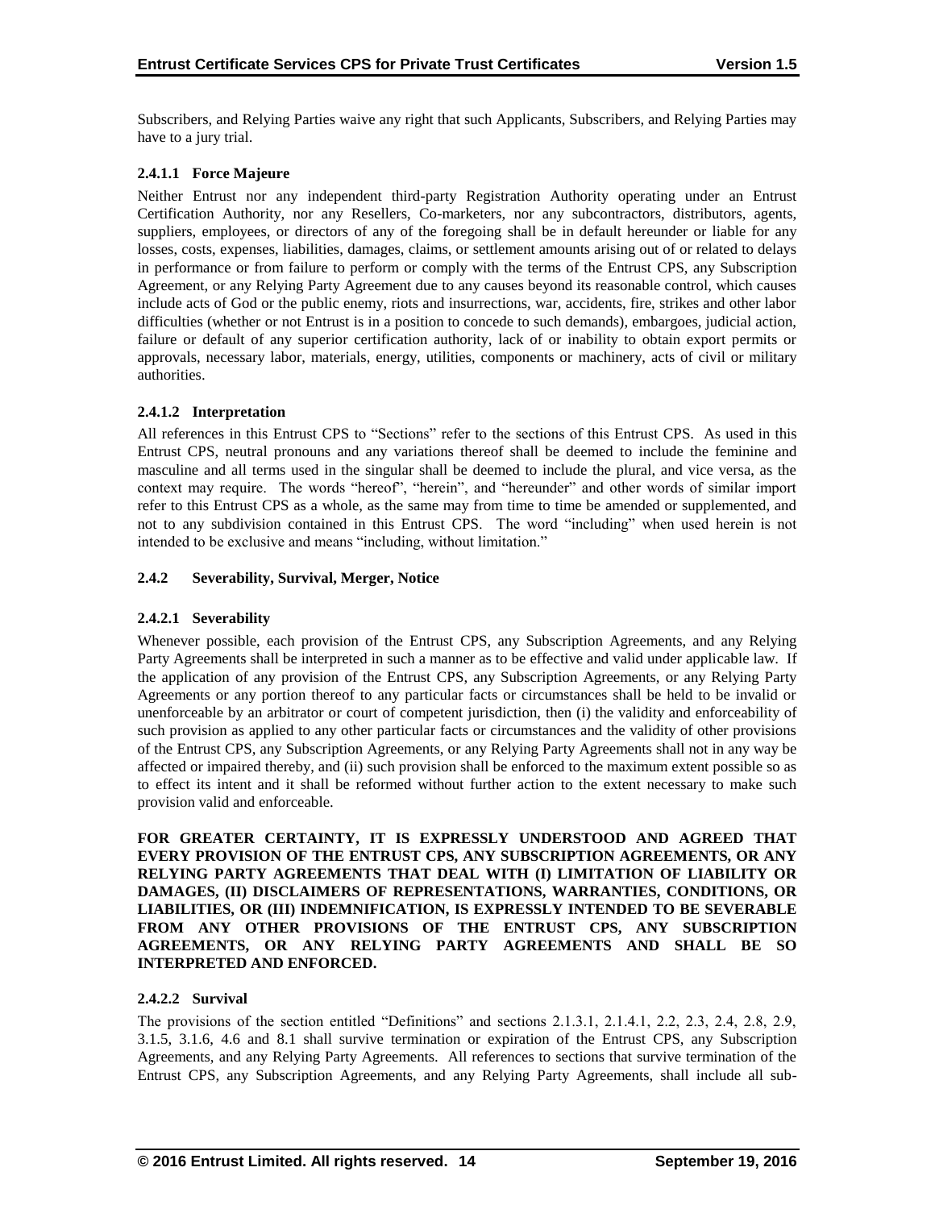Subscribers, and Relying Parties waive any right that such Applicants, Subscribers, and Relying Parties may have to a jury trial.

#### 2.4.1.1 Force Majeure

Neither Entrust nor any independent third-party Registration Authority operating under an Entrust Certification Authority, nor any Resellers, Co-marketers, nor any subcontractors, distributors, agents, suppliers, employees, or directors of any of the foregoing shall be in default hereunder or liable for any losses, costs, expenses, liabilities, damages, claims, or settlement amounts arising out of or related to delays in performance or from failure to perform or comply with the terms of the Entrust CPS, any Subscription Agreement, or any Relying Party Agreement due to any causes beyond its reasonable control, which causes include acts of God or the public enemy, riots and insurrections, war, accidents, fire, strikes and other labor difficulties (whether or not Entrust is in a position to concede to such demands), embargoes, judicial action, failure or default of any superior certification authority, lack of or inability to obtain export permits or approvals, necessary labor, materials, energy, utilities, components or machinery, acts of civil or military authorities.

#### 2.4.1.2 Interpretation

All references in this Entrust CPS to "Sections" refer to the sections of this Entrust CPS. As used in this Entrust CPS, neutral pronouns and any variations thereof shall be deemed to include the feminine and masculine and all terms used in the singular shall be deemed to include the plural, and vice versa, as the context may require. The words "hereof", "herein", and "hereunder" and other words of similar import refer to this Entrust CPS as a whole, as the same may from time to time be amended or supplemented, and not to any subdivision contained in this Entrust CPS. The word "including" when used herein is not intended to be exclusive and means "including, without limitation."

### 2.4.2 Severability, Survival, Merger, Notice

#### 2.4.2.1 Severability

Whenever possible, each provision of the Entrust CPS, any Subscription Agreements, and any Relying Party Agreements shall be interpreted in such a manner as to be effective and valid under applicable law. If the application of any provision of the Entrust CPS, any Subscription Agreements, or any Relying Party Agreements or any portion thereof to any particular facts or circumstances shall be held to be invalid or unenforceable by an arbitrator or court of competent jurisdiction, then (i) the validity and enforceability of such provision as applied to any other particular facts or circumstances and the validity of other provisions of the Entrust CPS, any Subscription Agreements, or any Relying Party Agreements shall not in any way be affected or impaired thereby, and (ii) such provision shall be enforced to the maximum extent possible so as to effect its intent and it shall be reformed without further action to the extent necessary to make such provision valid and enforceable.

**FOR GREATER CERTAINTY, IT IS EXPRESSLY UNDERSTOOD AND AGREED THAT EVERY PROVISION OF THE ENTRUST CPS, ANY SUBSCRIPTION AGREEMENTS, OR ANY RELYING PARTY AGREEMENTS THAT DEAL WITH (I) LIMITATION OF LIABILITY OR DAMAGES, (II) DISCLAIMERS OF REPRESENTATIONS, WARRANTIES, CONDITIONS, OR LIABILITIES, OR (III) INDEMNIFICATION, IS EXPRESSLY INTENDED TO BE SEVERABLE FROM ANY OTHER PROVISIONS OF THE ENTRUST CPS, ANY SUBSCRIPTION AGREEMENTS, OR ANY RELYING PARTY AGREEMENTS AND SHALL BE SO INTERPRETED AND ENFORCED.**

#### 2.4.2.2 Survival

The provisions of the section entitled "Definitions" and sections 2.1.3.1, 2.1.4.1, 2.2, 2.3, 2.4, 2.8, 2.9, 3.1.5, 3.1.6, 4.6 and 8.1 shall survive termination or expiration of the Entrust CPS, any Subscription Agreements, and any Relying Party Agreements. All references to sections that survive termination of the Entrust CPS, any Subscription Agreements, and any Relying Party Agreements, shall include all sub-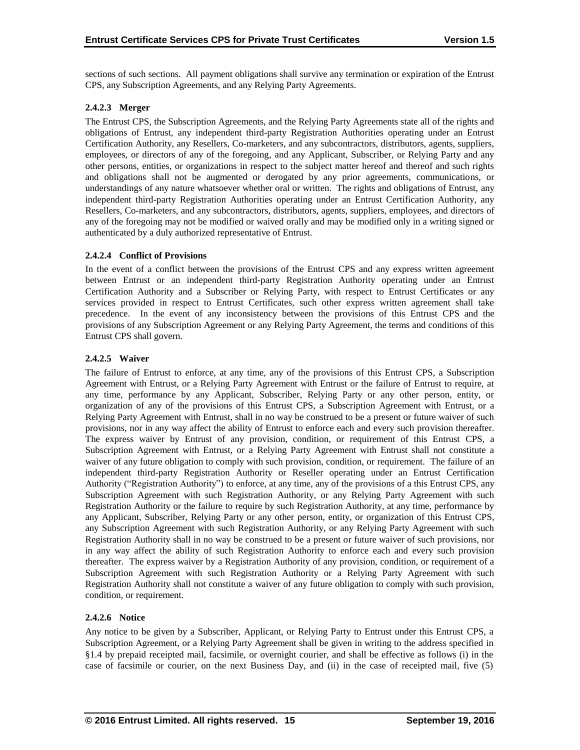sections of such sections. All payment obligations shall survive any termination or expiration of the Entrust CPS, any Subscription Agreements, and any Relying Party Agreements.

#### 2.4.2.3 Merger

The Entrust CPS, the Subscription Agreements, and the Relying Party Agreements state all of the rights and obligations of Entrust, any independent third-party Registration Authorities operating under an Entrust Certification Authority, any Resellers, Co-marketers, and any subcontractors, distributors, agents, suppliers, employees, or directors of any of the foregoing, and any Applicant, Subscriber, or Relying Party and any other persons, entities, or organizations in respect to the subject matter hereof and thereof and such rights and obligations shall not be augmented or derogated by any prior agreements, communications, or understandings of any nature whatsoever whether oral or written. The rights and obligations of Entrust, any independent third-party Registration Authorities operating under an Entrust Certification Authority, any Resellers, Co-marketers, and any subcontractors, distributors, agents, suppliers, employees, and directors of any of the foregoing may not be modified or waived orally and may be modified only in a writing signed or authenticated by a duly authorized representative of Entrust.

#### 2.4.2.4 Conflict of Provisions

In the event of a conflict between the provisions of the Entrust CPS and any express written agreement between Entrust or an independent third-party Registration Authority operating under an Entrust Certification Authority and a Subscriber or Relying Party, with respect to Entrust Certificates or any services provided in respect to Entrust Certificates, such other express written agreement shall take precedence. In the event of any inconsistency between the provisions of this Entrust CPS and the provisions of any Subscription Agreement or any Relying Party Agreement, the terms and conditions of this Entrust CPS shall govern.

#### 2.4.2.5 Waiver

The failure of Entrust to enforce, at any time, any of the provisions of this Entrust CPS, a Subscription Agreement with Entrust, or a Relying Party Agreement with Entrust or the failure of Entrust to require, at any time, performance by any Applicant, Subscriber, Relying Party or any other person, entity, or organization of any of the provisions of this Entrust CPS, a Subscription Agreement with Entrust, or a Relying Party Agreement with Entrust, shall in no way be construed to be a present or future waiver of such provisions, nor in any way affect the ability of Entrust to enforce each and every such provision thereafter. The express waiver by Entrust of any provision, condition, or requirement of this Entrust CPS, a Subscription Agreement with Entrust, or a Relying Party Agreement with Entrust shall not constitute a waiver of any future obligation to comply with such provision, condition, or requirement. The failure of an independent third-party Registration Authority or Reseller operating under an Entrust Certification Authority ("Registration Authority") to enforce, at any time, any of the provisions of a this Entrust CPS, any Subscription Agreement with such Registration Authority, or any Relying Party Agreement with such Registration Authority or the failure to require by such Registration Authority, at any time, performance by any Applicant, Subscriber, Relying Party or any other person, entity, or organization of this Entrust CPS, any Subscription Agreement with such Registration Authority, or any Relying Party Agreement with such Registration Authority shall in no way be construed to be a present or future waiver of such provisions, nor in any way affect the ability of such Registration Authority to enforce each and every such provision thereafter. The express waiver by a Registration Authority of any provision, condition, or requirement of a Subscription Agreement with such Registration Authority or a Relying Party Agreement with such Registration Authority shall not constitute a waiver of any future obligation to comply with such provision, condition, or requirement.

#### 2.4.2.6 Notice

Any notice to be given by a Subscriber, Applicant, or Relying Party to Entrust under this Entrust CPS, a Subscription Agreement, or a Relying Party Agreement shall be given in writing to the address specified in §1.4 by prepaid receipted mail, facsimile, or overnight courier, and shall be effective as follows (i) in the case of facsimile or courier, on the next Business Day, and (ii) in the case of receipted mail, five (5)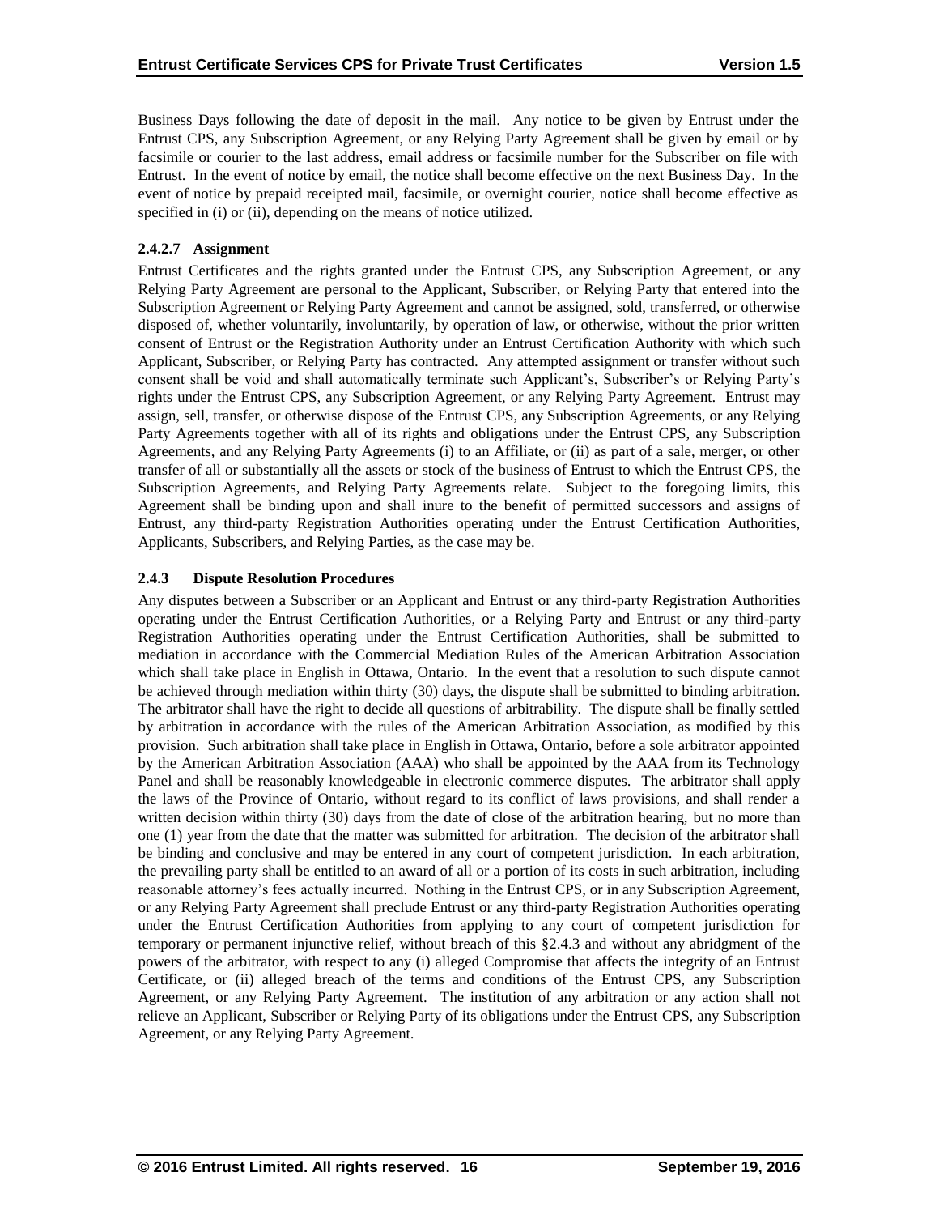Business Days following the date of deposit in the mail. Any notice to be given by Entrust under the Entrust CPS, any Subscription Agreement, or any Relying Party Agreement shall be given by email or by facsimile or courier to the last address, email address or facsimile number for the Subscriber on file with Entrust. In the event of notice by email, the notice shall become effective on the next Business Day. In the event of notice by prepaid receipted mail, facsimile, or overnight courier, notice shall become effective as specified in (i) or (ii), depending on the means of notice utilized.

#### 2.4.2.7 Assignment

Entrust Certificates and the rights granted under the Entrust CPS, any Subscription Agreement, or any Relying Party Agreement are personal to the Applicant, Subscriber, or Relying Party that entered into the Subscription Agreement or Relying Party Agreement and cannot be assigned, sold, transferred, or otherwise disposed of, whether voluntarily, involuntarily, by operation of law, or otherwise, without the prior written consent of Entrust or the Registration Authority under an Entrust Certification Authority with which such Applicant, Subscriber, or Relying Party has contracted. Any attempted assignment or transfer without such consent shall be void and shall automatically terminate such Applicant's, Subscriber's or Relying Party's rights under the Entrust CPS, any Subscription Agreement, or any Relying Party Agreement. Entrust may assign, sell, transfer, or otherwise dispose of the Entrust CPS, any Subscription Agreements, or any Relying Party Agreements together with all of its rights and obligations under the Entrust CPS, any Subscription Agreements, and any Relying Party Agreements (i) to an Affiliate, or (ii) as part of a sale, merger, or other transfer of all or substantially all the assets or stock of the business of Entrust to which the Entrust CPS, the Subscription Agreements, and Relying Party Agreements relate. Subject to the foregoing limits, this Agreement shall be binding upon and shall inure to the benefit of permitted successors and assigns of Entrust, any third-party Registration Authorities operating under the Entrust Certification Authorities, Applicants, Subscribers, and Relying Parties, as the case may be.

### 2.4.3 Dispute Resolution Procedures

Any disputes between a Subscriber or an Applicant and Entrust or any third-party Registration Authorities operating under the Entrust Certification Authorities, or a Relying Party and Entrust or any third-party Registration Authorities operating under the Entrust Certification Authorities, shall be submitted to mediation in accordance with the Commercial Mediation Rules of the American Arbitration Association which shall take place in English in Ottawa, Ontario. In the event that a resolution to such dispute cannot be achieved through mediation within thirty (30) days, the dispute shall be submitted to binding arbitration. The arbitrator shall have the right to decide all questions of arbitrability. The dispute shall be finally settled by arbitration in accordance with the rules of the American Arbitration Association, as modified by this provision. Such arbitration shall take place in English in Ottawa, Ontario, before a sole arbitrator appointed by the American Arbitration Association (AAA) who shall be appointed by the AAA from its Technology Panel and shall be reasonably knowledgeable in electronic commerce disputes. The arbitrator shall apply the laws of the Province of Ontario, without regard to its conflict of laws provisions, and shall render a written decision within thirty (30) days from the date of close of the arbitration hearing, but no more than one (1) year from the date that the matter was submitted for arbitration. The decision of the arbitrator shall be binding and conclusive and may be entered in any court of competent jurisdiction. In each arbitration, the prevailing party shall be entitled to an award of all or a portion of its costs in such arbitration, including reasonable attorney's fees actually incurred. Nothing in the Entrust CPS, or in any Subscription Agreement, or any Relying Party Agreement shall preclude Entrust or any third-party Registration Authorities operating under the Entrust Certification Authorities from applying to any court of competent jurisdiction for temporary or permanent injunctive relief, without breach of this §2.4.3 and without any abridgment of the powers of the arbitrator, with respect to any (i) alleged Compromise that affects the integrity of an Entrust Certificate, or (ii) alleged breach of the terms and conditions of the Entrust CPS, any Subscription Agreement, or any Relying Party Agreement. The institution of any arbitration or any action shall not relieve an Applicant, Subscriber or Relying Party of its obligations under the Entrust CPS, any Subscription Agreement, or any Relying Party Agreement.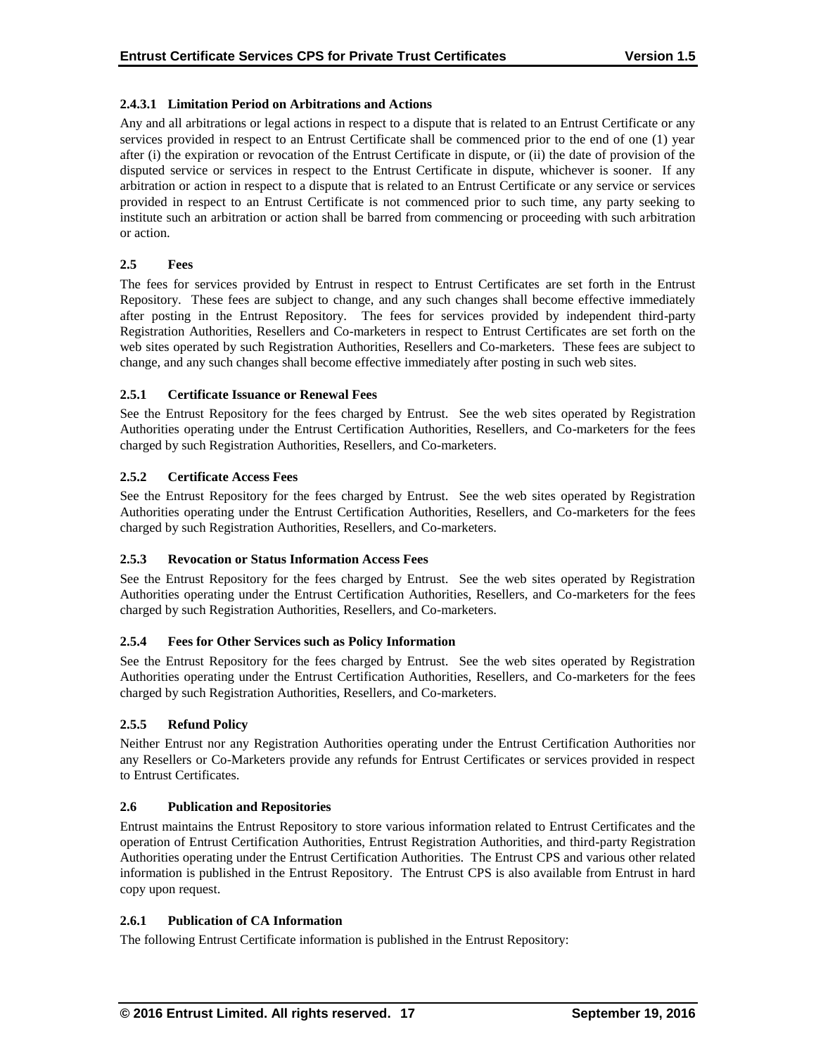#### 2.4.3.1 Limitation Period on Arbitrations and Actions

Any and all arbitrations or legal actions in respect to a dispute that is related to an Entrust Certificate or any services provided in respect to an Entrust Certificate shall be commenced prior to the end of one (1) year after (i) the expiration or revocation of the Entrust Certificate in dispute, or (ii) the date of provision of the disputed service or services in respect to the Entrust Certificate in dispute, whichever is sooner. If any arbitration or action in respect to a dispute that is related to an Entrust Certificate or any service or services provided in respect to an Entrust Certificate is not commenced prior to such time, any party seeking to institute such an arbitration or action shall be barred from commencing or proceeding with such arbitration or action.

## 2.5 Fees

The fees for services provided by Entrust in respect to Entrust Certificates are set forth in the Entrust Repository. These fees are subject to change, and any such changes shall become effective immediately after posting in the Entrust Repository. The fees for services provided by independent third-party Registration Authorities, Resellers and Co-marketers in respect to Entrust Certificates are set forth on the web sites operated by such Registration Authorities, Resellers and Co-marketers. These fees are subject to change, and any such changes shall become effective immediately after posting in such web sites.

### 2.5.1 Certificate Issuance or Renewal Fees

See the Entrust Repository for the fees charged by Entrust. See the web sites operated by Registration Authorities operating under the Entrust Certification Authorities, Resellers, and Co-marketers for the fees charged by such Registration Authorities, Resellers, and Co-marketers.

### 2.5.2 Certificate Access Fees

See the Entrust Repository for the fees charged by Entrust. See the web sites operated by Registration Authorities operating under the Entrust Certification Authorities, Resellers, and Co-marketers for the fees charged by such Registration Authorities, Resellers, and Co-marketers.

### 2.5.3 Revocation or Status Information Access Fees

See the Entrust Repository for the fees charged by Entrust. See the web sites operated by Registration Authorities operating under the Entrust Certification Authorities, Resellers, and Co-marketers for the fees charged by such Registration Authorities, Resellers, and Co-marketers.

### 2.5.4 Fees for Other Services such as Policy Information

See the Entrust Repository for the fees charged by Entrust. See the web sites operated by Registration Authorities operating under the Entrust Certification Authorities, Resellers, and Co-marketers for the fees charged by such Registration Authorities, Resellers, and Co-marketers.

### 2.5.5 Refund Policy

Neither Entrust nor any Registration Authorities operating under the Entrust Certification Authorities nor any Resellers or Co-Marketers provide any refunds for Entrust Certificates or services provided in respect to Entrust Certificates.

## 2.6 Publication and Repositories

Entrust maintains the Entrust Repository to store various information related to Entrust Certificates and the operation of Entrust Certification Authorities, Entrust Registration Authorities, and third-party Registration Authorities operating under the Entrust Certification Authorities. The Entrust CPS and various other related information is published in the Entrust Repository. The Entrust CPS is also available from Entrust in hard copy upon request.

### 2.6.1 Publication of CA Information

The following Entrust Certificate information is published in the Entrust Repository: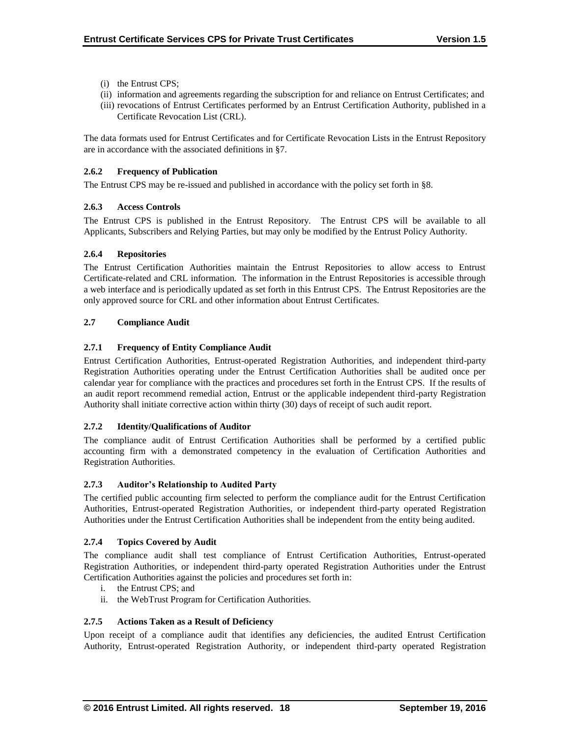(i) the Entrust CPS;
(ii) information and agreements regarding the subscription for and reliance on Entrust Certificates; and
(iii) revocations of Entrust Certificates performed by an Entrust Certification Authority, published in a Certificate Revocation List (CRL).

The data formats used for Entrust Certificates and for Certificate Revocation Lists in the Entrust Repository are in accordance with the associated definitions in §7.

### 2.6.2 Frequency of Publication

The Entrust CPS may be re-issued and published in accordance with the policy set forth in §8.

### 2.6.3 Access Controls

The Entrust CPS is published in the Entrust Repository. The Entrust CPS will be available to all Applicants, Subscribers and Relying Parties, but may only be modified by the Entrust Policy Authority.

### 2.6.4 Repositories

The Entrust Certification Authorities maintain the Entrust Repositories to allow access to Entrust Certificate-related and CRL information. The information in the Entrust Repositories is accessible through a web interface and is periodically updated as set forth in this Entrust CPS. The Entrust Repositories are the only approved source for CRL and other information about Entrust Certificates.

## 2.7 Compliance Audit

### 2.7.1 Frequency of Entity Compliance Audit

Entrust Certification Authorities, Entrust-operated Registration Authorities, and independent third-party Registration Authorities operating under the Entrust Certification Authorities shall be audited once per calendar year for compliance with the practices and procedures set forth in the Entrust CPS. If the results of an audit report recommend remedial action, Entrust or the applicable independent third-party Registration Authority shall initiate corrective action within thirty (30) days of receipt of such audit report.

### 2.7.2 Identity/Qualifications of Auditor

The compliance audit of Entrust Certification Authorities shall be performed by a certified public accounting firm with a demonstrated competency in the evaluation of Certification Authorities and Registration Authorities.

### 2.7.3 Auditor's Relationship to Audited Party

The certified public accounting firm selected to perform the compliance audit for the Entrust Certification Authorities, Entrust-operated Registration Authorities, or independent third-party operated Registration Authorities under the Entrust Certification Authorities shall be independent from the entity being audited.

### 2.7.4 Topics Covered by Audit

The compliance audit shall test compliance of Entrust Certification Authorities, Entrust-operated Registration Authorities, or independent third-party operated Registration Authorities under the Entrust Certification Authorities against the policies and procedures set forth in:

i. the Entrust CPS; and
ii. the WebTrust Program for Certification Authorities.

### 2.7.5 Actions Taken as a Result of Deficiency

Upon receipt of a compliance audit that identifies any deficiencies, the audited Entrust Certification Authority, Entrust-operated Registration Authority, or independent third-party operated Registration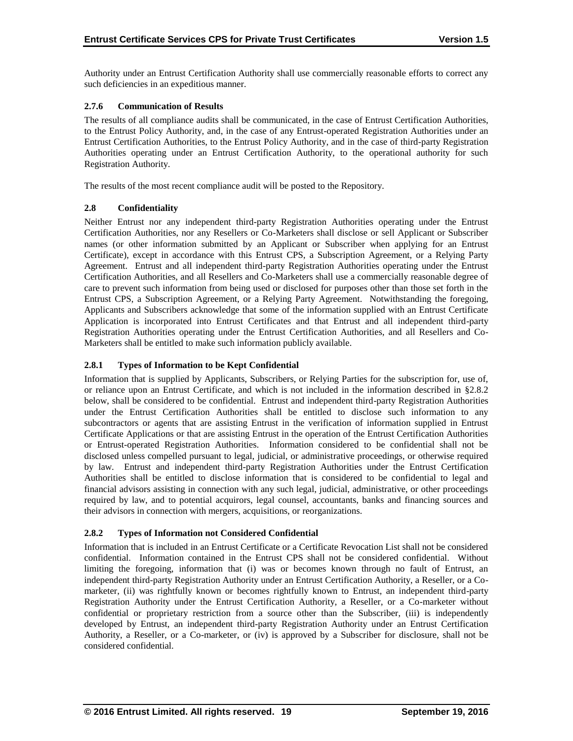Authority under an Entrust Certification Authority shall use commercially reasonable efforts to correct any such deficiencies in an expeditious manner.

### 2.7.6 Communication of Results

The results of all compliance audits shall be communicated, in the case of Entrust Certification Authorities, to the Entrust Policy Authority, and, in the case of any Entrust-operated Registration Authorities under an Entrust Certification Authorities, to the Entrust Policy Authority, and in the case of third-party Registration Authorities operating under an Entrust Certification Authority, to the operational authority for such Registration Authority.

The results of the most recent compliance audit will be posted to the Repository.

## 2.8 Confidentiality

Neither Entrust nor any independent third-party Registration Authorities operating under the Entrust Certification Authorities, nor any Resellers or Co-Marketers shall disclose or sell Applicant or Subscriber names (or other information submitted by an Applicant or Subscriber when applying for an Entrust Certificate), except in accordance with this Entrust CPS, a Subscription Agreement, or a Relying Party Agreement. Entrust and all independent third-party Registration Authorities operating under the Entrust Certification Authorities, and all Resellers and Co-Marketers shall use a commercially reasonable degree of care to prevent such information from being used or disclosed for purposes other than those set forth in the Entrust CPS, a Subscription Agreement, or a Relying Party Agreement. Notwithstanding the foregoing, Applicants and Subscribers acknowledge that some of the information supplied with an Entrust Certificate Application is incorporated into Entrust Certificates and that Entrust and all independent third-party Registration Authorities operating under the Entrust Certification Authorities, and all Resellers and Co-Marketers shall be entitled to make such information publicly available.

### 2.8.1 Types of Information to be Kept Confidential

Information that is supplied by Applicants, Subscribers, or Relying Parties for the subscription for, use of, or reliance upon an Entrust Certificate, and which is not included in the information described in §2.8.2 below, shall be considered to be confidential. Entrust and independent third-party Registration Authorities under the Entrust Certification Authorities shall be entitled to disclose such information to any subcontractors or agents that are assisting Entrust in the verification of information supplied in Entrust Certificate Applications or that are assisting Entrust in the operation of the Entrust Certification Authorities or Entrust-operated Registration Authorities. Information considered to be confidential shall not be disclosed unless compelled pursuant to legal, judicial, or administrative proceedings, or otherwise required by law. Entrust and independent third-party Registration Authorities under the Entrust Certification Authorities shall be entitled to disclose information that is considered to be confidential to legal and financial advisors assisting in connection with any such legal, judicial, administrative, or other proceedings required by law, and to potential acquirors, legal counsel, accountants, banks and financing sources and their advisors in connection with mergers, acquisitions, or reorganizations.

### 2.8.2 Types of Information not Considered Confidential

Information that is included in an Entrust Certificate or a Certificate Revocation List shall not be considered confidential. Information contained in the Entrust CPS shall not be considered confidential. Without limiting the foregoing, information that (i) was or becomes known through no fault of Entrust, an independent third-party Registration Authority under an Entrust Certification Authority, a Reseller, or a Co-marketer, (ii) was rightfully known or becomes rightfully known to Entrust, an independent third-party Registration Authority under the Entrust Certification Authority, a Reseller, or a Co-marketer without confidential or proprietary restriction from a source other than the Subscriber, (iii) is independently developed by Entrust, an independent third-party Registration Authority under an Entrust Certification Authority, a Reseller, or a Co-marketer, or (iv) is approved by a Subscriber for disclosure, shall not be considered confidential.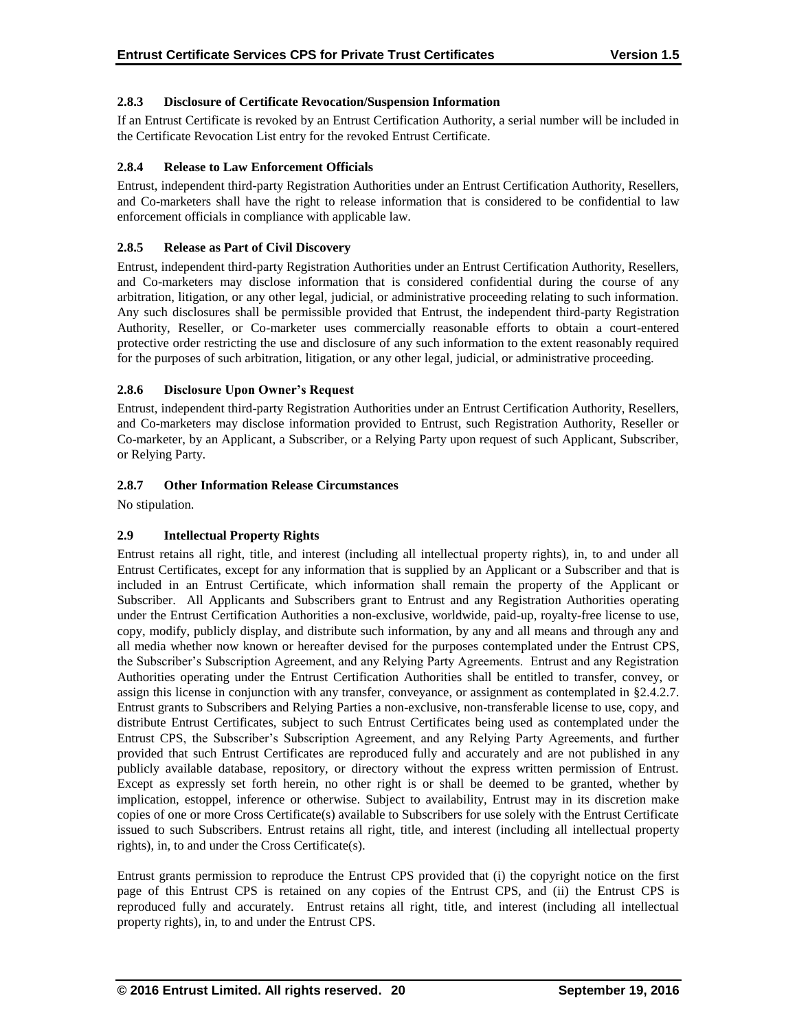#### 2.8.3 Disclosure of Certificate Revocation/Suspension Information

If an Entrust Certificate is revoked by an Entrust Certification Authority, a serial number will be included in the Certificate Revocation List entry for the revoked Entrust Certificate.

#### 2.8.4 Release to Law Enforcement Officials

Entrust, independent third-party Registration Authorities under an Entrust Certification Authority, Resellers, and Co-marketers shall have the right to release information that is considered to be confidential to law enforcement officials in compliance with applicable law.

#### 2.8.5 Release as Part of Civil Discovery

Entrust, independent third-party Registration Authorities under an Entrust Certification Authority, Resellers, and Co-marketers may disclose information that is considered confidential during the course of any arbitration, litigation, or any other legal, judicial, or administrative proceeding relating to such information. Any such disclosures shall be permissible provided that Entrust, the independent third-party Registration Authority, Reseller, or Co-marketer uses commercially reasonable efforts to obtain a court-entered protective order restricting the use and disclosure of any such information to the extent reasonably required for the purposes of such arbitration, litigation, or any other legal, judicial, or administrative proceeding.

#### 2.8.6 Disclosure Upon Owner's Request

Entrust, independent third-party Registration Authorities under an Entrust Certification Authority, Resellers, and Co-marketers may disclose information provided to Entrust, such Registration Authority, Reseller or Co-marketer, by an Applicant, a Subscriber, or a Relying Party upon request of such Applicant, Subscriber, or Relying Party.

#### 2.8.7 Other Information Release Circumstances

No stipulation.

### 2.9 Intellectual Property Rights

Entrust retains all right, title, and interest (including all intellectual property rights), in, to and under all Entrust Certificates, except for any information that is supplied by an Applicant or a Subscriber and that is included in an Entrust Certificate, which information shall remain the property of the Applicant or Subscriber. All Applicants and Subscribers grant to Entrust and any Registration Authorities operating under the Entrust Certification Authorities a non-exclusive, worldwide, paid-up, royalty-free license to use, copy, modify, publicly display, and distribute such information, by any and all means and through any and all media whether now known or hereafter devised for the purposes contemplated under the Entrust CPS, the Subscriber's Subscription Agreement, and any Relying Party Agreements. Entrust and any Registration Authorities operating under the Entrust Certification Authorities shall be entitled to transfer, convey, or assign this license in conjunction with any transfer, conveyance, or assignment as contemplated in §2.4.2.7. Entrust grants to Subscribers and Relying Parties a non-exclusive, non-transferable license to use, copy, and distribute Entrust Certificates, subject to such Entrust Certificates being used as contemplated under the Entrust CPS, the Subscriber's Subscription Agreement, and any Relying Party Agreements, and further provided that such Entrust Certificates are reproduced fully and accurately and are not published in any publicly available database, repository, or directory without the express written permission of Entrust. Except as expressly set forth herein, no other right is or shall be deemed to be granted, whether by implication, estoppel, inference or otherwise. Subject to availability, Entrust may in its discretion make copies of one or more Cross Certificate(s) available to Subscribers for use solely with the Entrust Certificate issued to such Subscribers. Entrust retains all right, title, and interest (including all intellectual property rights), in, to and under the Cross Certificate(s).

Entrust grants permission to reproduce the Entrust CPS provided that (i) the copyright notice on the first page of this Entrust CPS is retained on any copies of the Entrust CPS, and (ii) the Entrust CPS is reproduced fully and accurately. Entrust retains all right, title, and interest (including all intellectual property rights), in, to and under the Entrust CPS.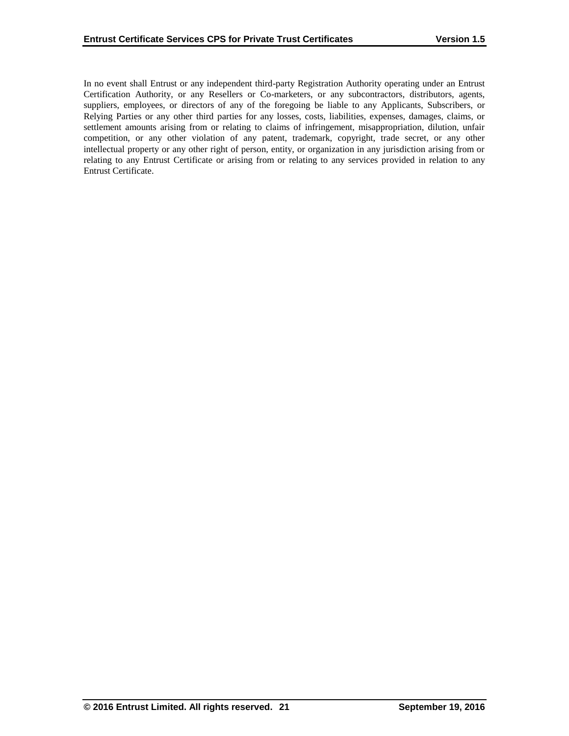In no event shall Entrust or any independent third-party Registration Authority operating under an Entrust Certification Authority, or any Resellers or Co-marketers, or any subcontractors, distributors, agents, suppliers, employees, or directors of any of the foregoing be liable to any Applicants, Subscribers, or Relying Parties or any other third parties for any losses, costs, liabilities, expenses, damages, claims, or settlement amounts arising from or relating to claims of infringement, misappropriation, dilution, unfair competition, or any other violation of any patent, trademark, copyright, trade secret, or any other intellectual property or any other right of person, entity, or organization in any jurisdiction arising from or relating to any Entrust Certificate or arising from or relating to any services provided in relation to any Entrust Certificate.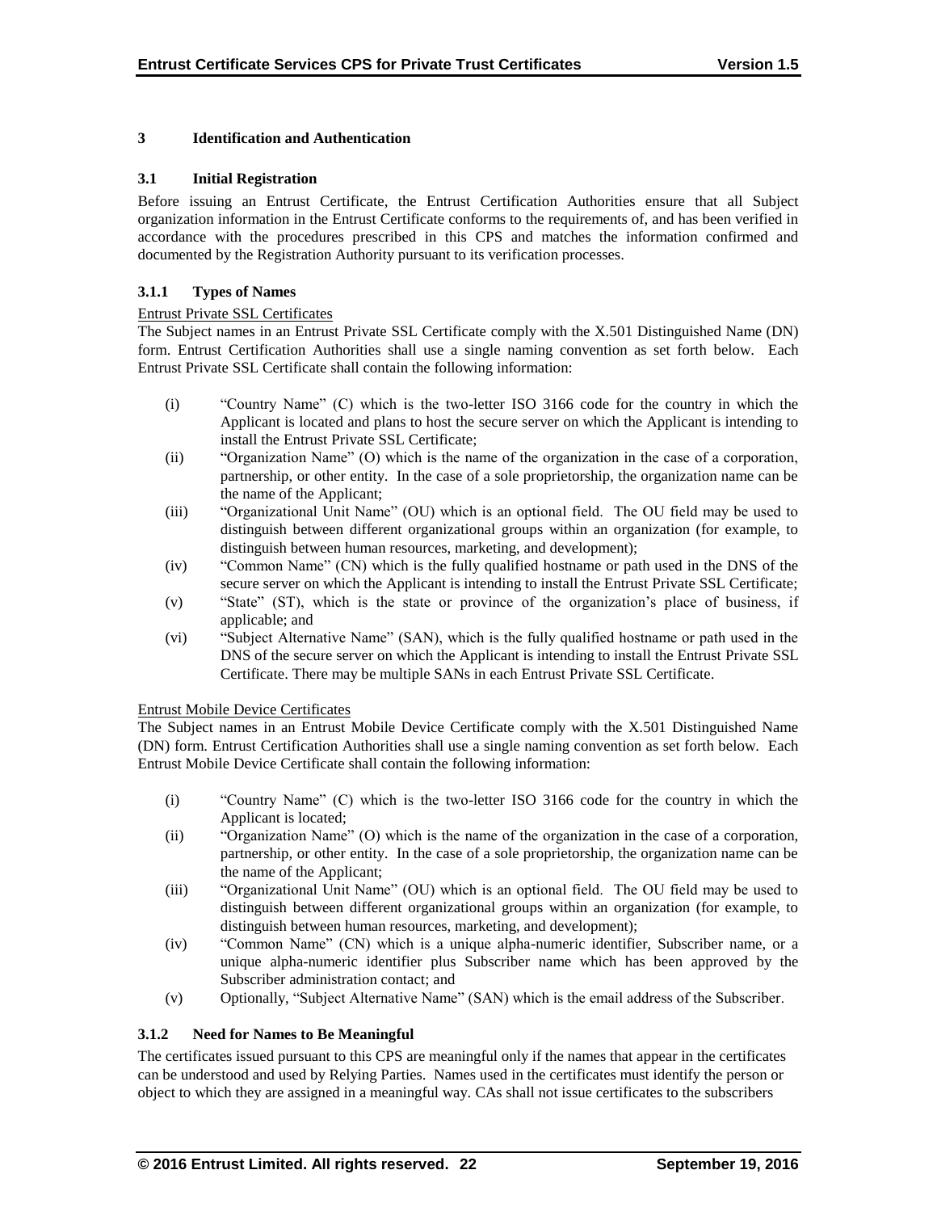## 3 Identification and Authentication

### 3.1 Initial Registration

Before issuing an Entrust Certificate, the Entrust Certification Authorities ensure that all Subject organization information in the Entrust Certificate conforms to the requirements of, and has been verified in accordance with the procedures prescribed in this CPS and matches the information confirmed and documented by the Registration Authority pursuant to its verification processes.

#### 3.1.1 Types of Names

Entrust Private SSL Certificates

The Subject names in an Entrust Private SSL Certificate comply with the X.501 Distinguished Name (DN) form. Entrust Certification Authorities shall use a single naming convention as set forth below. Each Entrust Private SSL Certificate shall contain the following information:

(i) "Country Name" (C) which is the two-letter ISO 3166 code for the country in which the Applicant is located and plans to host the secure server on which the Applicant is intending to install the Entrust Private SSL Certificate;

(ii) "Organization Name" (O) which is the name of the organization in the case of a corporation, partnership, or other entity. In the case of a sole proprietorship, the organization name can be the name of the Applicant;

(iii) "Organizational Unit Name" (OU) which is an optional field. The OU field may be used to distinguish between different organizational groups within an organization (for example, to distinguish between human resources, marketing, and development);

(iv) "Common Name" (CN) which is the fully qualified hostname or path used in the DNS of the secure server on which the Applicant is intending to install the Entrust Private SSL Certificate;

(v) "State" (ST), which is the state or province of the organization's place of business, if applicable; and

(vi) "Subject Alternative Name" (SAN), which is the fully qualified hostname or path used in the DNS of the secure server on which the Applicant is intending to install the Entrust Private SSL Certificate. There may be multiple SANs in each Entrust Private SSL Certificate.

Entrust Mobile Device Certificates

The Subject names in an Entrust Mobile Device Certificate comply with the X.501 Distinguished Name (DN) form. Entrust Certification Authorities shall use a single naming convention as set forth below. Each Entrust Mobile Device Certificate shall contain the following information:

(i) "Country Name" (C) which is the two-letter ISO 3166 code for the country in which the Applicant is located;

(ii) "Organization Name" (O) which is the name of the organization in the case of a corporation, partnership, or other entity. In the case of a sole proprietorship, the organization name can be the name of the Applicant;

(iii) "Organizational Unit Name" (OU) which is an optional field. The OU field may be used to distinguish between different organizational groups within an organization (for example, to distinguish between human resources, marketing, and development);

(iv) "Common Name" (CN) which is a unique alpha-numeric identifier, Subscriber name, or a unique alpha-numeric identifier plus Subscriber name which has been approved by the Subscriber administration contact; and

(v) Optionally, "Subject Alternative Name" (SAN) which is the email address of the Subscriber.

#### 3.1.2 Need for Names to Be Meaningful

The certificates issued pursuant to this CPS are meaningful only if the names that appear in the certificates can be understood and used by Relying Parties. Names used in the certificates must identify the person or object to which they are assigned in a meaningful way. CAs shall not issue certificates to the subscribers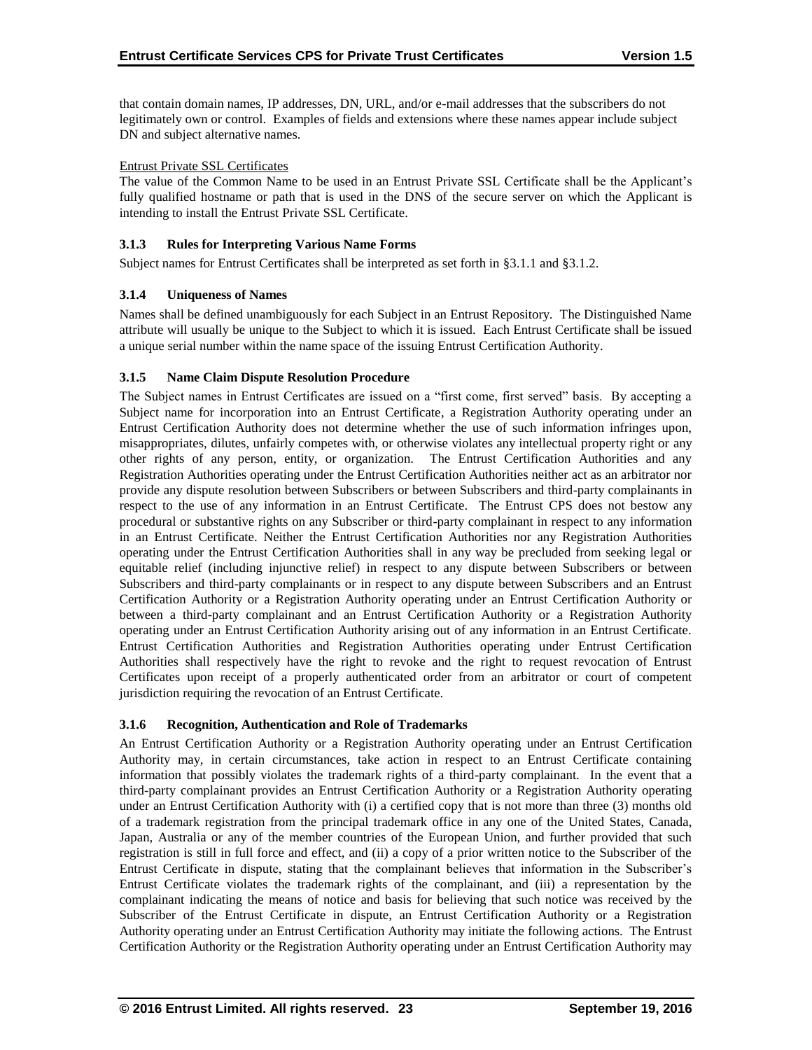that contain domain names, IP addresses, DN, URL, and/or e-mail addresses that the subscribers do not legitimately own or control. Examples of fields and extensions where these names appear include subject DN and subject alternative names.

Entrust Private SSL Certificates

The value of the Common Name to be used in an Entrust Private SSL Certificate shall be the Applicant's fully qualified hostname or path that is used in the DNS of the secure server on which the Applicant is intending to install the Entrust Private SSL Certificate.

### 3.1.3 Rules for Interpreting Various Name Forms

Subject names for Entrust Certificates shall be interpreted as set forth in §3.1.1 and §3.1.2.

### 3.1.4 Uniqueness of Names

Names shall be defined unambiguously for each Subject in an Entrust Repository. The Distinguished Name attribute will usually be unique to the Subject to which it is issued. Each Entrust Certificate shall be issued a unique serial number within the name space of the issuing Entrust Certification Authority.

### 3.1.5 Name Claim Dispute Resolution Procedure

The Subject names in Entrust Certificates are issued on a "first come, first served" basis. By accepting a Subject name for incorporation into an Entrust Certificate, a Registration Authority operating under an Entrust Certification Authority does not determine whether the use of such information infringes upon, misappropriates, dilutes, unfairly competes with, or otherwise violates any intellectual property right or any other rights of any person, entity, or organization. The Entrust Certification Authorities and any Registration Authorities operating under the Entrust Certification Authorities neither act as an arbitrator nor provide any dispute resolution between Subscribers or between Subscribers and third-party complainants in respect to the use of any information in an Entrust Certificate. The Entrust CPS does not bestow any procedural or substantive rights on any Subscriber or third-party complainant in respect to any information in an Entrust Certificate. Neither the Entrust Certification Authorities nor any Registration Authorities operating under the Entrust Certification Authorities shall in any way be precluded from seeking legal or equitable relief (including injunctive relief) in respect to any dispute between Subscribers or between Subscribers and third-party complainants or in respect to any dispute between Subscribers and an Entrust Certification Authority or a Registration Authority operating under an Entrust Certification Authority or between a third-party complainant and an Entrust Certification Authority or a Registration Authority operating under an Entrust Certification Authority arising out of any information in an Entrust Certificate. Entrust Certification Authorities and Registration Authorities operating under Entrust Certification Authorities shall respectively have the right to revoke and the right to request revocation of Entrust Certificates upon receipt of a properly authenticated order from an arbitrator or court of competent jurisdiction requiring the revocation of an Entrust Certificate.

### 3.1.6 Recognition, Authentication and Role of Trademarks

An Entrust Certification Authority or a Registration Authority operating under an Entrust Certification Authority may, in certain circumstances, take action in respect to an Entrust Certificate containing information that possibly violates the trademark rights of a third-party complainant. In the event that a third-party complainant provides an Entrust Certification Authority or a Registration Authority operating under an Entrust Certification Authority with (i) a certified copy that is not more than three (3) months old of a trademark registration from the principal trademark office in any one of the United States, Canada, Japan, Australia or any of the member countries of the European Union, and further provided that such registration is still in full force and effect, and (ii) a copy of a prior written notice to the Subscriber of the Entrust Certificate in dispute, stating that the complainant believes that information in the Subscriber's Entrust Certificate violates the trademark rights of the complainant, and (iii) a representation by the complainant indicating the means of notice and basis for believing that such notice was received by the Subscriber of the Entrust Certificate in dispute, an Entrust Certification Authority or a Registration Authority operating under an Entrust Certification Authority may initiate the following actions. The Entrust Certification Authority or the Registration Authority operating under an Entrust Certification Authority may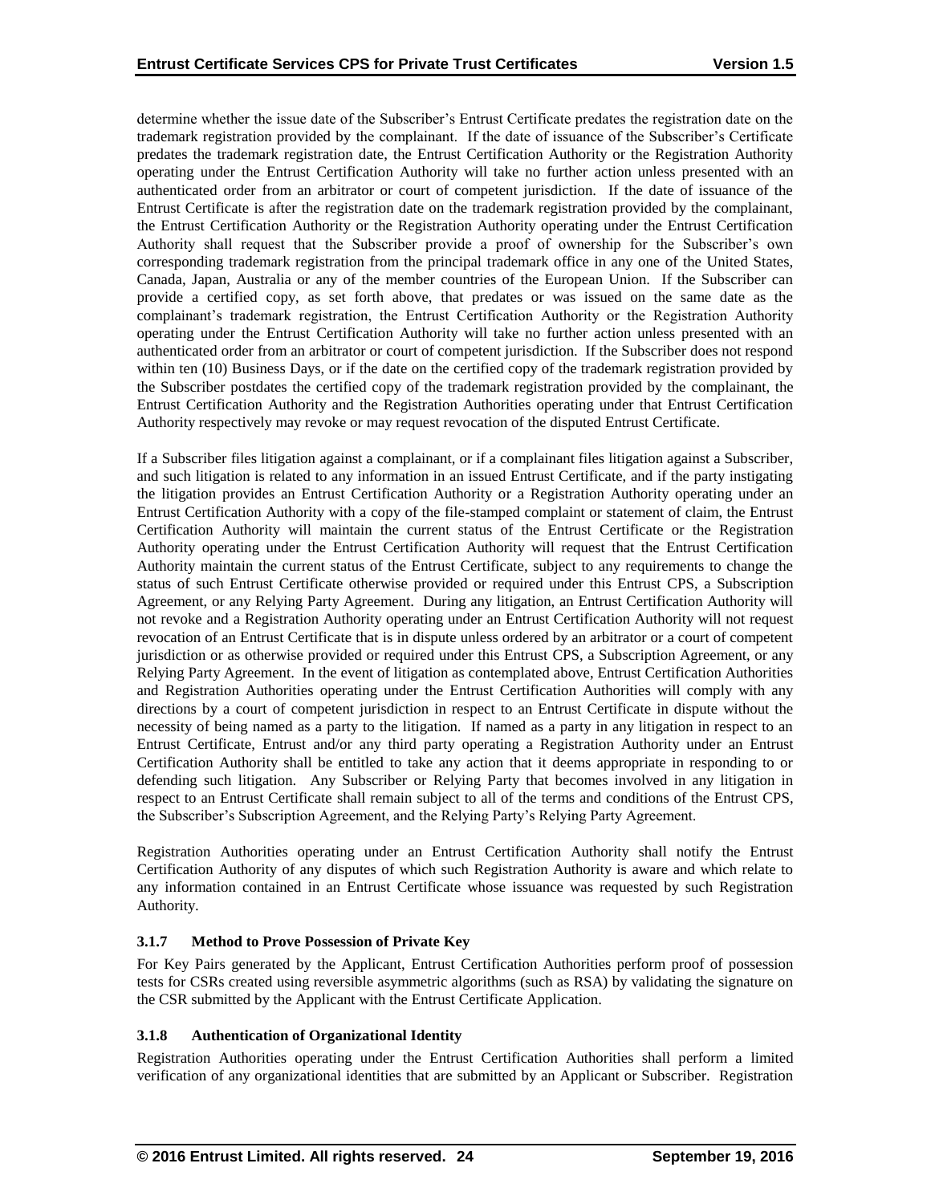determine whether the issue date of the Subscriber's Entrust Certificate predates the registration date on the trademark registration provided by the complainant. If the date of issuance of the Subscriber's Certificate predates the trademark registration date, the Entrust Certification Authority or the Registration Authority operating under the Entrust Certification Authority will take no further action unless presented with an authenticated order from an arbitrator or court of competent jurisdiction. If the date of issuance of the Entrust Certificate is after the registration date on the trademark registration provided by the complainant, the Entrust Certification Authority or the Registration Authority operating under the Entrust Certification Authority shall request that the Subscriber provide a proof of ownership for the Subscriber's own corresponding trademark registration from the principal trademark office in any one of the United States, Canada, Japan, Australia or any of the member countries of the European Union. If the Subscriber can provide a certified copy, as set forth above, that predates or was issued on the same date as the complainant's trademark registration, the Entrust Certification Authority or the Registration Authority operating under the Entrust Certification Authority will take no further action unless presented with an authenticated order from an arbitrator or court of competent jurisdiction. If the Subscriber does not respond within ten (10) Business Days, or if the date on the certified copy of the trademark registration provided by the Subscriber postdates the certified copy of the trademark registration provided by the complainant, the Entrust Certification Authority and the Registration Authorities operating under that Entrust Certification Authority respectively may revoke or may request revocation of the disputed Entrust Certificate.

If a Subscriber files litigation against a complainant, or if a complainant files litigation against a Subscriber, and such litigation is related to any information in an issued Entrust Certificate, and if the party instigating the litigation provides an Entrust Certification Authority or a Registration Authority operating under an Entrust Certification Authority with a copy of the file-stamped complaint or statement of claim, the Entrust Certification Authority will maintain the current status of the Entrust Certificate or the Registration Authority operating under the Entrust Certification Authority will request that the Entrust Certification Authority maintain the current status of the Entrust Certificate, subject to any requirements to change the status of such Entrust Certificate otherwise provided or required under this Entrust CPS, a Subscription Agreement, or any Relying Party Agreement. During any litigation, an Entrust Certification Authority will not revoke and a Registration Authority operating under an Entrust Certification Authority will not request revocation of an Entrust Certificate that is in dispute unless ordered by an arbitrator or a court of competent jurisdiction or as otherwise provided or required under this Entrust CPS, a Subscription Agreement, or any Relying Party Agreement. In the event of litigation as contemplated above, Entrust Certification Authorities and Registration Authorities operating under the Entrust Certification Authorities will comply with any directions by a court of competent jurisdiction in respect to an Entrust Certificate in dispute without the necessity of being named as a party to the litigation. If named as a party in any litigation in respect to an Entrust Certificate, Entrust and/or any third party operating a Registration Authority under an Entrust Certification Authority shall be entitled to take any action that it deems appropriate in responding to or defending such litigation. Any Subscriber or Relying Party that becomes involved in any litigation in respect to an Entrust Certificate shall remain subject to all of the terms and conditions of the Entrust CPS, the Subscriber's Subscription Agreement, and the Relying Party's Relying Party Agreement.

Registration Authorities operating under an Entrust Certification Authority shall notify the Entrust Certification Authority of any disputes of which such Registration Authority is aware and which relate to any information contained in an Entrust Certificate whose issuance was requested by such Registration Authority.

### 3.1.7 Method to Prove Possession of Private Key

For Key Pairs generated by the Applicant, Entrust Certification Authorities perform proof of possession tests for CSRs created using reversible asymmetric algorithms (such as RSA) by validating the signature on the CSR submitted by the Applicant with the Entrust Certificate Application.

### 3.1.8 Authentication of Organizational Identity

Registration Authorities operating under the Entrust Certification Authorities shall perform a limited verification of any organizational identities that are submitted by an Applicant or Subscriber. Registration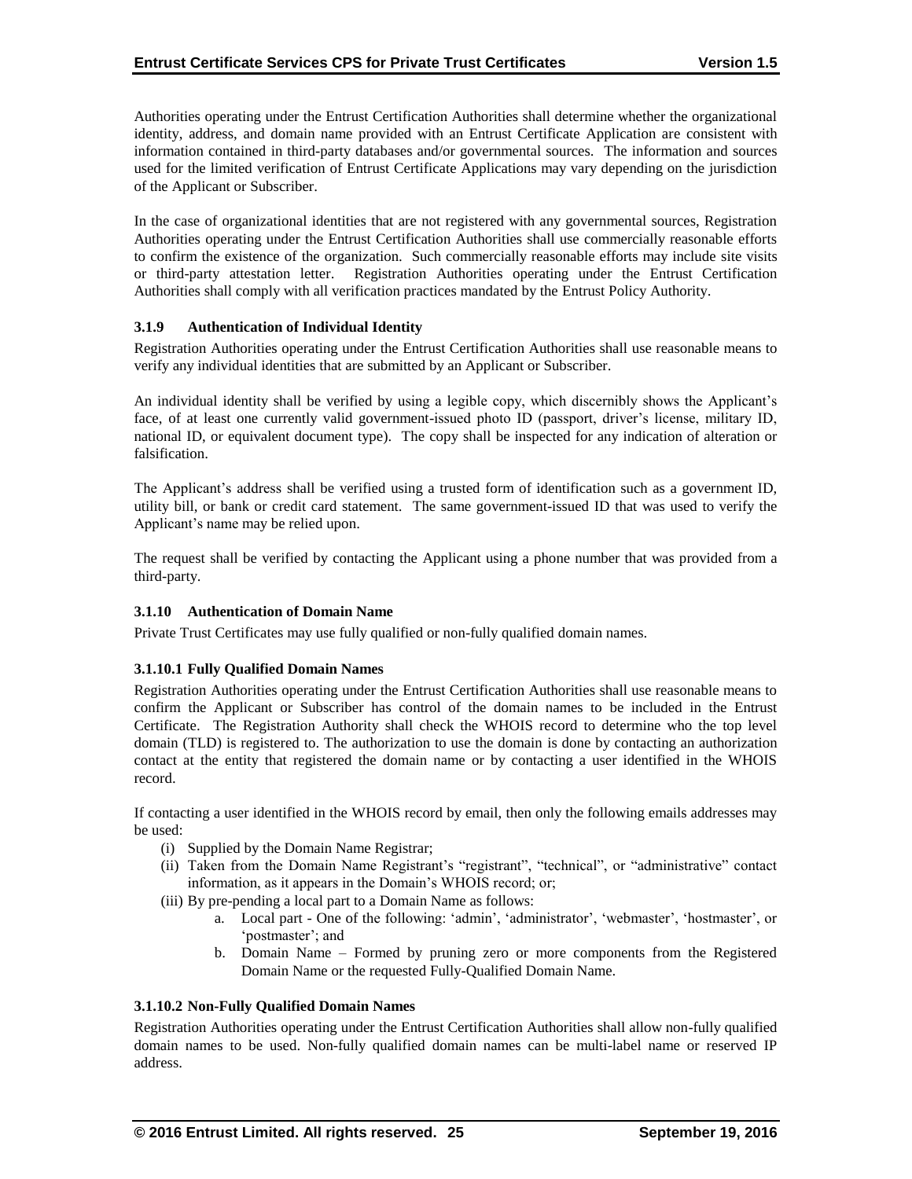Authorities operating under the Entrust Certification Authorities shall determine whether the organizational identity, address, and domain name provided with an Entrust Certificate Application are consistent with information contained in third-party databases and/or governmental sources. The information and sources used for the limited verification of Entrust Certificate Applications may vary depending on the jurisdiction of the Applicant or Subscriber.

In the case of organizational identities that are not registered with any governmental sources, Registration Authorities operating under the Entrust Certification Authorities shall use commercially reasonable efforts to confirm the existence of the organization. Such commercially reasonable efforts may include site visits or third-party attestation letter. Registration Authorities operating under the Entrust Certification Authorities shall comply with all verification practices mandated by the Entrust Policy Authority.

### 3.1.9 Authentication of Individual Identity

Registration Authorities operating under the Entrust Certification Authorities shall use reasonable means to verify any individual identities that are submitted by an Applicant or Subscriber.

An individual identity shall be verified by using a legible copy, which discernibly shows the Applicant's face, of at least one currently valid government-issued photo ID (passport, driver's license, military ID, national ID, or equivalent document type). The copy shall be inspected for any indication of alteration or falsification.

The Applicant's address shall be verified using a trusted form of identification such as a government ID, utility bill, or bank or credit card statement. The same government-issued ID that was used to verify the Applicant's name may be relied upon.

The request shall be verified by contacting the Applicant using a phone number that was provided from a third-party.

### 3.1.10 Authentication of Domain Name

Private Trust Certificates may use fully qualified or non-fully qualified domain names.

#### 3.1.10.1 Fully Qualified Domain Names

Registration Authorities operating under the Entrust Certification Authorities shall use reasonable means to confirm the Applicant or Subscriber has control of the domain names to be included in the Entrust Certificate. The Registration Authority shall check the WHOIS record to determine who the top level domain (TLD) is registered to. The authorization to use the domain is done by contacting an authorization contact at the entity that registered the domain name or by contacting a user identified in the WHOIS record.

If contacting a user identified in the WHOIS record by email, then only the following emails addresses may be used:

- (i) Supplied by the Domain Name Registrar;
- (ii) Taken from the Domain Name Registrant's "registrant", "technical", or "administrative" contact information, as it appears in the Domain's WHOIS record; or;
- (iii) By pre-pending a local part to a Domain Name as follows:
  - a. Local part - One of the following: 'admin', 'administrator', 'webmaster', 'hostmaster', or 'postmaster'; and
  - b. Domain Name – Formed by pruning zero or more components from the Registered Domain Name or the requested Fully-Qualified Domain Name.

#### 3.1.10.2 Non-Fully Qualified Domain Names

Registration Authorities operating under the Entrust Certification Authorities shall allow non-fully qualified domain names to be used. Non-fully qualified domain names can be multi-label name or reserved IP address.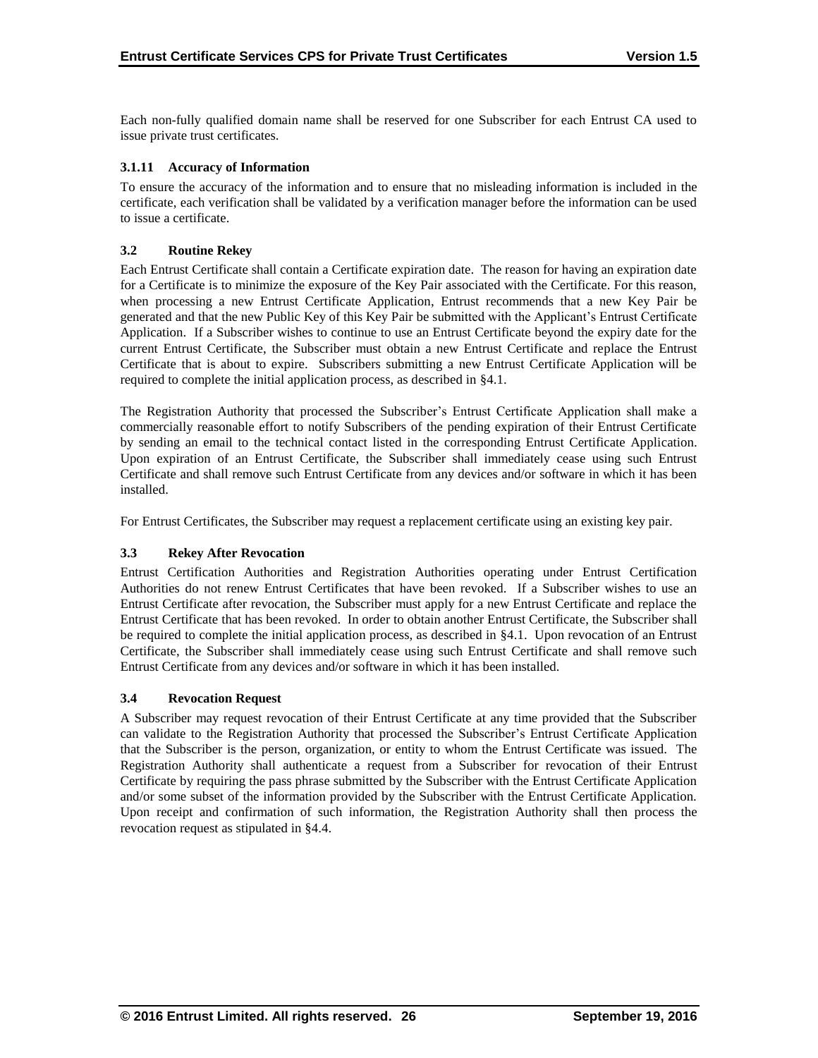Each non-fully qualified domain name shall be reserved for one Subscriber for each Entrust CA used to issue private trust certificates.

#### 3.1.11 Accuracy of Information

To ensure the accuracy of the information and to ensure that no misleading information is included in the certificate, each verification shall be validated by a verification manager before the information can be used to issue a certificate.

### 3.2 Routine Rekey

Each Entrust Certificate shall contain a Certificate expiration date. The reason for having an expiration date for a Certificate is to minimize the exposure of the Key Pair associated with the Certificate. For this reason, when processing a new Entrust Certificate Application, Entrust recommends that a new Key Pair be generated and that the new Public Key of this Key Pair be submitted with the Applicant's Entrust Certificate Application. If a Subscriber wishes to continue to use an Entrust Certificate beyond the expiry date for the current Entrust Certificate, the Subscriber must obtain a new Entrust Certificate and replace the Entrust Certificate that is about to expire. Subscribers submitting a new Entrust Certificate Application will be required to complete the initial application process, as described in §4.1.

The Registration Authority that processed the Subscriber's Entrust Certificate Application shall make a commercially reasonable effort to notify Subscribers of the pending expiration of their Entrust Certificate by sending an email to the technical contact listed in the corresponding Entrust Certificate Application. Upon expiration of an Entrust Certificate, the Subscriber shall immediately cease using such Entrust Certificate and shall remove such Entrust Certificate from any devices and/or software in which it has been installed.

For Entrust Certificates, the Subscriber may request a replacement certificate using an existing key pair.

### 3.3 Rekey After Revocation

Entrust Certification Authorities and Registration Authorities operating under Entrust Certification Authorities do not renew Entrust Certificates that have been revoked. If a Subscriber wishes to use an Entrust Certificate after revocation, the Subscriber must apply for a new Entrust Certificate and replace the Entrust Certificate that has been revoked. In order to obtain another Entrust Certificate, the Subscriber shall be required to complete the initial application process, as described in §4.1. Upon revocation of an Entrust Certificate, the Subscriber shall immediately cease using such Entrust Certificate and shall remove such Entrust Certificate from any devices and/or software in which it has been installed.

### 3.4 Revocation Request

A Subscriber may request revocation of their Entrust Certificate at any time provided that the Subscriber can validate to the Registration Authority that processed the Subscriber's Entrust Certificate Application that the Subscriber is the person, organization, or entity to whom the Entrust Certificate was issued. The Registration Authority shall authenticate a request from a Subscriber for revocation of their Entrust Certificate by requiring the pass phrase submitted by the Subscriber with the Entrust Certificate Application and/or some subset of the information provided by the Subscriber with the Entrust Certificate Application. Upon receipt and confirmation of such information, the Registration Authority shall then process the revocation request as stipulated in §4.4.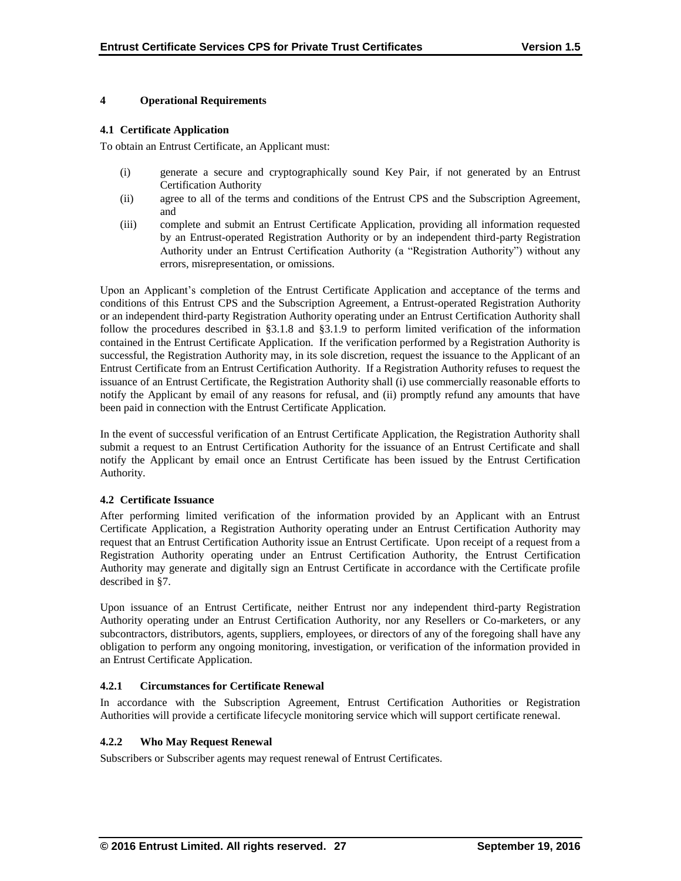# 4 Operational Requirements

## 4.1 Certificate Application

To obtain an Entrust Certificate, an Applicant must:

(i) generate a secure and cryptographically sound Key Pair, if not generated by an Entrust Certification Authority

(ii) agree to all of the terms and conditions of the Entrust CPS and the Subscription Agreement, and

(iii) complete and submit an Entrust Certificate Application, providing all information requested by an Entrust-operated Registration Authority or by an independent third-party Registration Authority under an Entrust Certification Authority (a "Registration Authority") without any errors, misrepresentation, or omissions.

Upon an Applicant's completion of the Entrust Certificate Application and acceptance of the terms and conditions of this Entrust CPS and the Subscription Agreement, a Entrust-operated Registration Authority or an independent third-party Registration Authority operating under an Entrust Certification Authority shall follow the procedures described in §3.1.8 and §3.1.9 to perform limited verification of the information contained in the Entrust Certificate Application. If the verification performed by a Registration Authority is successful, the Registration Authority may, in its sole discretion, request the issuance to the Applicant of an Entrust Certificate from an Entrust Certification Authority. If a Registration Authority refuses to request the issuance of an Entrust Certificate, the Registration Authority shall (i) use commercially reasonable efforts to notify the Applicant by email of any reasons for refusal, and (ii) promptly refund any amounts that have been paid in connection with the Entrust Certificate Application.

In the event of successful verification of an Entrust Certificate Application, the Registration Authority shall submit a request to an Entrust Certification Authority for the issuance of an Entrust Certificate and shall notify the Applicant by email once an Entrust Certificate has been issued by the Entrust Certification Authority.

## 4.2 Certificate Issuance

After performing limited verification of the information provided by an Applicant with an Entrust Certificate Application, a Registration Authority operating under an Entrust Certification Authority may request that an Entrust Certification Authority issue an Entrust Certificate. Upon receipt of a request from a Registration Authority operating under an Entrust Certification Authority, the Entrust Certification Authority may generate and digitally sign an Entrust Certificate in accordance with the Certificate profile described in §7.

Upon issuance of an Entrust Certificate, neither Entrust nor any independent third-party Registration Authority operating under an Entrust Certification Authority, nor any Resellers or Co-marketers, or any subcontractors, distributors, agents, suppliers, employees, or directors of any of the foregoing shall have any obligation to perform any ongoing monitoring, investigation, or verification of the information provided in an Entrust Certificate Application.

### 4.2.1 Circumstances for Certificate Renewal

In accordance with the Subscription Agreement, Entrust Certification Authorities or Registration Authorities will provide a certificate lifecycle monitoring service which will support certificate renewal.

### 4.2.2 Who May Request Renewal

Subscribers or Subscriber agents may request renewal of Entrust Certificates.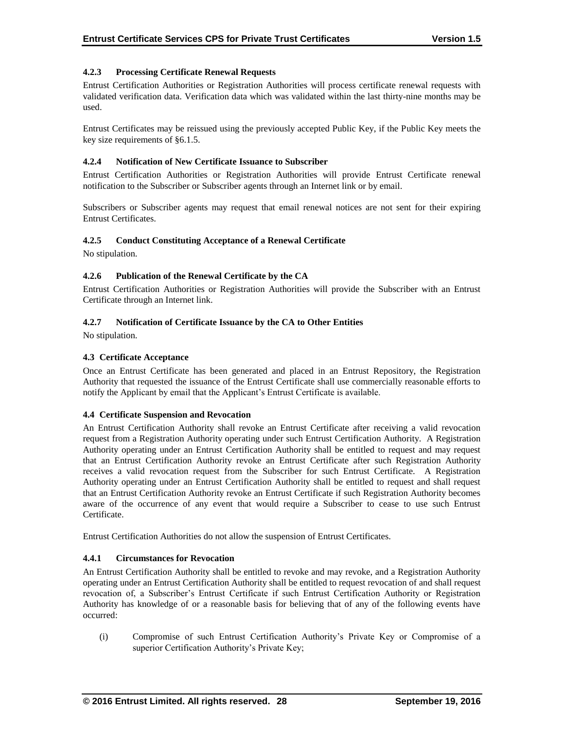#### 4.2.3 Processing Certificate Renewal Requests

Entrust Certification Authorities or Registration Authorities will process certificate renewal requests with validated verification data. Verification data which was validated within the last thirty-nine months may be used.

Entrust Certificates may be reissued using the previously accepted Public Key, if the Public Key meets the key size requirements of §6.1.5.

#### 4.2.4 Notification of New Certificate Issuance to Subscriber

Entrust Certification Authorities or Registration Authorities will provide Entrust Certificate renewal notification to the Subscriber or Subscriber agents through an Internet link or by email.

Subscribers or Subscriber agents may request that email renewal notices are not sent for their expiring Entrust Certificates.

#### 4.2.5 Conduct Constituting Acceptance of a Renewal Certificate

No stipulation.

#### 4.2.6 Publication of the Renewal Certificate by the CA

Entrust Certification Authorities or Registration Authorities will provide the Subscriber with an Entrust Certificate through an Internet link.

#### 4.2.7 Notification of Certificate Issuance by the CA to Other Entities

No stipulation.

### 4.3 Certificate Acceptance

Once an Entrust Certificate has been generated and placed in an Entrust Repository, the Registration Authority that requested the issuance of the Entrust Certificate shall use commercially reasonable efforts to notify the Applicant by email that the Applicant's Entrust Certificate is available.

### 4.4 Certificate Suspension and Revocation

An Entrust Certification Authority shall revoke an Entrust Certificate after receiving a valid revocation request from a Registration Authority operating under such Entrust Certification Authority. A Registration Authority operating under an Entrust Certification Authority shall be entitled to request and may request that an Entrust Certification Authority revoke an Entrust Certificate after such Registration Authority receives a valid revocation request from the Subscriber for such Entrust Certificate. A Registration Authority operating under an Entrust Certification Authority shall be entitled to request and shall request that an Entrust Certification Authority revoke an Entrust Certificate if such Registration Authority becomes aware of the occurrence of any event that would require a Subscriber to cease to use such Entrust Certificate.

Entrust Certification Authorities do not allow the suspension of Entrust Certificates.

#### 4.4.1 Circumstances for Revocation

An Entrust Certification Authority shall be entitled to revoke and may revoke, and a Registration Authority operating under an Entrust Certification Authority shall be entitled to request revocation of and shall request revocation of, a Subscriber's Entrust Certificate if such Entrust Certification Authority or Registration Authority has knowledge of or a reasonable basis for believing that of any of the following events have occurred:

(i) Compromise of such Entrust Certification Authority's Private Key or Compromise of a superior Certification Authority's Private Key;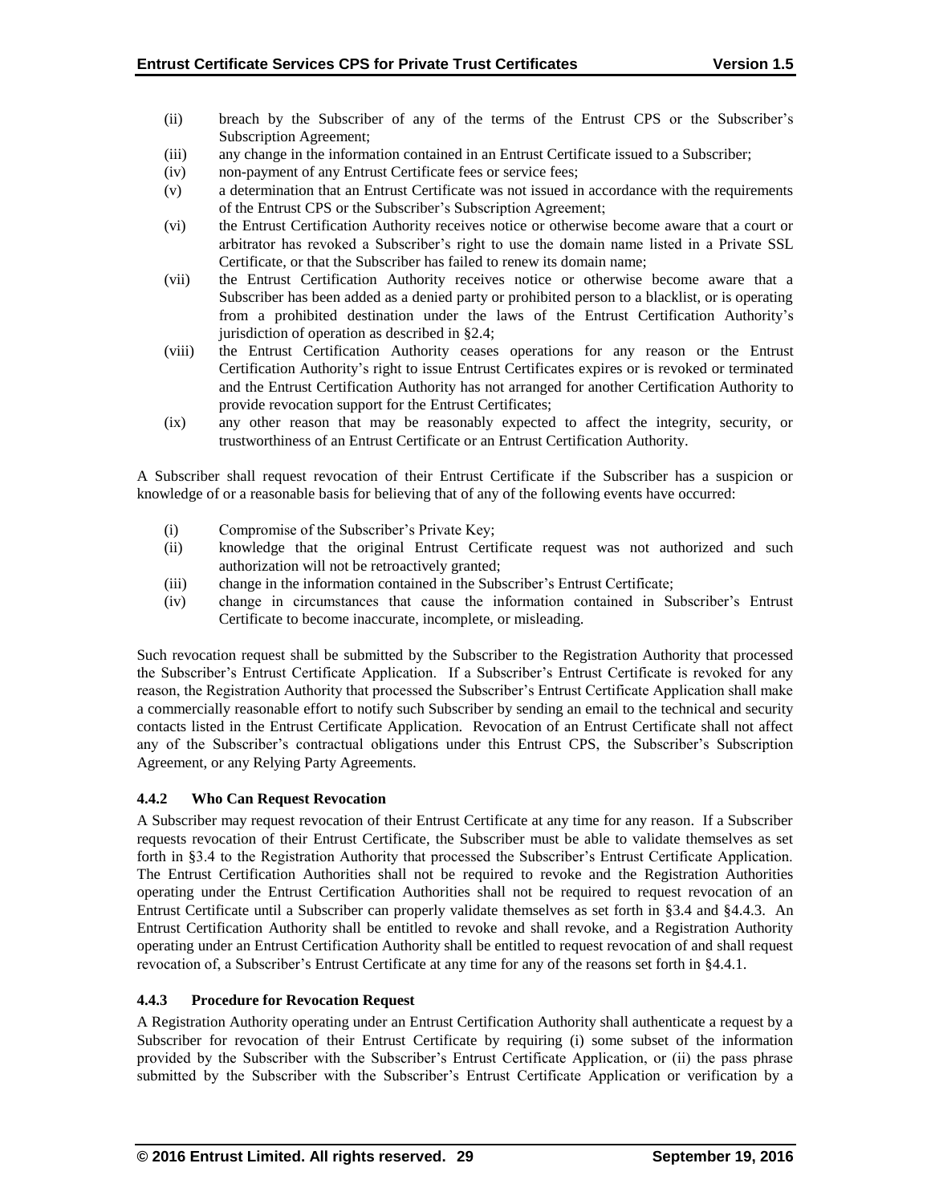(ii) breach by the Subscriber of any of the terms of the Entrust CPS or the Subscriber's Subscription Agreement;
(iii) any change in the information contained in an Entrust Certificate issued to a Subscriber;
(iv) non-payment of any Entrust Certificate fees or service fees;
(v) a determination that an Entrust Certificate was not issued in accordance with the requirements of the Entrust CPS or the Subscriber's Subscription Agreement;
(vi) the Entrust Certification Authority receives notice or otherwise become aware that a court or arbitrator has revoked a Subscriber's right to use the domain name listed in a Private SSL Certificate, or that the Subscriber has failed to renew its domain name;
(vii) the Entrust Certification Authority receives notice or otherwise become aware that a Subscriber has been added as a denied party or prohibited person to a blacklist, or is operating from a prohibited destination under the laws of the Entrust Certification Authority's jurisdiction of operation as described in §2.4;
(viii) the Entrust Certification Authority ceases operations for any reason or the Entrust Certification Authority's right to issue Entrust Certificates expires or is revoked or terminated and the Entrust Certification Authority has not arranged for another Certification Authority to provide revocation support for the Entrust Certificates;
(ix) any other reason that may be reasonably expected to affect the integrity, security, or trustworthiness of an Entrust Certificate or an Entrust Certification Authority.

A Subscriber shall request revocation of their Entrust Certificate if the Subscriber has a suspicion or knowledge of or a reasonable basis for believing that of any of the following events have occurred:

(i) Compromise of the Subscriber's Private Key;
(ii) knowledge that the original Entrust Certificate request was not authorized and such authorization will not be retroactively granted;
(iii) change in the information contained in the Subscriber's Entrust Certificate;
(iv) change in circumstances that cause the information contained in Subscriber's Entrust Certificate to become inaccurate, incomplete, or misleading.

Such revocation request shall be submitted by the Subscriber to the Registration Authority that processed the Subscriber's Entrust Certificate Application. If a Subscriber's Entrust Certificate is revoked for any reason, the Registration Authority that processed the Subscriber's Entrust Certificate Application shall make a commercially reasonable effort to notify such Subscriber by sending an email to the technical and security contacts listed in the Entrust Certificate Application. Revocation of an Entrust Certificate shall not affect any of the Subscriber's contractual obligations under this Entrust CPS, the Subscriber's Subscription Agreement, or any Relying Party Agreements.

### 4.4.2 Who Can Request Revocation

A Subscriber may request revocation of their Entrust Certificate at any time for any reason. If a Subscriber requests revocation of their Entrust Certificate, the Subscriber must be able to validate themselves as set forth in §3.4 to the Registration Authority that processed the Subscriber's Entrust Certificate Application. The Entrust Certification Authorities shall not be required to revoke and the Registration Authorities operating under the Entrust Certification Authorities shall not be required to request revocation of an Entrust Certificate until a Subscriber can properly validate themselves as set forth in §3.4 and §4.4.3. An Entrust Certification Authority shall be entitled to revoke and shall revoke, and a Registration Authority operating under an Entrust Certification Authority shall be entitled to request revocation of and shall request revocation of, a Subscriber's Entrust Certificate at any time for any of the reasons set forth in §4.4.1.

### 4.4.3 Procedure for Revocation Request

A Registration Authority operating under an Entrust Certification Authority shall authenticate a request by a Subscriber for revocation of their Entrust Certificate by requiring (i) some subset of the information provided by the Subscriber with the Subscriber's Entrust Certificate Application, or (ii) the pass phrase submitted by the Subscriber with the Subscriber's Entrust Certificate Application or verification by a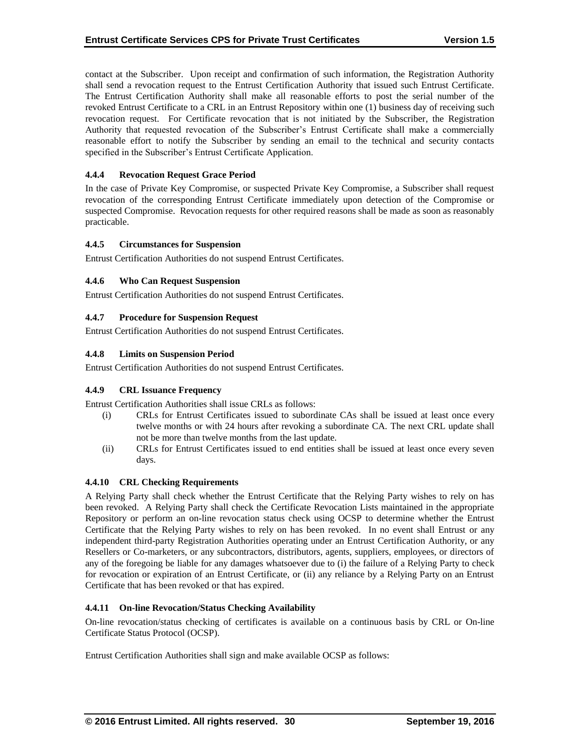contact at the Subscriber. Upon receipt and confirmation of such information, the Registration Authority shall send a revocation request to the Entrust Certification Authority that issued such Entrust Certificate. The Entrust Certification Authority shall make all reasonable efforts to post the serial number of the revoked Entrust Certificate to a CRL in an Entrust Repository within one (1) business day of receiving such revocation request. For Certificate revocation that is not initiated by the Subscriber, the Registration Authority that requested revocation of the Subscriber's Entrust Certificate shall make a commercially reasonable effort to notify the Subscriber by sending an email to the technical and security contacts specified in the Subscriber's Entrust Certificate Application.

### 4.4.4 Revocation Request Grace Period

In the case of Private Key Compromise, or suspected Private Key Compromise, a Subscriber shall request revocation of the corresponding Entrust Certificate immediately upon detection of the Compromise or suspected Compromise. Revocation requests for other required reasons shall be made as soon as reasonably practicable.

### 4.4.5 Circumstances for Suspension

Entrust Certification Authorities do not suspend Entrust Certificates.

### 4.4.6 Who Can Request Suspension

Entrust Certification Authorities do not suspend Entrust Certificates.

### 4.4.7 Procedure for Suspension Request

Entrust Certification Authorities do not suspend Entrust Certificates.

### 4.4.8 Limits on Suspension Period

Entrust Certification Authorities do not suspend Entrust Certificates.

### 4.4.9 CRL Issuance Frequency

Entrust Certification Authorities shall issue CRLs as follows:

(i) CRLs for Entrust Certificates issued to subordinate CAs shall be issued at least once every twelve months or with 24 hours after revoking a subordinate CA. The next CRL update shall not be more than twelve months from the last update.

(ii) CRLs for Entrust Certificates issued to end entities shall be issued at least once every seven days.

### 4.4.10 CRL Checking Requirements

A Relying Party shall check whether the Entrust Certificate that the Relying Party wishes to rely on has been revoked. A Relying Party shall check the Certificate Revocation Lists maintained in the appropriate Repository or perform an on-line revocation status check using OCSP to determine whether the Entrust Certificate that the Relying Party wishes to rely on has been revoked. In no event shall Entrust or any independent third-party Registration Authorities operating under an Entrust Certification Authority, or any Resellers or Co-marketers, or any subcontractors, distributors, agents, suppliers, employees, or directors of any of the foregoing be liable for any damages whatsoever due to (i) the failure of a Relying Party to check for revocation or expiration of an Entrust Certificate, or (ii) any reliance by a Relying Party on an Entrust Certificate that has been revoked or that has expired.

### 4.4.11 On-line Revocation/Status Checking Availability

On-line revocation/status checking of certificates is available on a continuous basis by CRL or On-line Certificate Status Protocol (OCSP).

Entrust Certification Authorities shall sign and make available OCSP as follows: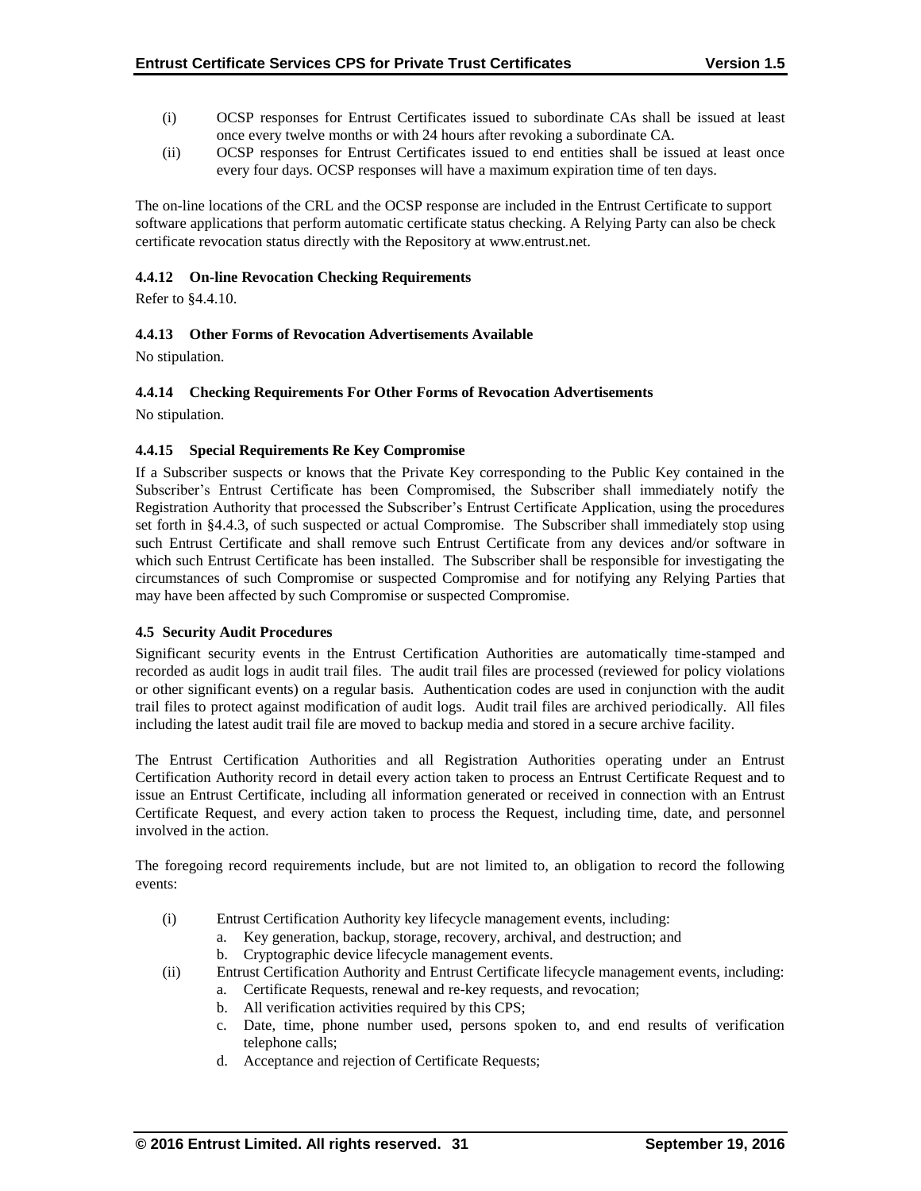(i) OCSP responses for Entrust Certificates issued to subordinate CAs shall be issued at least once every twelve months or with 24 hours after revoking a subordinate CA.

(ii) OCSP responses for Entrust Certificates issued to end entities shall be issued at least once every four days. OCSP responses will have a maximum expiration time of ten days.

The on-line locations of the CRL and the OCSP response are included in the Entrust Certificate to support software applications that perform automatic certificate status checking. A Relying Party can also be check certificate revocation status directly with the Repository at www.entrust.net.

#### 4.4.12 On-line Revocation Checking Requirements

Refer to §4.4.10.

#### 4.4.13 Other Forms of Revocation Advertisements Available

No stipulation.

#### 4.4.14 Checking Requirements For Other Forms of Revocation Advertisements

No stipulation.

#### 4.4.15 Special Requirements Re Key Compromise

If a Subscriber suspects or knows that the Private Key corresponding to the Public Key contained in the Subscriber's Entrust Certificate has been Compromised, the Subscriber shall immediately notify the Registration Authority that processed the Subscriber's Entrust Certificate Application, using the procedures set forth in §4.4.3, of such suspected or actual Compromise. The Subscriber shall immediately stop using such Entrust Certificate and shall remove such Entrust Certificate from any devices and/or software in which such Entrust Certificate has been installed. The Subscriber shall be responsible for investigating the circumstances of such Compromise or suspected Compromise and for notifying any Relying Parties that may have been affected by such Compromise or suspected Compromise.

### 4.5 Security Audit Procedures

Significant security events in the Entrust Certification Authorities are automatically time-stamped and recorded as audit logs in audit trail files. The audit trail files are processed (reviewed for policy violations or other significant events) on a regular basis. Authentication codes are used in conjunction with the audit trail files to protect against modification of audit logs. Audit trail files are archived periodically. All files including the latest audit trail file are moved to backup media and stored in a secure archive facility.

The Entrust Certification Authorities and all Registration Authorities operating under an Entrust Certification Authority record in detail every action taken to process an Entrust Certificate Request and to issue an Entrust Certificate, including all information generated or received in connection with an Entrust Certificate Request, and every action taken to process the Request, including time, date, and personnel involved in the action.

The foregoing record requirements include, but are not limited to, an obligation to record the following events:

(i) Entrust Certification Authority key lifecycle management events, including:
   a. Key generation, backup, storage, recovery, archival, and destruction; and
   b. Cryptographic device lifecycle management events.

(ii) Entrust Certification Authority and Entrust Certificate lifecycle management events, including:
   a. Certificate Requests, renewal and re-key requests, and revocation;
   b. All verification activities required by this CPS;
   c. Date, time, phone number used, persons spoken to, and end results of verification telephone calls;
   d. Acceptance and rejection of Certificate Requests;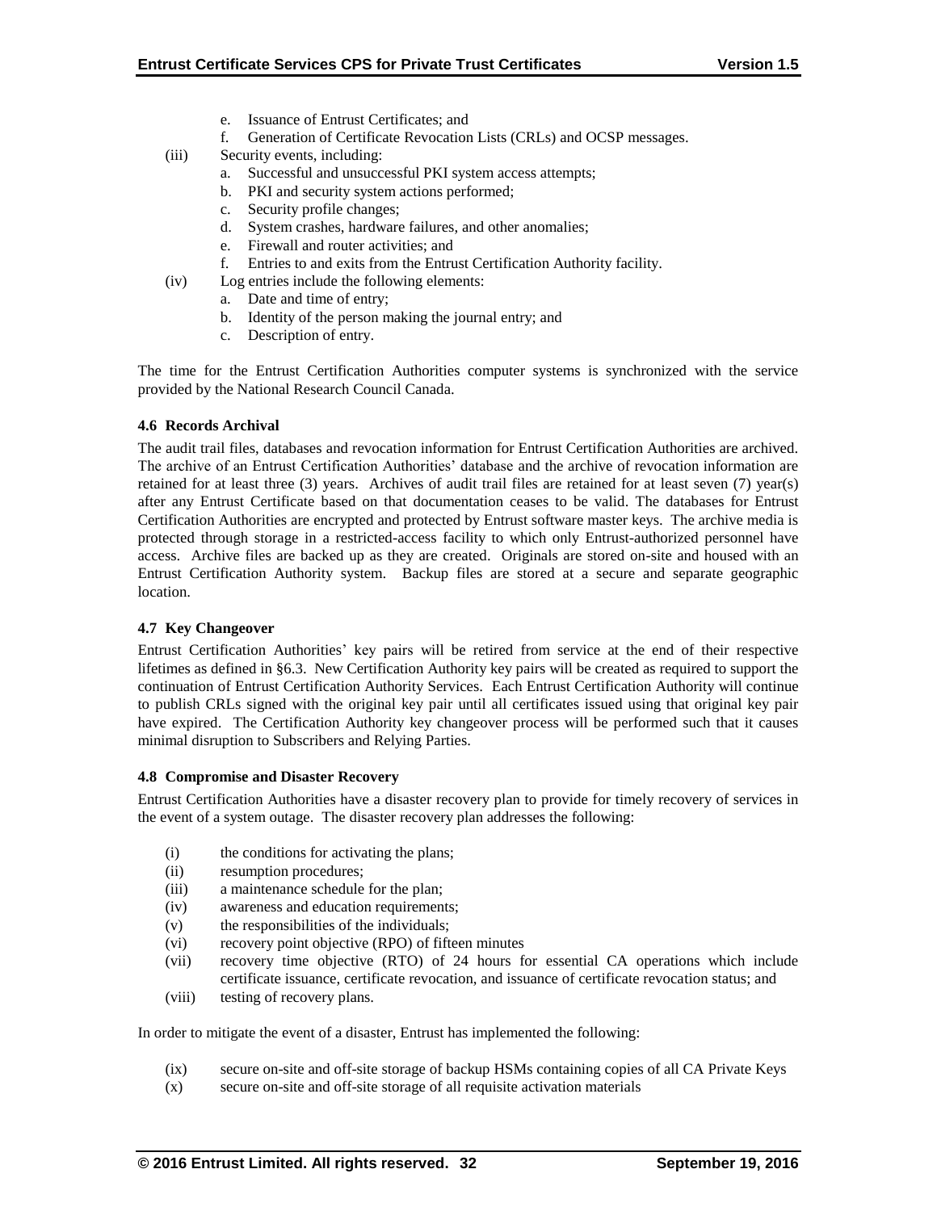e. Issuance of Entrust Certificates; and
   f. Generation of Certificate Revocation Lists (CRLs) and OCSP messages.

(iii) Security events, including:
   a. Successful and unsuccessful PKI system access attempts;
   b. PKI and security system actions performed;
   c. Security profile changes;
   d. System crashes, hardware failures, and other anomalies;
   e. Firewall and router activities; and
   f. Entries to and exits from the Entrust Certification Authority facility.

(iv) Log entries include the following elements:
   a. Date and time of entry;
   b. Identity of the person making the journal entry; and
   c. Description of entry.

The time for the Entrust Certification Authorities computer systems is synchronized with the service provided by the National Research Council Canada.

#### 4.6 Records Archival

The audit trail files, databases and revocation information for Entrust Certification Authorities are archived. The archive of an Entrust Certification Authorities' database and the archive of revocation information are retained for at least three (3) years. Archives of audit trail files are retained for at least seven (7) year(s) after any Entrust Certificate based on that documentation ceases to be valid. The databases for Entrust Certification Authorities are encrypted and protected by Entrust software master keys. The archive media is protected through storage in a restricted-access facility to which only Entrust-authorized personnel have access. Archive files are backed up as they are created. Originals are stored on-site and housed with an Entrust Certification Authority system. Backup files are stored at a secure and separate geographic location.

#### 4.7 Key Changeover

Entrust Certification Authorities' key pairs will be retired from service at the end of their respective lifetimes as defined in §6.3. New Certification Authority key pairs will be created as required to support the continuation of Entrust Certification Authority Services. Each Entrust Certification Authority will continue to publish CRLs signed with the original key pair until all certificates issued using that original key pair have expired. The Certification Authority key changeover process will be performed such that it causes minimal disruption to Subscribers and Relying Parties.

#### 4.8 Compromise and Disaster Recovery

Entrust Certification Authorities have a disaster recovery plan to provide for timely recovery of services in the event of a system outage. The disaster recovery plan addresses the following:

(i) the conditions for activating the plans;
(ii) resumption procedures;
(iii) a maintenance schedule for the plan;
(iv) awareness and education requirements;
(v) the responsibilities of the individuals;
(vi) recovery point objective (RPO) of fifteen minutes
(vii) recovery time objective (RTO) of 24 hours for essential CA operations which include certificate issuance, certificate revocation, and issuance of certificate revocation status; and
(viii) testing of recovery plans.

In order to mitigate the event of a disaster, Entrust has implemented the following:

(ix) secure on-site and off-site storage of backup HSMs containing copies of all CA Private Keys
(x) secure on-site and off-site storage of all requisite activation materials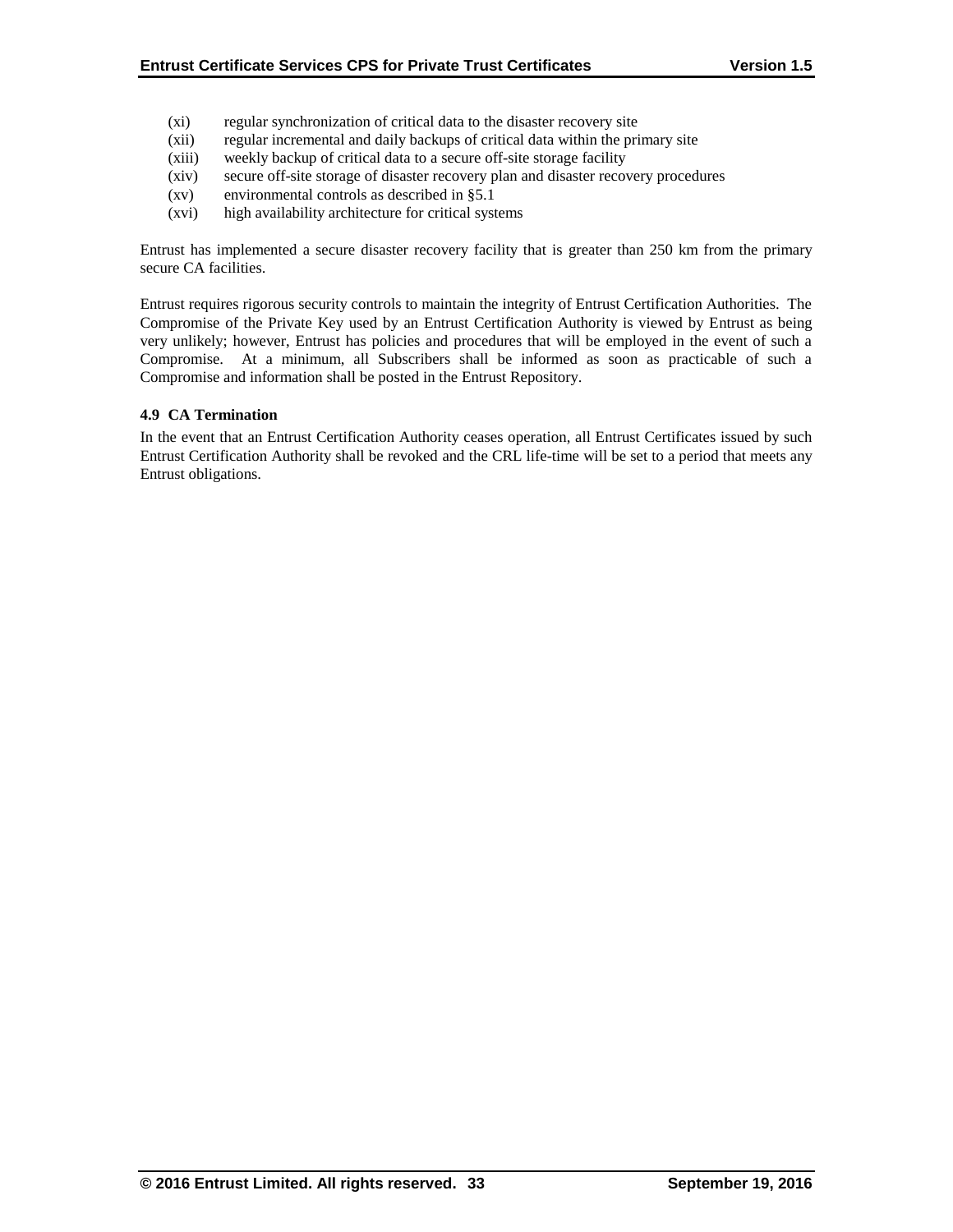(xi) regular synchronization of critical data to the disaster recovery site
(xii) regular incremental and daily backups of critical data within the primary site
(xiii) weekly backup of critical data to a secure off-site storage facility
(xiv) secure off-site storage of disaster recovery plan and disaster recovery procedures
(xv) environmental controls as described in §5.1
(xvi) high availability architecture for critical systems

Entrust has implemented a secure disaster recovery facility that is greater than 250 km from the primary secure CA facilities.

Entrust requires rigorous security controls to maintain the integrity of Entrust Certification Authorities. The Compromise of the Private Key used by an Entrust Certification Authority is viewed by Entrust as being very unlikely; however, Entrust has policies and procedures that will be employed in the event of such a Compromise. At a minimum, all Subscribers shall be informed as soon as practicable of such a Compromise and information shall be posted in the Entrust Repository.

### 4.9 CA Termination

In the event that an Entrust Certification Authority ceases operation, all Entrust Certificates issued by such Entrust Certification Authority shall be revoked and the CRL life-time will be set to a period that meets any Entrust obligations.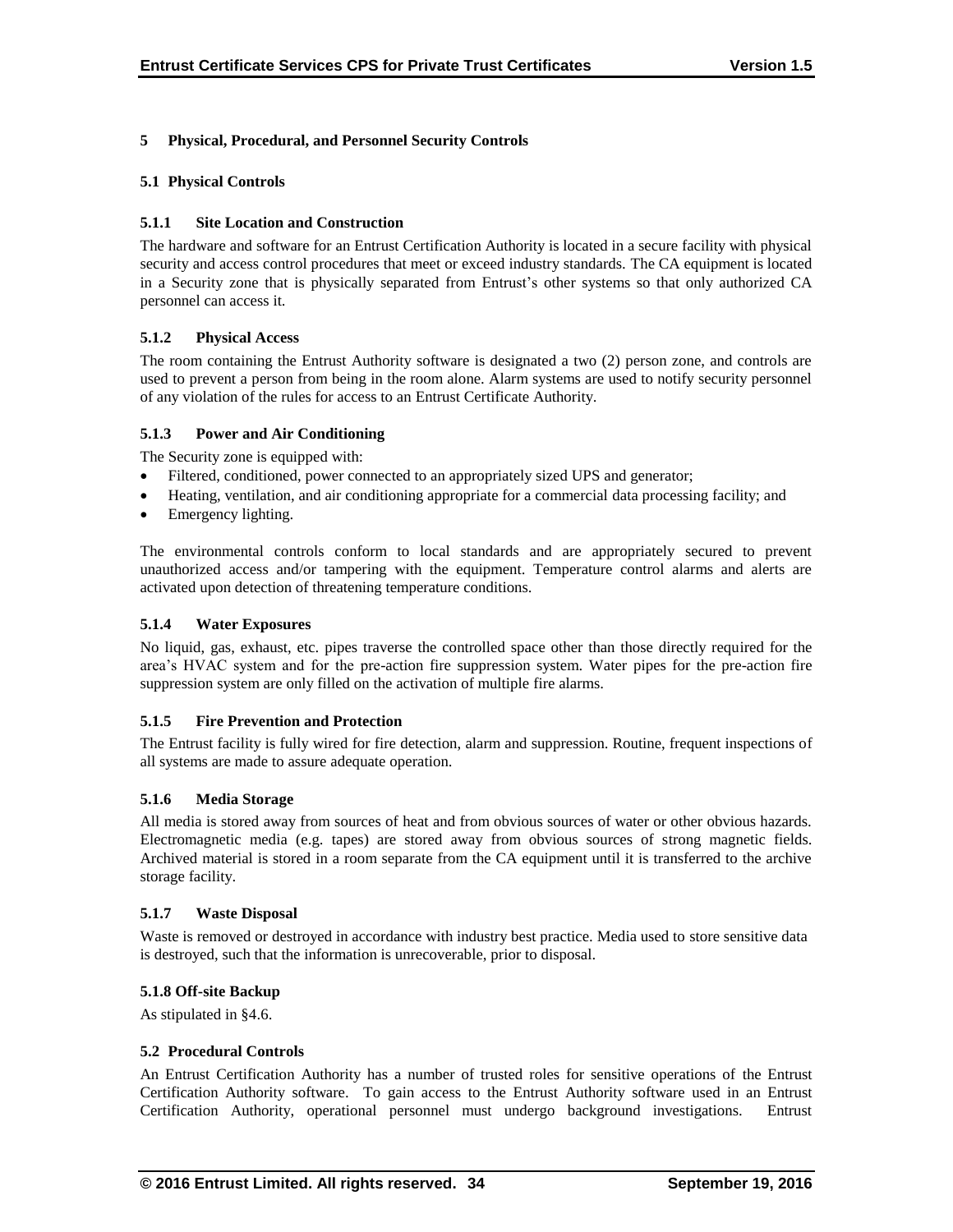## 5 Physical, Procedural, and Personnel Security Controls

### 5.1 Physical Controls

#### 5.1.1 Site Location and Construction

The hardware and software for an Entrust Certification Authority is located in a secure facility with physical security and access control procedures that meet or exceed industry standards. The CA equipment is located in a Security zone that is physically separated from Entrust's other systems so that only authorized CA personnel can access it.

#### 5.1.2 Physical Access

The room containing the Entrust Authority software is designated a two (2) person zone, and controls are used to prevent a person from being in the room alone. Alarm systems are used to notify security personnel of any violation of the rules for access to an Entrust Certificate Authority.

#### 5.1.3 Power and Air Conditioning

The Security zone is equipped with:

- Filtered, conditioned, power connected to an appropriately sized UPS and generator;
- Heating, ventilation, and air conditioning appropriate for a commercial data processing facility; and
- Emergency lighting.

The environmental controls conform to local standards and are appropriately secured to prevent unauthorized access and/or tampering with the equipment. Temperature control alarms and alerts are activated upon detection of threatening temperature conditions.

#### 5.1.4 Water Exposures

No liquid, gas, exhaust, etc. pipes traverse the controlled space other than those directly required for the area's HVAC system and for the pre-action fire suppression system. Water pipes for the pre-action fire suppression system are only filled on the activation of multiple fire alarms.

#### 5.1.5 Fire Prevention and Protection

The Entrust facility is fully wired for fire detection, alarm and suppression. Routine, frequent inspections of all systems are made to assure adequate operation.

#### 5.1.6 Media Storage

All media is stored away from sources of heat and from obvious sources of water or other obvious hazards. Electromagnetic media (e.g. tapes) are stored away from obvious sources of strong magnetic fields. Archived material is stored in a room separate from the CA equipment until it is transferred to the archive storage facility.

#### 5.1.7 Waste Disposal

Waste is removed or destroyed in accordance with industry best practice. Media used to store sensitive data is destroyed, such that the information is unrecoverable, prior to disposal.

#### 5.1.8 Off-site Backup

As stipulated in §4.6.

### 5.2 Procedural Controls

An Entrust Certification Authority has a number of trusted roles for sensitive operations of the Entrust Certification Authority software. To gain access to the Entrust Authority software used in an Entrust Certification Authority, operational personnel must undergo background investigations. Entrust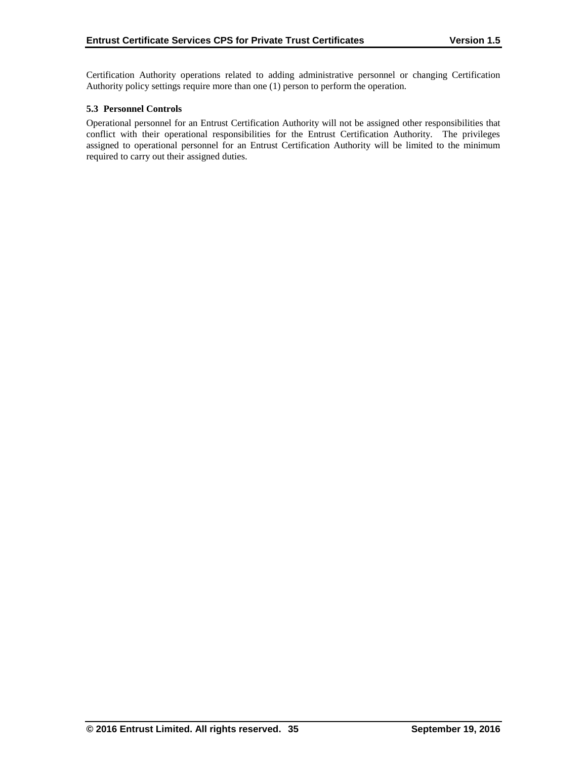Certification Authority operations related to adding administrative personnel or changing Certification Authority policy settings require more than one (1) person to perform the operation.

### 5.3 Personnel Controls

Operational personnel for an Entrust Certification Authority will not be assigned other responsibilities that conflict with their operational responsibilities for the Entrust Certification Authority. The privileges assigned to operational personnel for an Entrust Certification Authority will be limited to the minimum required to carry out their assigned duties.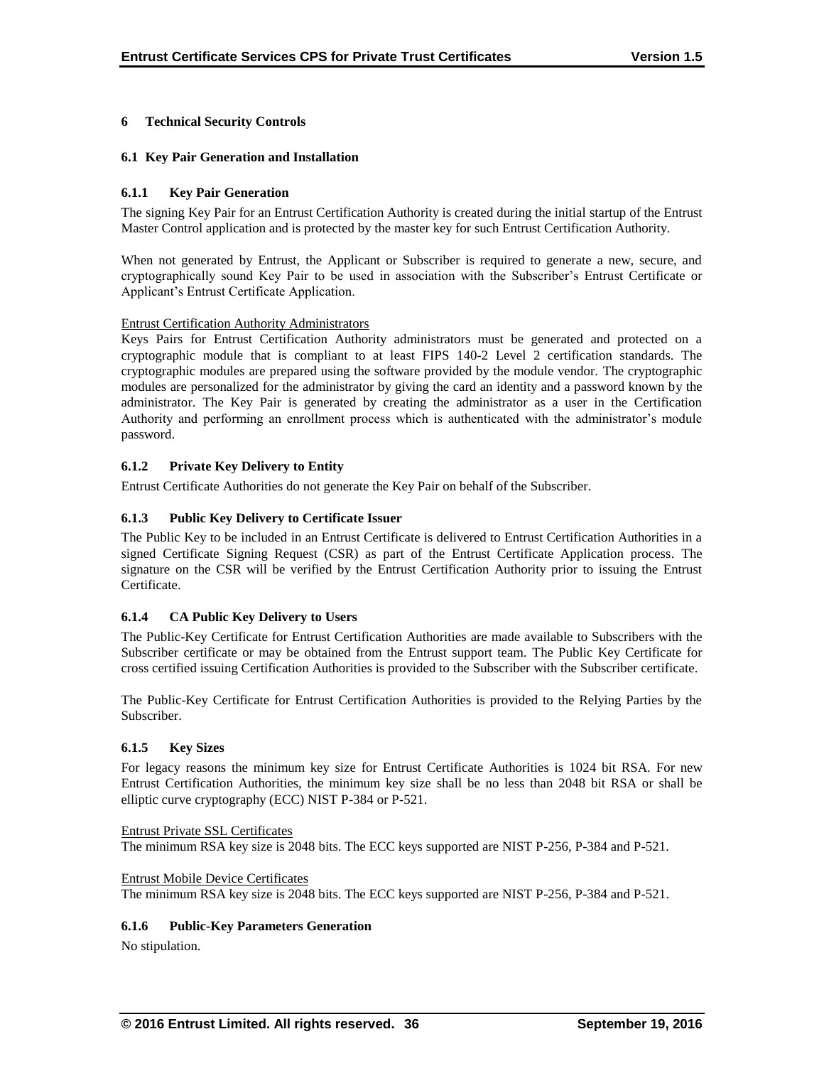# 6 Technical Security Controls

## 6.1 Key Pair Generation and Installation

### 6.1.1 Key Pair Generation

The signing Key Pair for an Entrust Certification Authority is created during the initial startup of the Entrust Master Control application and is protected by the master key for such Entrust Certification Authority.

When not generated by Entrust, the Applicant or Subscriber is required to generate a new, secure, and cryptographically sound Key Pair to be used in association with the Subscriber's Entrust Certificate or Applicant's Entrust Certificate Application.

Entrust Certification Authority Administrators

Keys Pairs for Entrust Certification Authority administrators must be generated and protected on a cryptographic module that is compliant to at least FIPS 140-2 Level 2 certification standards. The cryptographic modules are prepared using the software provided by the module vendor. The cryptographic modules are personalized for the administrator by giving the card an identity and a password known by the administrator. The Key Pair is generated by creating the administrator as a user in the Certification Authority and performing an enrollment process which is authenticated with the administrator's module password.

### 6.1.2 Private Key Delivery to Entity

Entrust Certificate Authorities do not generate the Key Pair on behalf of the Subscriber.

### 6.1.3 Public Key Delivery to Certificate Issuer

The Public Key to be included in an Entrust Certificate is delivered to Entrust Certification Authorities in a signed Certificate Signing Request (CSR) as part of the Entrust Certificate Application process. The signature on the CSR will be verified by the Entrust Certification Authority prior to issuing the Entrust Certificate.

### 6.1.4 CA Public Key Delivery to Users

The Public-Key Certificate for Entrust Certification Authorities are made available to Subscribers with the Subscriber certificate or may be obtained from the Entrust support team. The Public Key Certificate for cross certified issuing Certification Authorities is provided to the Subscriber with the Subscriber certificate.

The Public-Key Certificate for Entrust Certification Authorities is provided to the Relying Parties by the Subscriber.

### 6.1.5 Key Sizes

For legacy reasons the minimum key size for Entrust Certificate Authorities is 1024 bit RSA. For new Entrust Certification Authorities, the minimum key size shall be no less than 2048 bit RSA or shall be elliptic curve cryptography (ECC) NIST P-384 or P-521.

Entrust Private SSL Certificates

The minimum RSA key size is 2048 bits. The ECC keys supported are NIST P-256, P-384 and P-521.

Entrust Mobile Device Certificates

The minimum RSA key size is 2048 bits. The ECC keys supported are NIST P-256, P-384 and P-521.

### 6.1.6 Public-Key Parameters Generation

No stipulation.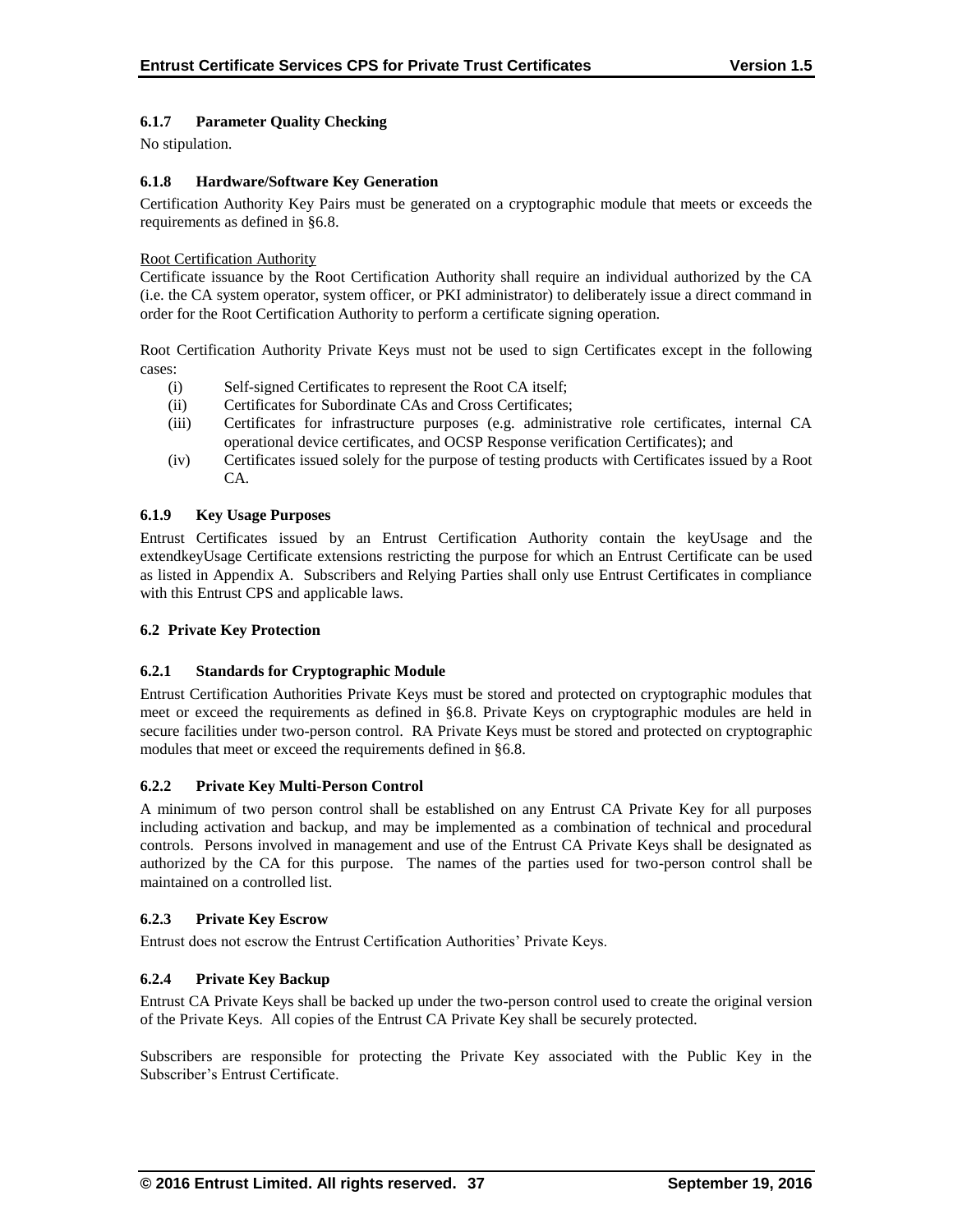#### 6.1.7 Parameter Quality Checking

No stipulation.

#### 6.1.8 Hardware/Software Key Generation

Certification Authority Key Pairs must be generated on a cryptographic module that meets or exceeds the requirements as defined in §6.8.

<u>Root Certification Authority</u>

Certificate issuance by the Root Certification Authority shall require an individual authorized by the CA (i.e. the CA system operator, system officer, or PKI administrator) to deliberately issue a direct command in order for the Root Certification Authority to perform a certificate signing operation.

Root Certification Authority Private Keys must not be used to sign Certificates except in the following cases:

(i) Self-signed Certificates to represent the Root CA itself;
(ii) Certificates for Subordinate CAs and Cross Certificates;
(iii) Certificates for infrastructure purposes (e.g. administrative role certificates, internal CA operational device certificates, and OCSP Response verification Certificates); and
(iv) Certificates issued solely for the purpose of testing products with Certificates issued by a Root CA.

#### 6.1.9 Key Usage Purposes

Entrust Certificates issued by an Entrust Certification Authority contain the keyUsage and the extendkeyUsage Certificate extensions restricting the purpose for which an Entrust Certificate can be used as listed in Appendix A. Subscribers and Relying Parties shall only use Entrust Certificates in compliance with this Entrust CPS and applicable laws.

### 6.2 Private Key Protection

#### 6.2.1 Standards for Cryptographic Module

Entrust Certification Authorities Private Keys must be stored and protected on cryptographic modules that meet or exceed the requirements as defined in §6.8. Private Keys on cryptographic modules are held in secure facilities under two-person control. RA Private Keys must be stored and protected on cryptographic modules that meet or exceed the requirements defined in §6.8.

#### 6.2.2 Private Key Multi-Person Control

A minimum of two person control shall be established on any Entrust CA Private Key for all purposes including activation and backup, and may be implemented as a combination of technical and procedural controls. Persons involved in management and use of the Entrust CA Private Keys shall be designated as authorized by the CA for this purpose. The names of the parties used for two-person control shall be maintained on a controlled list.

#### 6.2.3 Private Key Escrow

Entrust does not escrow the Entrust Certification Authorities' Private Keys.

#### 6.2.4 Private Key Backup

Entrust CA Private Keys shall be backed up under the two-person control used to create the original version of the Private Keys. All copies of the Entrust CA Private Key shall be securely protected.

Subscribers are responsible for protecting the Private Key associated with the Public Key in the Subscriber's Entrust Certificate.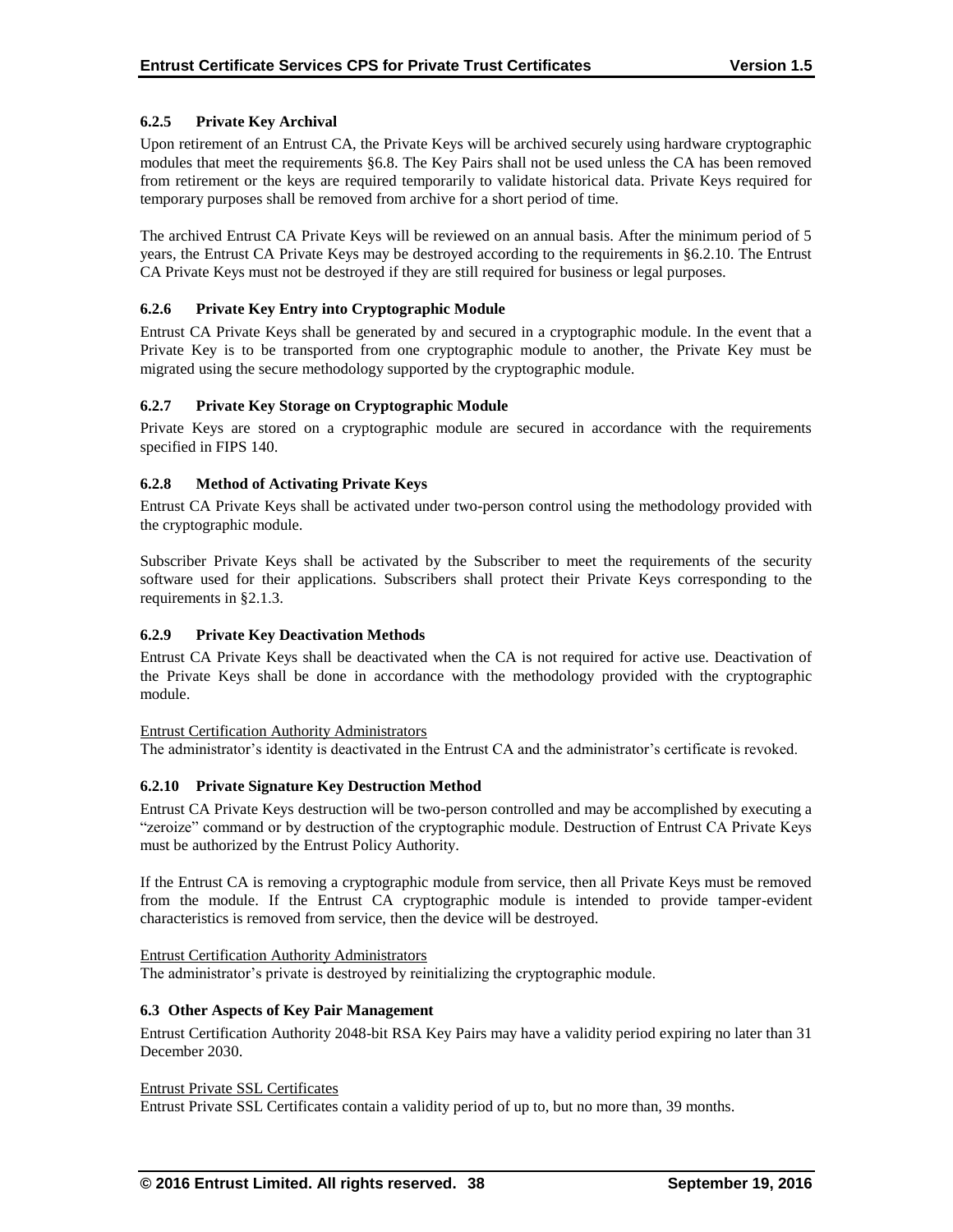#### 6.2.5 Private Key Archival

Upon retirement of an Entrust CA, the Private Keys will be archived securely using hardware cryptographic modules that meet the requirements §6.8. The Key Pairs shall not be used unless the CA has been removed from retirement or the keys are required temporarily to validate historical data. Private Keys required for temporary purposes shall be removed from archive for a short period of time.

The archived Entrust CA Private Keys will be reviewed on an annual basis. After the minimum period of 5 years, the Entrust CA Private Keys may be destroyed according to the requirements in §6.2.10. The Entrust CA Private Keys must not be destroyed if they are still required for business or legal purposes.

#### 6.2.6 Private Key Entry into Cryptographic Module

Entrust CA Private Keys shall be generated by and secured in a cryptographic module. In the event that a Private Key is to be transported from one cryptographic module to another, the Private Key must be migrated using the secure methodology supported by the cryptographic module.

#### 6.2.7 Private Key Storage on Cryptographic Module

Private Keys are stored on a cryptographic module are secured in accordance with the requirements specified in FIPS 140.

#### 6.2.8 Method of Activating Private Keys

Entrust CA Private Keys shall be activated under two-person control using the methodology provided with the cryptographic module.

Subscriber Private Keys shall be activated by the Subscriber to meet the requirements of the security software used for their applications. Subscribers shall protect their Private Keys corresponding to the requirements in §2.1.3.

#### 6.2.9 Private Key Deactivation Methods

Entrust CA Private Keys shall be deactivated when the CA is not required for active use. Deactivation of the Private Keys shall be done in accordance with the methodology provided with the cryptographic module.

Entrust Certification Authority Administrators

The administrator's identity is deactivated in the Entrust CA and the administrator's certificate is revoked.

#### 6.2.10 Private Signature Key Destruction Method

Entrust CA Private Keys destruction will be two-person controlled and may be accomplished by executing a "zeroize" command or by destruction of the cryptographic module. Destruction of Entrust CA Private Keys must be authorized by the Entrust Policy Authority.

If the Entrust CA is removing a cryptographic module from service, then all Private Keys must be removed from the module. If the Entrust CA cryptographic module is intended to provide tamper-evident characteristics is removed from service, then the device will be destroyed.

Entrust Certification Authority Administrators

The administrator's private is destroyed by reinitializing the cryptographic module.

### 6.3 Other Aspects of Key Pair Management

Entrust Certification Authority 2048-bit RSA Key Pairs may have a validity period expiring no later than 31 December 2030.

Entrust Private SSL Certificates

Entrust Private SSL Certificates contain a validity period of up to, but no more than, 39 months.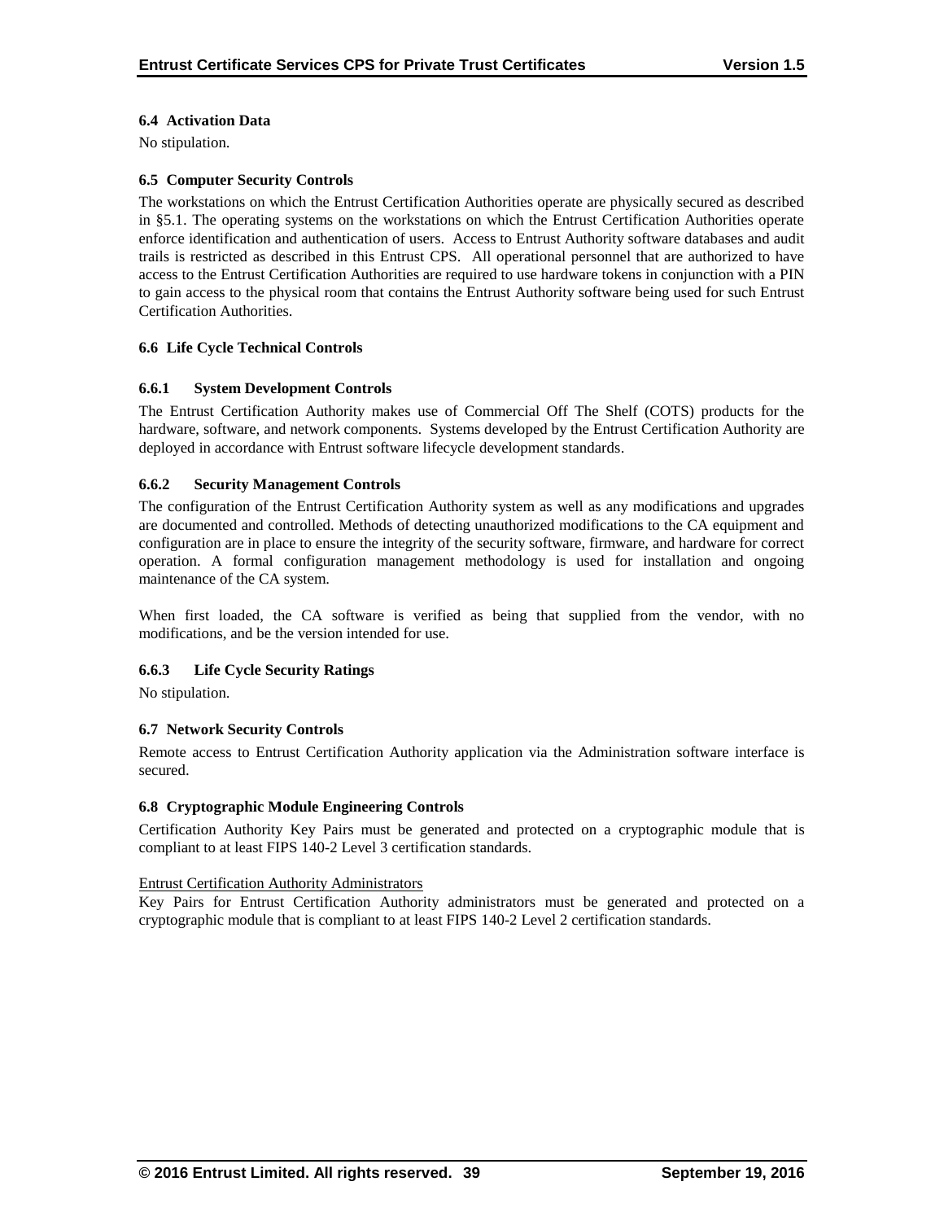### 6.4 Activation Data

No stipulation.

### 6.5 Computer Security Controls

The workstations on which the Entrust Certification Authorities operate are physically secured as described in §5.1. The operating systems on the workstations on which the Entrust Certification Authorities operate enforce identification and authentication of users. Access to Entrust Authority software databases and audit trails is restricted as described in this Entrust CPS. All operational personnel that are authorized to have access to the Entrust Certification Authorities are required to use hardware tokens in conjunction with a PIN to gain access to the physical room that contains the Entrust Authority software being used for such Entrust Certification Authorities.

### 6.6 Life Cycle Technical Controls

#### 6.6.1 System Development Controls

The Entrust Certification Authority makes use of Commercial Off The Shelf (COTS) products for the hardware, software, and network components. Systems developed by the Entrust Certification Authority are deployed in accordance with Entrust software lifecycle development standards.

#### 6.6.2 Security Management Controls

The configuration of the Entrust Certification Authority system as well as any modifications and upgrades are documented and controlled. Methods of detecting unauthorized modifications to the CA equipment and configuration are in place to ensure the integrity of the security software, firmware, and hardware for correct operation. A formal configuration management methodology is used for installation and ongoing maintenance of the CA system.

When first loaded, the CA software is verified as being that supplied from the vendor, with no modifications, and be the version intended for use.

#### 6.6.3 Life Cycle Security Ratings

No stipulation.

### 6.7 Network Security Controls

Remote access to Entrust Certification Authority application via the Administration software interface is secured.

### 6.8 Cryptographic Module Engineering Controls

Certification Authority Key Pairs must be generated and protected on a cryptographic module that is compliant to at least FIPS 140-2 Level 3 certification standards.

Entrust Certification Authority Administrators

Key Pairs for Entrust Certification Authority administrators must be generated and protected on a cryptographic module that is compliant to at least FIPS 140-2 Level 2 certification standards.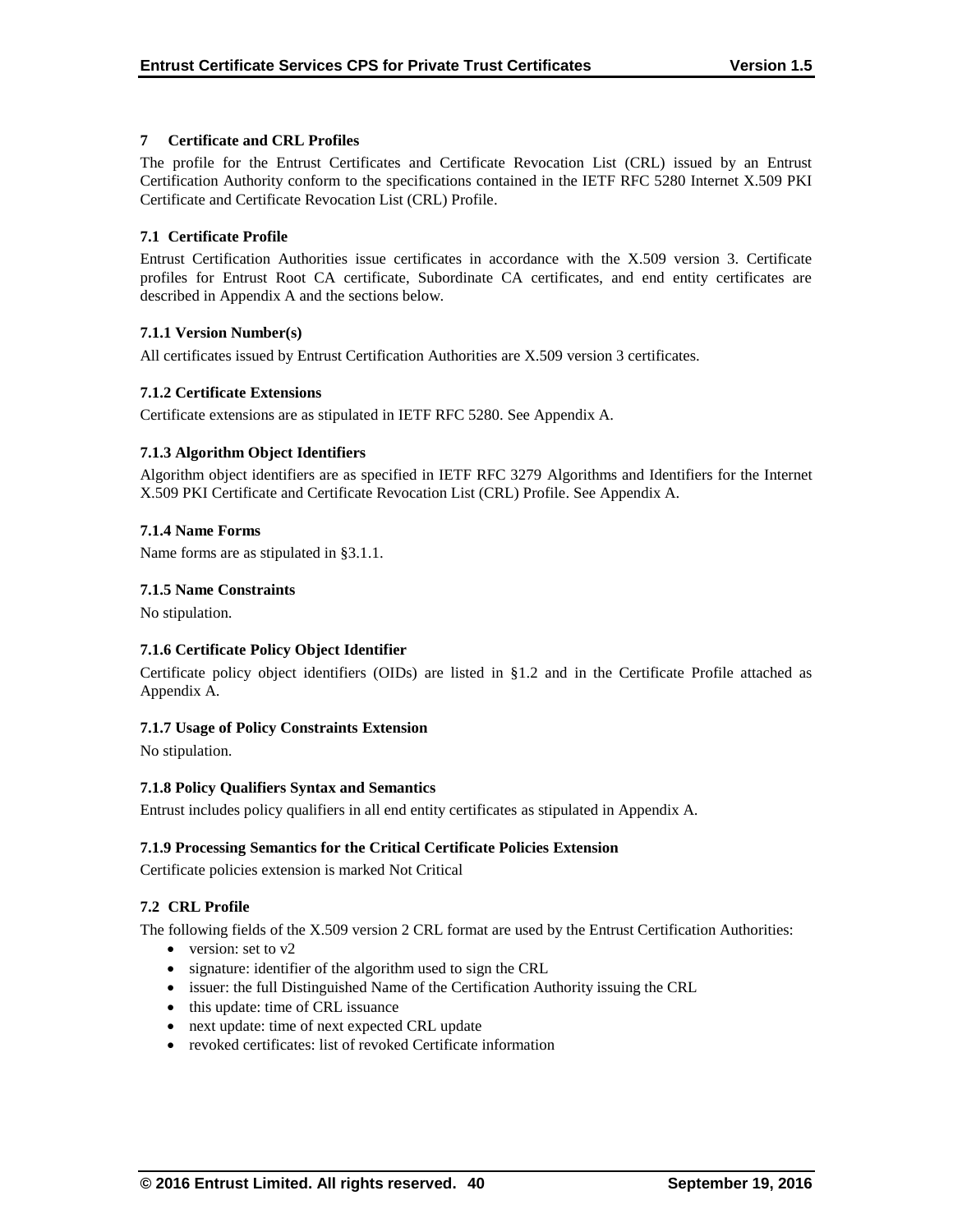# 7 Certificate and CRL Profiles

The profile for the Entrust Certificates and Certificate Revocation List (CRL) issued by an Entrust Certification Authority conform to the specifications contained in the IETF RFC 5280 Internet X.509 PKI Certificate and Certificate Revocation List (CRL) Profile.

## 7.1 Certificate Profile

Entrust Certification Authorities issue certificates in accordance with the X.509 version 3. Certificate profiles for Entrust Root CA certificate, Subordinate CA certificates, and end entity certificates are described in Appendix A and the sections below.

### 7.1.1 Version Number(s)

All certificates issued by Entrust Certification Authorities are X.509 version 3 certificates.

### 7.1.2 Certificate Extensions

Certificate extensions are as stipulated in IETF RFC 5280. See Appendix A.

### 7.1.3 Algorithm Object Identifiers

Algorithm object identifiers are as specified in IETF RFC 3279 Algorithms and Identifiers for the Internet X.509 PKI Certificate and Certificate Revocation List (CRL) Profile. See Appendix A.

### 7.1.4 Name Forms

Name forms are as stipulated in §3.1.1.

### 7.1.5 Name Constraints

No stipulation.

### 7.1.6 Certificate Policy Object Identifier

Certificate policy object identifiers (OIDs) are listed in §1.2 and in the Certificate Profile attached as Appendix A.

### 7.1.7 Usage of Policy Constraints Extension

No stipulation.

### 7.1.8 Policy Qualifiers Syntax and Semantics

Entrust includes policy qualifiers in all end entity certificates as stipulated in Appendix A.

### 7.1.9 Processing Semantics for the Critical Certificate Policies Extension

Certificate policies extension is marked Not Critical

## 7.2 CRL Profile

The following fields of the X.509 version 2 CRL format are used by the Entrust Certification Authorities:

- version: set to v2
- signature: identifier of the algorithm used to sign the CRL
- issuer: the full Distinguished Name of the Certification Authority issuing the CRL
- this update: time of CRL issuance
- next update: time of next expected CRL update
- revoked certificates: list of revoked Certificate information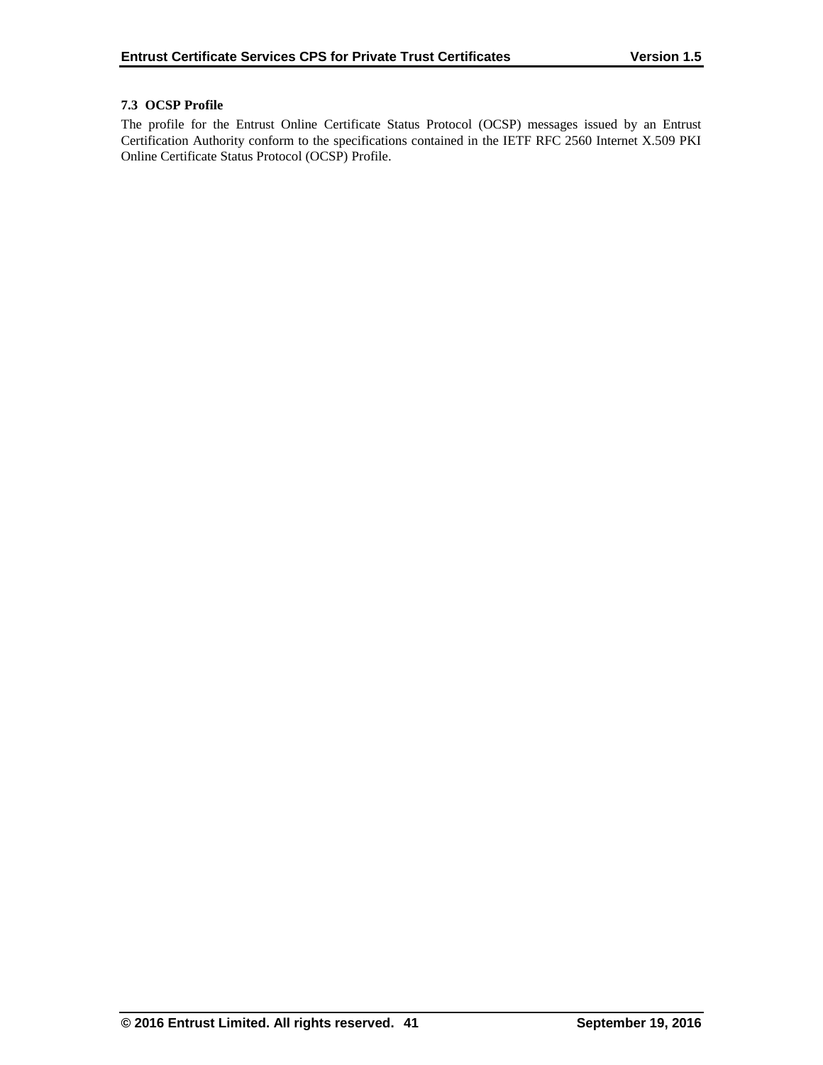### 7.3 OCSP Profile

The profile for the Entrust Online Certificate Status Protocol (OCSP) messages issued by an Entrust Certification Authority conform to the specifications contained in the IETF RFC 2560 Internet X.509 PKI Online Certificate Status Protocol (OCSP) Profile.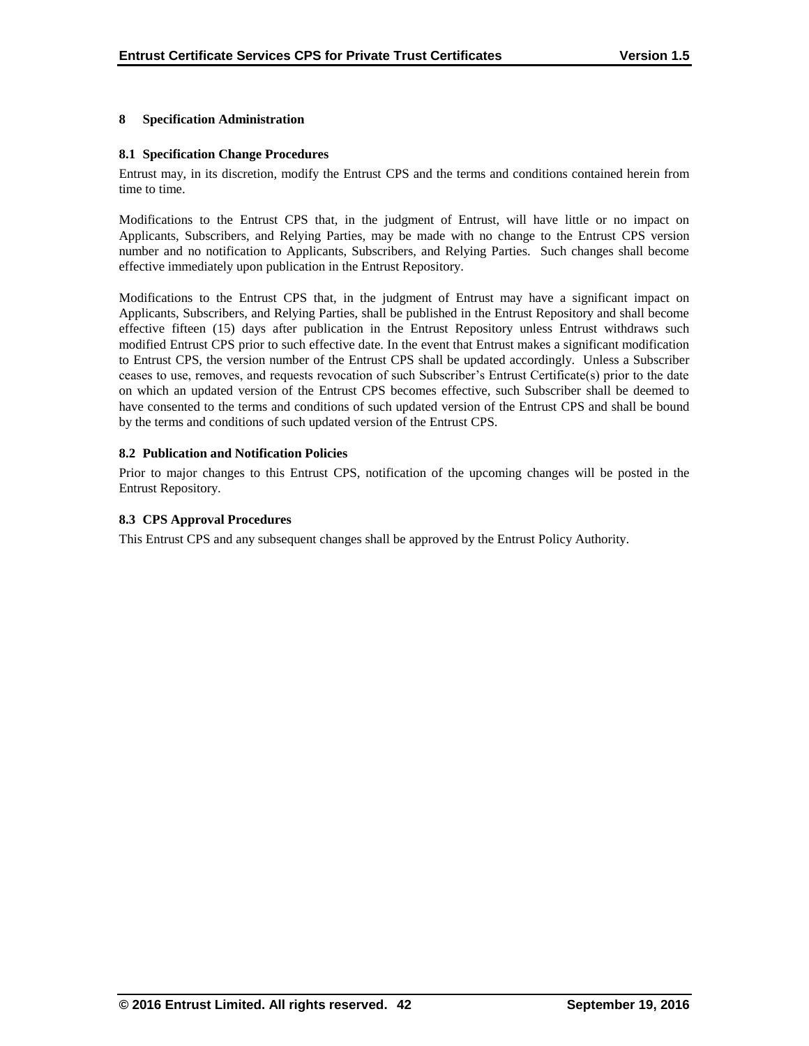# 8 Specification Administration

## 8.1 Specification Change Procedures

Entrust may, in its discretion, modify the Entrust CPS and the terms and conditions contained herein from time to time.

Modifications to the Entrust CPS that, in the judgment of Entrust, will have little or no impact on Applicants, Subscribers, and Relying Parties, may be made with no change to the Entrust CPS version number and no notification to Applicants, Subscribers, and Relying Parties. Such changes shall become effective immediately upon publication in the Entrust Repository.

Modifications to the Entrust CPS that, in the judgment of Entrust may have a significant impact on Applicants, Subscribers, and Relying Parties, shall be published in the Entrust Repository and shall become effective fifteen (15) days after publication in the Entrust Repository unless Entrust withdraws such modified Entrust CPS prior to such effective date. In the event that Entrust makes a significant modification to Entrust CPS, the version number of the Entrust CPS shall be updated accordingly. Unless a Subscriber ceases to use, removes, and requests revocation of such Subscriber's Entrust Certificate(s) prior to the date on which an updated version of the Entrust CPS becomes effective, such Subscriber shall be deemed to have consented to the terms and conditions of such updated version of the Entrust CPS and shall be bound by the terms and conditions of such updated version of the Entrust CPS.

## 8.2 Publication and Notification Policies

Prior to major changes to this Entrust CPS, notification of the upcoming changes will be posted in the Entrust Repository.

## 8.3 CPS Approval Procedures

This Entrust CPS and any subsequent changes shall be approved by the Entrust Policy Authority.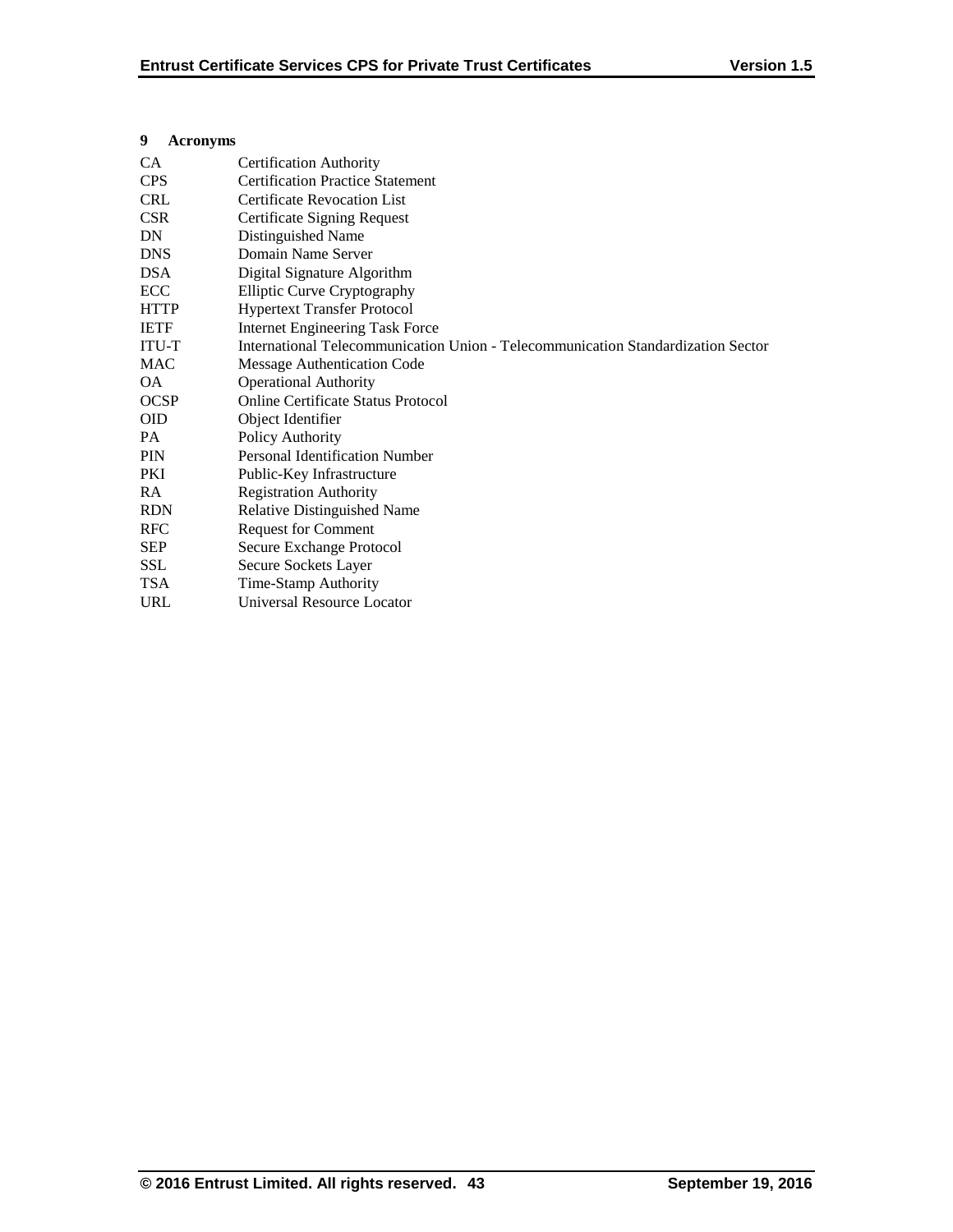# 9 Acronyms

| | |
|---|---|
| CA | Certification Authority |
| CPS | Certification Practice Statement |
| CRL | Certificate Revocation List |
| CSR | Certificate Signing Request |
| DN | Distinguished Name |
| DNS | Domain Name Server |
| DSA | Digital Signature Algorithm |
| ECC | Elliptic Curve Cryptography |
| HTTP | Hypertext Transfer Protocol |
| IETF | Internet Engineering Task Force |
| ITU-T | International Telecommunication Union - Telecommunication Standardization Sector |
| MAC | Message Authentication Code |
| OA | Operational Authority |
| OCSP | Online Certificate Status Protocol |
| OID | Object Identifier |
| PA | Policy Authority |
| PIN | Personal Identification Number |
| PKI | Public-Key Infrastructure |
| RA | Registration Authority |
| RDN | Relative Distinguished Name |
| RFC | Request for Comment |
| SEP | Secure Exchange Protocol |
| SSL | Secure Sockets Layer |
| TSA | Time-Stamp Authority |
| URL | Universal Resource Locator |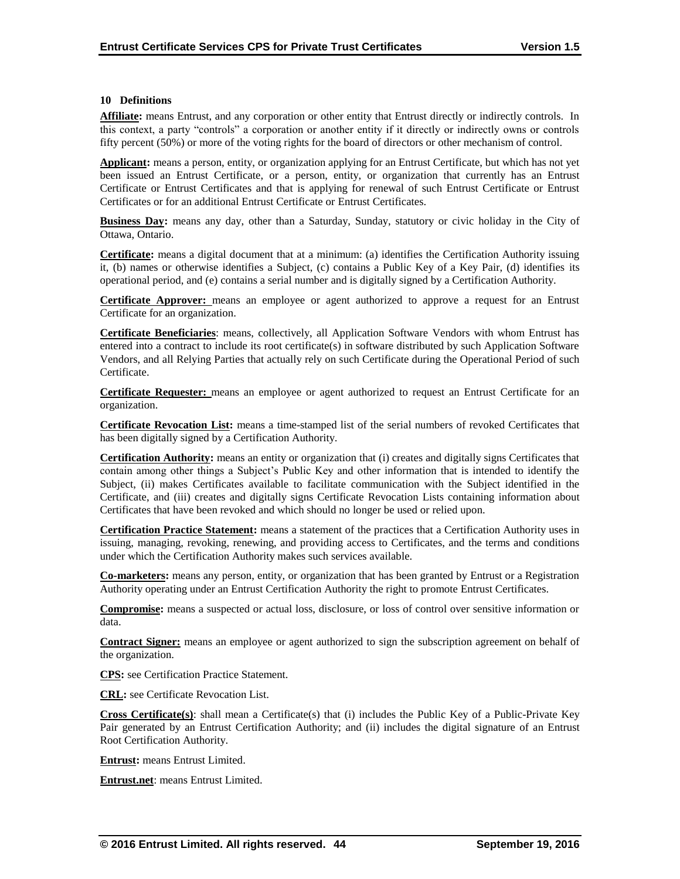## 10 Definitions

**Affiliate:** means Entrust, and any corporation or other entity that Entrust directly or indirectly controls. In this context, a party "controls" a corporation or another entity if it directly or indirectly owns or controls fifty percent (50%) or more of the voting rights for the board of directors or other mechanism of control.

**Applicant:** means a person, entity, or organization applying for an Entrust Certificate, but which has not yet been issued an Entrust Certificate, or a person, entity, or organization that currently has an Entrust Certificate or Entrust Certificates and that is applying for renewal of such Entrust Certificate or Entrust Certificates or for an additional Entrust Certificate or Entrust Certificates.

**Business Day:** means any day, other than a Saturday, Sunday, statutory or civic holiday in the City of Ottawa, Ontario.

**Certificate:** means a digital document that at a minimum: (a) identifies the Certification Authority issuing it, (b) names or otherwise identifies a Subject, (c) contains a Public Key of a Key Pair, (d) identifies its operational period, and (e) contains a serial number and is digitally signed by a Certification Authority.

**Certificate Approver:** means an employee or agent authorized to approve a request for an Entrust Certificate for an organization.

**Certificate Beneficiaries**: means, collectively, all Application Software Vendors with whom Entrust has entered into a contract to include its root certificate(s) in software distributed by such Application Software Vendors, and all Relying Parties that actually rely on such Certificate during the Operational Period of such Certificate.

**Certificate Requester:** means an employee or agent authorized to request an Entrust Certificate for an organization.

**Certificate Revocation List:** means a time-stamped list of the serial numbers of revoked Certificates that has been digitally signed by a Certification Authority.

**Certification Authority:** means an entity or organization that (i) creates and digitally signs Certificates that contain among other things a Subject's Public Key and other information that is intended to identify the Subject, (ii) makes Certificates available to facilitate communication with the Subject identified in the Certificate, and (iii) creates and digitally signs Certificate Revocation Lists containing information about Certificates that have been revoked and which should no longer be used or relied upon.

**Certification Practice Statement:** means a statement of the practices that a Certification Authority uses in issuing, managing, revoking, renewing, and providing access to Certificates, and the terms and conditions under which the Certification Authority makes such services available.

**Co-marketers:** means any person, entity, or organization that has been granted by Entrust or a Registration Authority operating under an Entrust Certification Authority the right to promote Entrust Certificates.

**Compromise:** means a suspected or actual loss, disclosure, or loss of control over sensitive information or data.

**Contract Signer:** means an employee or agent authorized to sign the subscription agreement on behalf of the organization.

**CPS:** see Certification Practice Statement.

**CRL:** see Certificate Revocation List.

**Cross Certificate(s)**: shall mean a Certificate(s) that (i) includes the Public Key of a Public-Private Key Pair generated by an Entrust Certification Authority; and (ii) includes the digital signature of an Entrust Root Certification Authority.

**Entrust:** means Entrust Limited.

**Entrust.net**: means Entrust Limited.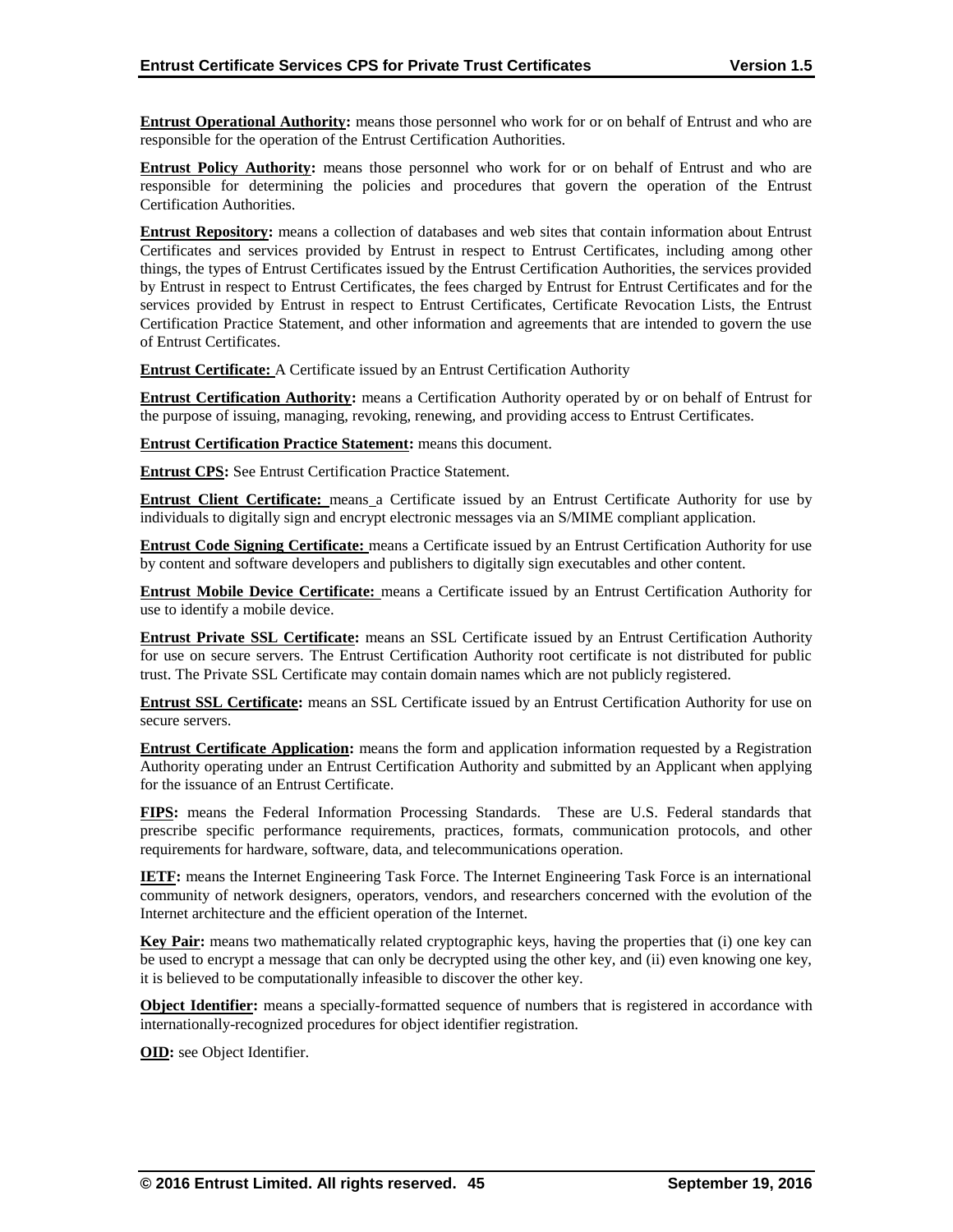**Entrust Operational Authority:** means those personnel who work for or on behalf of Entrust and who are responsible for the operation of the Entrust Certification Authorities.

**Entrust Policy Authority:** means those personnel who work for or on behalf of Entrust and who are responsible for determining the policies and procedures that govern the operation of the Entrust Certification Authorities.

**Entrust Repository:** means a collection of databases and web sites that contain information about Entrust Certificates and services provided by Entrust in respect to Entrust Certificates, including among other things, the types of Entrust Certificates issued by the Entrust Certification Authorities, the services provided by Entrust in respect to Entrust Certificates, the fees charged by Entrust for Entrust Certificates and for the services provided by Entrust in respect to Entrust Certificates, Certificate Revocation Lists, the Entrust Certification Practice Statement, and other information and agreements that are intended to govern the use of Entrust Certificates.

**Entrust Certificate:** A Certificate issued by an Entrust Certification Authority

**Entrust Certification Authority:** means a Certification Authority operated by or on behalf of Entrust for the purpose of issuing, managing, revoking, renewing, and providing access to Entrust Certificates.

**Entrust Certification Practice Statement:** means this document.

**Entrust CPS:** See Entrust Certification Practice Statement.

**Entrust Client Certificate:** means a Certificate issued by an Entrust Certificate Authority for use by individuals to digitally sign and encrypt electronic messages via an S/MIME compliant application.

**Entrust Code Signing Certificate:** means a Certificate issued by an Entrust Certification Authority for use by content and software developers and publishers to digitally sign executables and other content.

**Entrust Mobile Device Certificate:** means a Certificate issued by an Entrust Certification Authority for use to identify a mobile device.

**Entrust Private SSL Certificate:** means an SSL Certificate issued by an Entrust Certification Authority for use on secure servers. The Entrust Certification Authority root certificate is not distributed for public trust. The Private SSL Certificate may contain domain names which are not publicly registered.

**Entrust SSL Certificate:** means an SSL Certificate issued by an Entrust Certification Authority for use on secure servers.

**Entrust Certificate Application:** means the form and application information requested by a Registration Authority operating under an Entrust Certification Authority and submitted by an Applicant when applying for the issuance of an Entrust Certificate.

**FIPS:** means the Federal Information Processing Standards. These are U.S. Federal standards that prescribe specific performance requirements, practices, formats, communication protocols, and other requirements for hardware, software, data, and telecommunications operation.

**IETF:** means the Internet Engineering Task Force. The Internet Engineering Task Force is an international community of network designers, operators, vendors, and researchers concerned with the evolution of the Internet architecture and the efficient operation of the Internet.

**Key Pair:** means two mathematically related cryptographic keys, having the properties that (i) one key can be used to encrypt a message that can only be decrypted using the other key, and (ii) even knowing one key, it is believed to be computationally infeasible to discover the other key.

**Object Identifier:** means a specially-formatted sequence of numbers that is registered in accordance with internationally-recognized procedures for object identifier registration.

**OID:** see Object Identifier.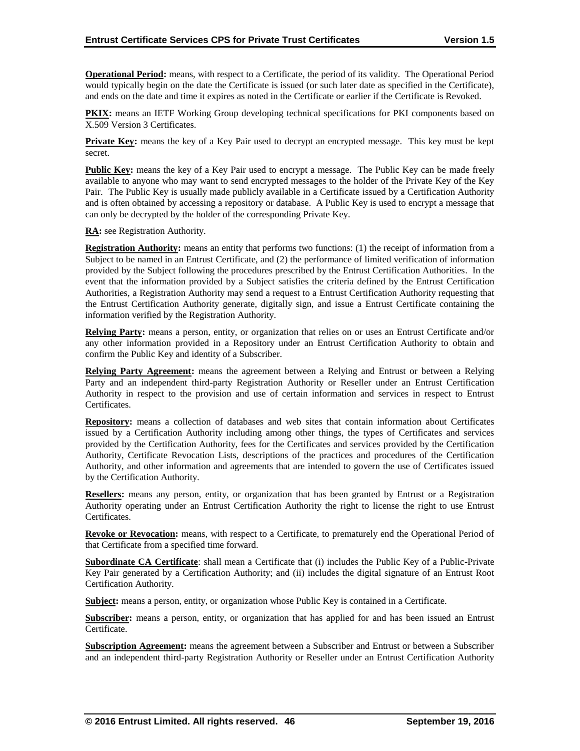**Operational Period:** means, with respect to a Certificate, the period of its validity. The Operational Period would typically begin on the date the Certificate is issued (or such later date as specified in the Certificate), and ends on the date and time it expires as noted in the Certificate or earlier if the Certificate is Revoked.

**PKIX:** means an IETF Working Group developing technical specifications for PKI components based on X.509 Version 3 Certificates.

**Private Key:** means the key of a Key Pair used to decrypt an encrypted message. This key must be kept secret.

**Public Key:** means the key of a Key Pair used to encrypt a message. The Public Key can be made freely available to anyone who may want to send encrypted messages to the holder of the Private Key of the Key Pair. The Public Key is usually made publicly available in a Certificate issued by a Certification Authority and is often obtained by accessing a repository or database. A Public Key is used to encrypt a message that can only be decrypted by the holder of the corresponding Private Key.

**RA:** see Registration Authority.

**Registration Authority:** means an entity that performs two functions: (1) the receipt of information from a Subject to be named in an Entrust Certificate, and (2) the performance of limited verification of information provided by the Subject following the procedures prescribed by the Entrust Certification Authorities. In the event that the information provided by a Subject satisfies the criteria defined by the Entrust Certification Authorities, a Registration Authority may send a request to a Entrust Certification Authority requesting that the Entrust Certification Authority generate, digitally sign, and issue a Entrust Certificate containing the information verified by the Registration Authority.

**Relying Party:** means a person, entity, or organization that relies on or uses an Entrust Certificate and/or any other information provided in a Repository under an Entrust Certification Authority to obtain and confirm the Public Key and identity of a Subscriber.

**Relying Party Agreement:** means the agreement between a Relying and Entrust or between a Relying Party and an independent third-party Registration Authority or Reseller under an Entrust Certification Authority in respect to the provision and use of certain information and services in respect to Entrust Certificates.

**Repository:** means a collection of databases and web sites that contain information about Certificates issued by a Certification Authority including among other things, the types of Certificates and services provided by the Certification Authority, fees for the Certificates and services provided by the Certification Authority, Certificate Revocation Lists, descriptions of the practices and procedures of the Certification Authority, and other information and agreements that are intended to govern the use of Certificates issued by the Certification Authority.

**Resellers:** means any person, entity, or organization that has been granted by Entrust or a Registration Authority operating under an Entrust Certification Authority the right to license the right to use Entrust Certificates.

**Revoke or Revocation:** means, with respect to a Certificate, to prematurely end the Operational Period of that Certificate from a specified time forward.

**Subordinate CA Certificate**: shall mean a Certificate that (i) includes the Public Key of a Public-Private Key Pair generated by a Certification Authority; and (ii) includes the digital signature of an Entrust Root Certification Authority.

**Subject:** means a person, entity, or organization whose Public Key is contained in a Certificate.

**Subscriber:** means a person, entity, or organization that has applied for and has been issued an Entrust Certificate.

**Subscription Agreement:** means the agreement between a Subscriber and Entrust or between a Subscriber and an independent third-party Registration Authority or Reseller under an Entrust Certification Authority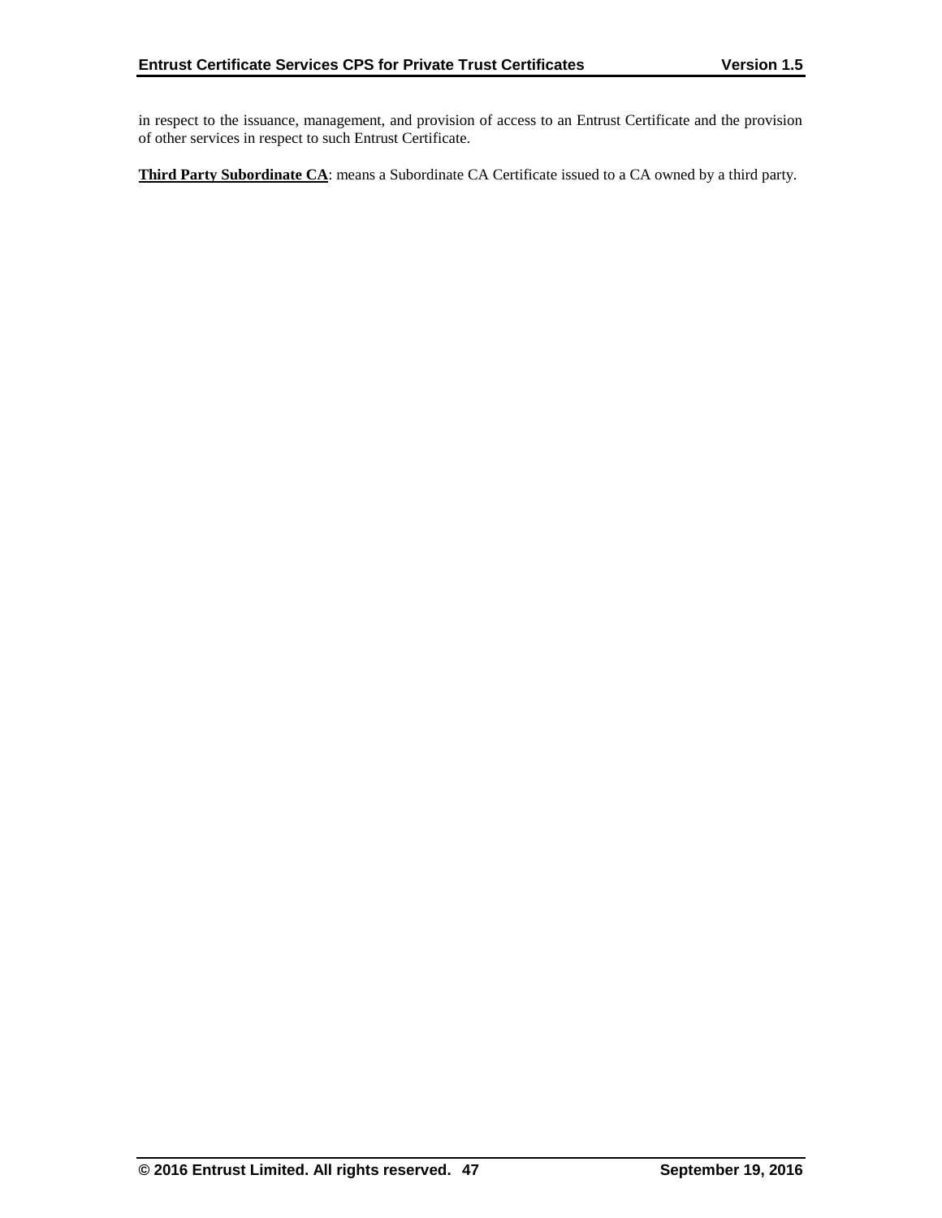in respect to the issuance, management, and provision of access to an Entrust Certificate and the provision of other services in respect to such Entrust Certificate.

**Third Party Subordinate CA**: means a Subordinate CA Certificate issued to a CA owned by a third party.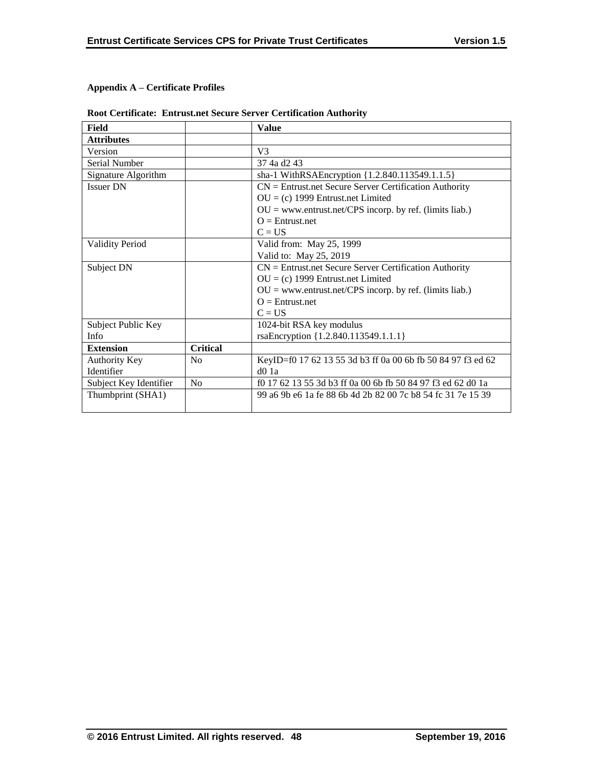**Appendix A – Certificate Profiles**

**Root Certificate: Entrust.net Secure Server Certification Authority**

| **Field** | | **Value** |
|---|---|---|
| **Attributes** | | |
| Version | | V3 |
| Serial Number | | 37 4a d2 43 |
| Signature Algorithm | | sha-1 WithRSAEncryption {1.2.840.113549.1.1.5} |
| Issuer DN | | CN = Entrust.net Secure Server Certification Authority<br>OU = (c) 1999 Entrust.net Limited<br>OU = www.entrust.net/CPS incorp. by ref. (limits liab.)<br>O = Entrust.net<br>C = US |
| Validity Period | | Valid from: May 25, 1999<br>Valid to: May 25, 2019 |
| Subject DN | | CN = Entrust.net Secure Server Certification Authority<br>OU = (c) 1999 Entrust.net Limited<br>OU = www.entrust.net/CPS incorp. by ref. (limits liab.)<br>O = Entrust.net<br>C = US |
| Subject Public Key Info | | 1024-bit RSA key modulus<br>rsaEncryption {1.2.840.113549.1.1.1} |
| **Extension** | **Critical** | |
| Authority Key Identifier | No | KeyID=f0 17 62 13 55 3d b3 ff 0a 00 6b fb 50 84 97 f3 ed 62 d0 1a |
| Subject Key Identifier | No | f0 17 62 13 55 3d b3 ff 0a 00 6b fb 50 84 97 f3 ed 62 d0 1a |
| Thumbprint (SHA1) | | 99 a6 9b e6 1a fe 88 6b 4d 2b 82 00 7c b8 54 fc 31 7e 15 39 |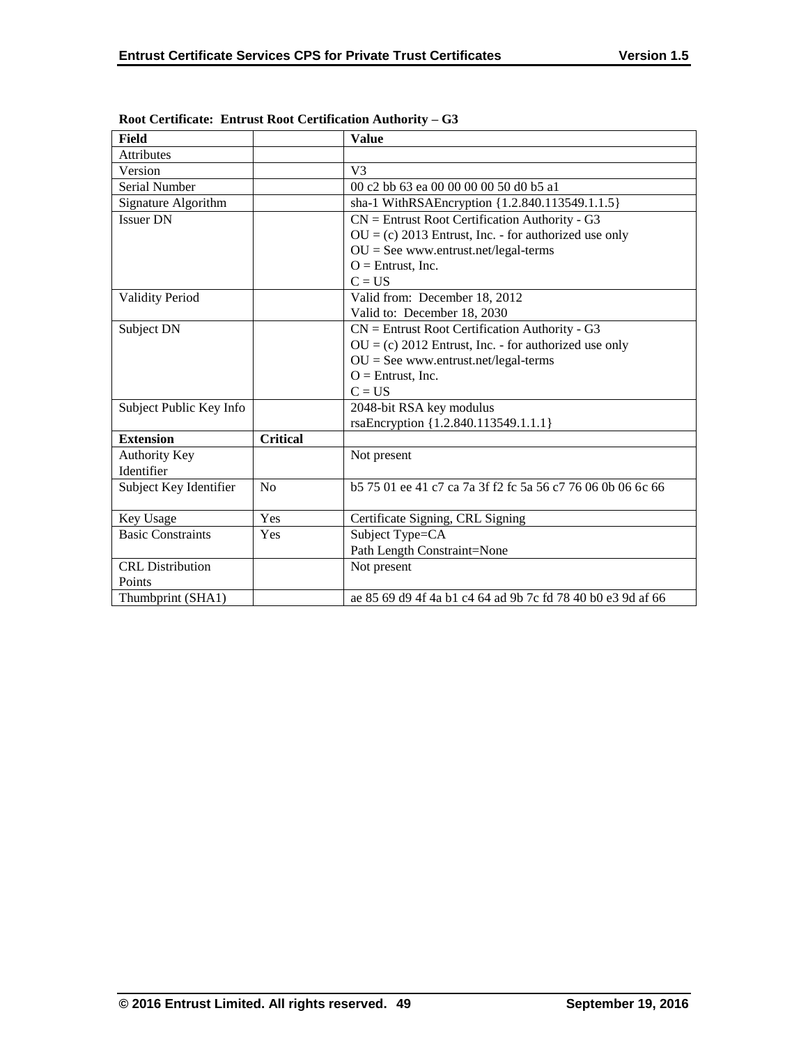**Root Certificate: Entrust Root Certification Authority – G3**

| Field | | Value |
|---|---|---|
| Attributes | | |
| Version | | V3 |
| Serial Number | | 00 c2 bb 63 ea 00 00 00 00 50 d0 b5 a1 |
| Signature Algorithm | | sha-1 WithRSAEncryption {1.2.840.113549.1.1.5} |
| Issuer DN | | CN = Entrust Root Certification Authority - G3<br>OU = (c) 2013 Entrust, Inc. - for authorized use only<br>OU = See www.entrust.net/legal-terms<br>O = Entrust, Inc.<br>C = US |
| Validity Period | | Valid from: December 18, 2012<br>Valid to: December 18, 2030 |
| Subject DN | | CN = Entrust Root Certification Authority - G3<br>OU = (c) 2012 Entrust, Inc. - for authorized use only<br>OU = See www.entrust.net/legal-terms<br>O = Entrust, Inc.<br>C = US |
| Subject Public Key Info | | 2048-bit RSA key modulus<br>rsaEncryption {1.2.840.113549.1.1.1} |
| **Extension** | **Critical** | |
| Authority Key Identifier | | Not present |
| Subject Key Identifier | No | b5 75 01 ee 41 c7 ca 7a 3f f2 fc 5a 56 c7 76 06 0b 06 6c 66 |
| Key Usage | Yes | Certificate Signing, CRL Signing |
| Basic Constraints | Yes | Subject Type=CA<br>Path Length Constraint=None |
| CRL Distribution Points | | Not present |
| Thumbprint (SHA1) | | ae 85 69 d9 4f 4a b1 c4 64 ad 9b 7c fd 78 40 b0 e3 9d af 66 |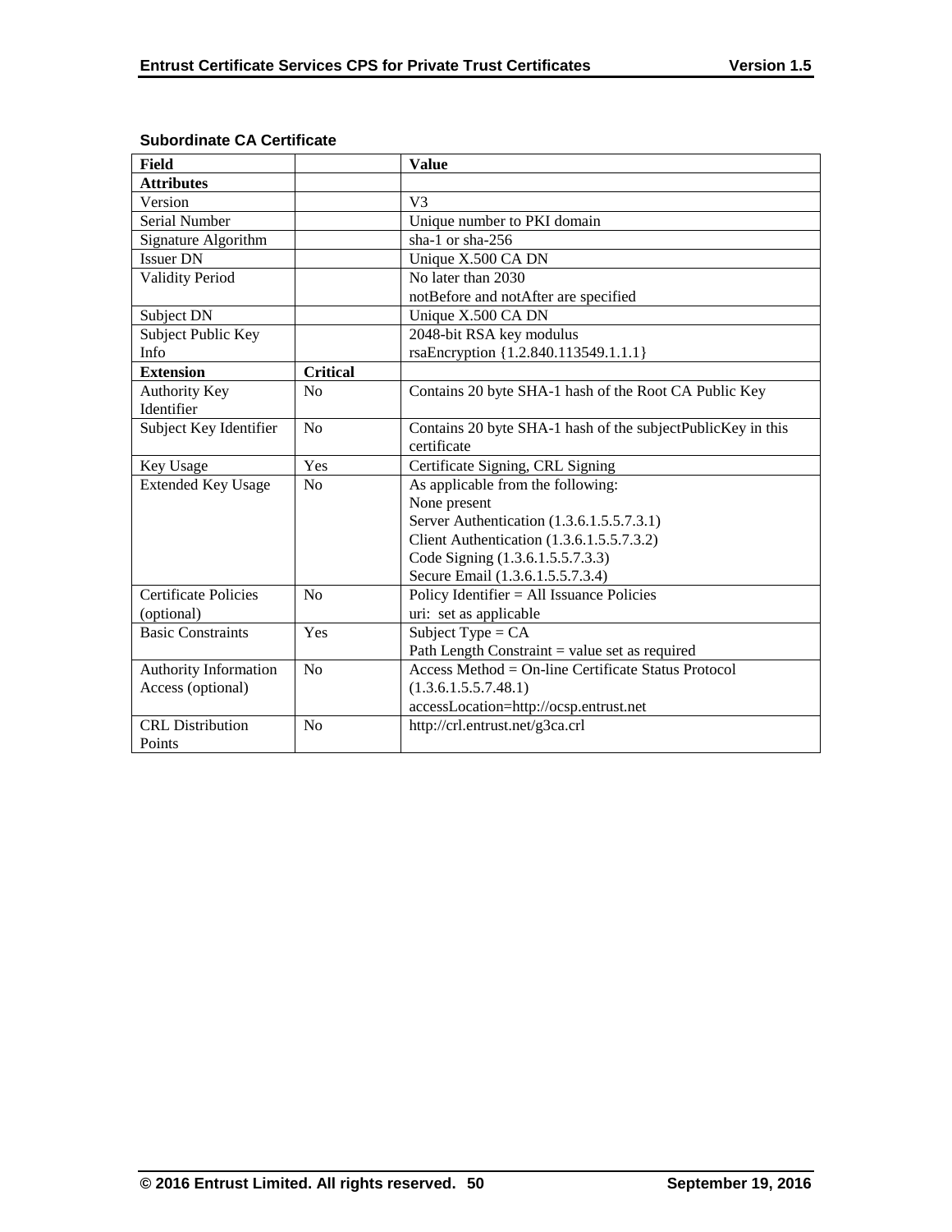**Subordinate CA Certificate**

| Field | | Value |
|---|---|---|
| **Attributes** | | |
| Version | | V3 |
| Serial Number | | Unique number to PKI domain |
| Signature Algorithm | | sha-1 or sha-256 |
| Issuer DN | | Unique X.500 CA DN |
| Validity Period | | No later than 2030<br>notBefore and notAfter are specified |
| Subject DN | | Unique X.500 CA DN |
| Subject Public Key Info | | 2048-bit RSA key modulus<br>rsaEncryption {1.2.840.113549.1.1.1} |
| **Extension** | **Critical** | |
| Authority Key Identifier | No | Contains 20 byte SHA-1 hash of the Root CA Public Key |
| Subject Key Identifier | No | Contains 20 byte SHA-1 hash of the subjectPublicKey in this certificate |
| Key Usage | Yes | Certificate Signing, CRL Signing |
| Extended Key Usage | No | As applicable from the following:<br>None present<br>Server Authentication (1.3.6.1.5.5.7.3.1)<br>Client Authentication (1.3.6.1.5.5.7.3.2)<br>Code Signing (1.3.6.1.5.5.7.3.3)<br>Secure Email (1.3.6.1.5.5.7.3.4) |
| Certificate Policies (optional) | No | Policy Identifier = All Issuance Policies<br>uri: set as applicable |
| Basic Constraints | Yes | Subject Type = CA<br>Path Length Constraint = value set as required |
| Authority Information Access (optional) | No | Access Method = On-line Certificate Status Protocol (1.3.6.1.5.5.7.48.1)<br>accessLocation=http://ocsp.entrust.net |
| CRL Distribution Points | No | http://crl.entrust.net/g3ca.crl |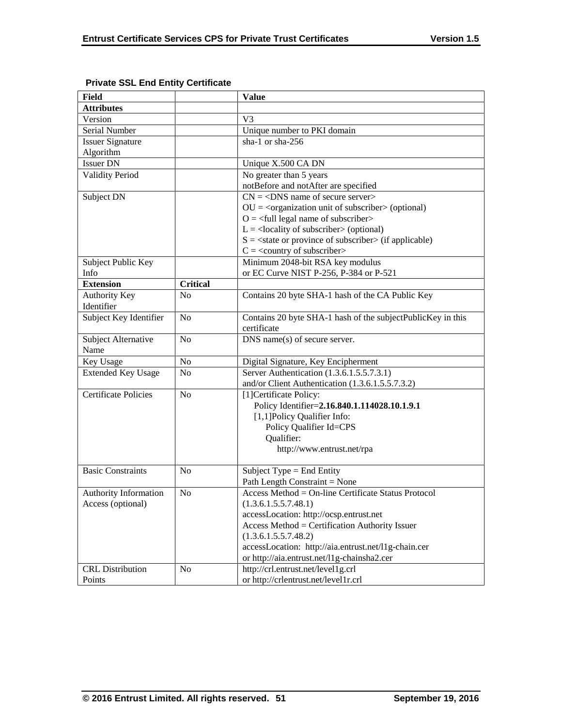**Private SSL End Entity Certificate**

| Field | | Value |
|---|---|---|
| **Attributes** | | |
| Version | | V3 |
| Serial Number | | Unique number to PKI domain |
| Issuer Signature Algorithm | | sha-1 or sha-256 |
| Issuer DN | | Unique X.500 CA DN |
| Validity Period | | No greater than 5 years<br>notBefore and notAfter are specified |
| Subject DN | | CN = <DNS name of secure server><br>OU = <organization unit of subscriber> (optional)<br>O = <full legal name of subscriber><br>L = <locality of subscriber> (optional)<br>S = <state or province of subscriber> (if applicable)<br>C = <country of subscriber> |
| Subject Public Key Info | | Minimum 2048-bit RSA key modulus<br>or EC Curve NIST P-256, P-384 or P-521 |
| **Extension** | **Critical** | |
| Authority Key Identifier | No | Contains 20 byte SHA-1 hash of the CA Public Key |
| Subject Key Identifier | No | Contains 20 byte SHA-1 hash of the subjectPublicKey in this certificate |
| Subject Alternative Name | No | DNS name(s) of secure server. |
| Key Usage | No | Digital Signature, Key Encipherment |
| Extended Key Usage | No | Server Authentication (1.3.6.1.5.5.7.3.1)<br>and/or Client Authentication (1.3.6.1.5.5.7.3.2) |
| Certificate Policies | No | [1]Certificate Policy:<br>Policy Identifier=**2.16.840.1.114028.10.1.9.1**<br>[1,1]Policy Qualifier Info:<br>Policy Qualifier Id=CPS<br>Qualifier:<br>http://www.entrust.net/rpa |
| Basic Constraints | No | Subject Type = End Entity<br>Path Length Constraint = None |
| Authority Information Access (optional) | No | Access Method = On-line Certificate Status Protocol (1.3.6.1.5.5.7.48.1)<br>accessLocation: http://ocsp.entrust.net<br>Access Method = Certification Authority Issuer (1.3.6.1.5.5.7.48.2)<br>accessLocation: http://aia.entrust.net/l1g-chain.cer<br>or http://aia.entrust.net/l1g-chainsha2.cer |
| CRL Distribution Points | No | http://crl.entrust.net/level1g.crl<br>or http://crlentrust.net/level1r.crl |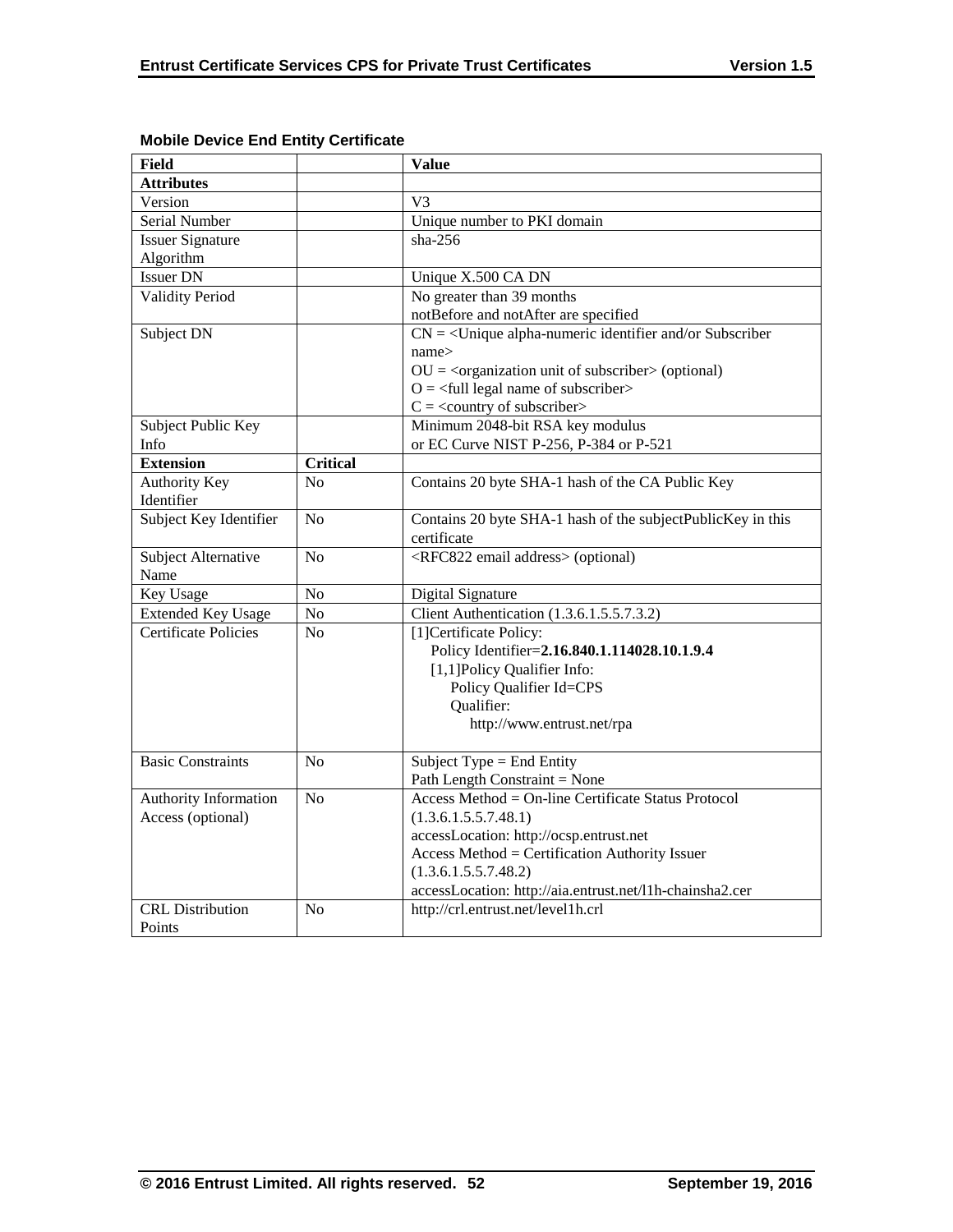**Mobile Device End Entity Certificate**

| Field | | Value |
|---|---|---|
| **Attributes** | | |
| Version | | V3 |
| Serial Number | | Unique number to PKI domain |
| Issuer Signature Algorithm | | sha-256 |
| Issuer DN | | Unique X.500 CA DN |
| Validity Period | | No greater than 39 months<br>notBefore and notAfter are specified |
| Subject DN | | CN = <Unique alpha-numeric identifier and/or Subscriber name><br>OU = <organization unit of subscriber> (optional)<br>O = <full legal name of subscriber><br>C = <country of subscriber> |
| Subject Public Key Info | | Minimum 2048-bit RSA key modulus<br>or EC Curve NIST P-256, P-384 or P-521 |
| **Extension** | **Critical** | |
| Authority Key Identifier | No | Contains 20 byte SHA-1 hash of the CA Public Key |
| Subject Key Identifier | No | Contains 20 byte SHA-1 hash of the subjectPublicKey in this certificate |
| Subject Alternative Name | No | <RFC822 email address> (optional) |
| Key Usage | No | Digital Signature |
| Extended Key Usage | No | Client Authentication (1.3.6.1.5.5.7.3.2) |
| Certificate Policies | No | [1]Certificate Policy:<br>Policy Identifier=**2.16.840.1.114028.10.1.9.4**<br>[1,1]Policy Qualifier Info:<br>Policy Qualifier Id=CPS<br>Qualifier:<br>http://www.entrust.net/rpa |
| Basic Constraints | No | Subject Type = End Entity<br>Path Length Constraint = None |
| Authority Information Access (optional) | No | Access Method = On-line Certificate Status Protocol (1.3.6.1.5.5.7.48.1)<br>accessLocation: http://ocsp.entrust.net<br>Access Method = Certification Authority Issuer (1.3.6.1.5.5.7.48.2)<br>accessLocation: http://aia.entrust.net/l1h-chainsha2.cer |
| CRL Distribution Points | No | http://crl.entrust.net/level1h.crl |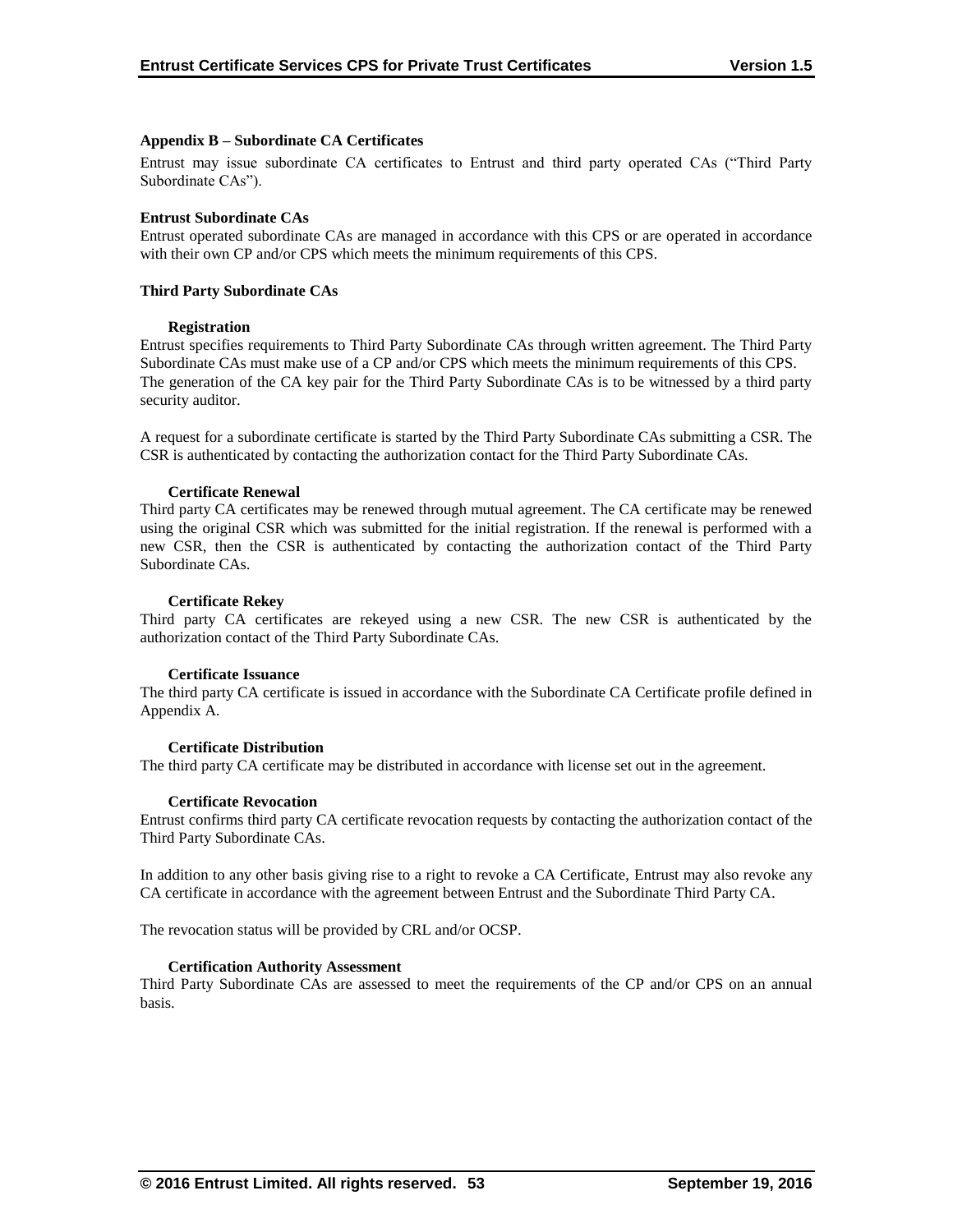## Appendix B – Subordinate CA Certificates

Entrust may issue subordinate CA certificates to Entrust and third party operated CAs ("Third Party Subordinate CAs").

### Entrust Subordinate CAs

Entrust operated subordinate CAs are managed in accordance with this CPS or are operated in accordance with their own CP and/or CPS which meets the minimum requirements of this CPS.

### Third Party Subordinate CAs

#### Registration

Entrust specifies requirements to Third Party Subordinate CAs through written agreement. The Third Party Subordinate CAs must make use of a CP and/or CPS which meets the minimum requirements of this CPS. The generation of the CA key pair for the Third Party Subordinate CAs is to be witnessed by a third party security auditor.

A request for a subordinate certificate is started by the Third Party Subordinate CAs submitting a CSR. The CSR is authenticated by contacting the authorization contact for the Third Party Subordinate CAs.

#### Certificate Renewal

Third party CA certificates may be renewed through mutual agreement. The CA certificate may be renewed using the original CSR which was submitted for the initial registration. If the renewal is performed with a new CSR, then the CSR is authenticated by contacting the authorization contact of the Third Party Subordinate CAs.

#### Certificate Rekey

Third party CA certificates are rekeyed using a new CSR. The new CSR is authenticated by the authorization contact of the Third Party Subordinate CAs.

#### Certificate Issuance

The third party CA certificate is issued in accordance with the Subordinate CA Certificate profile defined in Appendix A.

#### Certificate Distribution

The third party CA certificate may be distributed in accordance with license set out in the agreement.

#### Certificate Revocation

Entrust confirms third party CA certificate revocation requests by contacting the authorization contact of the Third Party Subordinate CAs.

In addition to any other basis giving rise to a right to revoke a CA Certificate, Entrust may also revoke any CA certificate in accordance with the agreement between Entrust and the Subordinate Third Party CA.

The revocation status will be provided by CRL and/or OCSP.

#### Certification Authority Assessment

Third Party Subordinate CAs are assessed to meet the requirements of the CP and/or CPS on an annual basis.